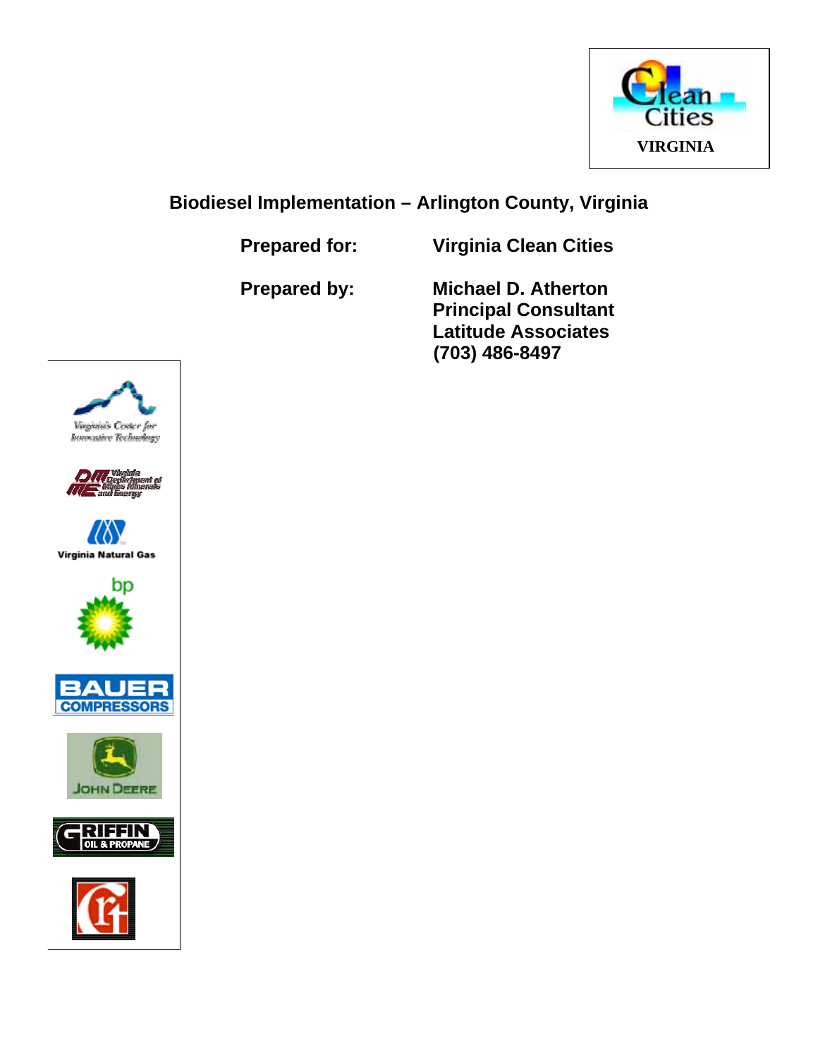# Biodiesel Implementation – Arlington County, Virginia

**Prepared for:** **Virginia Clean Cities**

**Prepared by:** **Michael D. Atherton**
**Principal Consultant**
**Latitude Associates**
**(703) 486-8497**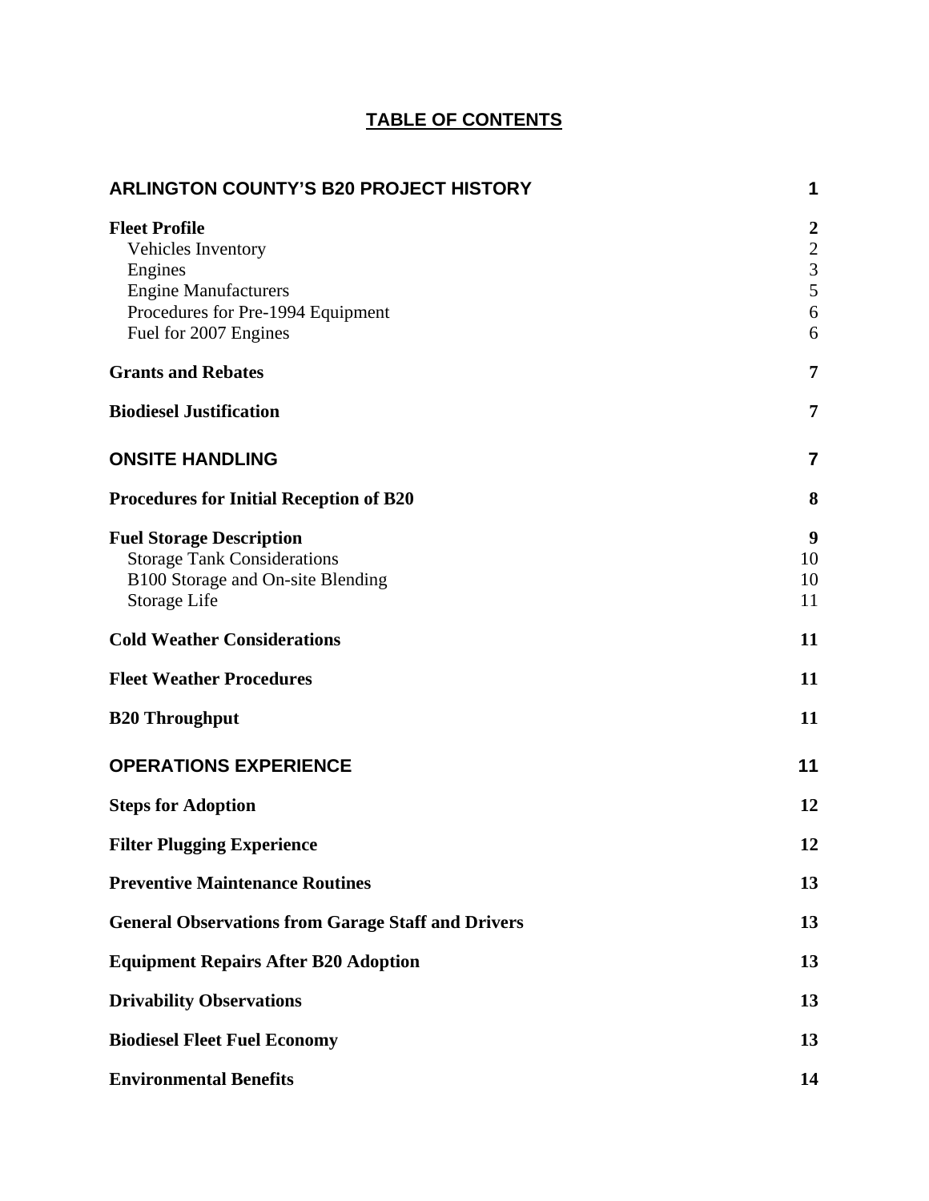# TABLE OF CONTENTS

| | |
|---|---|
| **ARLINGTON COUNTY'S B20 PROJECT HISTORY** | **1** |
| **Fleet Profile** | **2** |
| Vehicles Inventory | 2 |
| Engines | 3 |
| Engine Manufacturers | 5 |
| Procedures for Pre-1994 Equipment | 6 |
| Fuel for 2007 Engines | 6 |
| **Grants and Rebates** | **7** |
| **Biodiesel Justification** | **7** |
| **ONSITE HANDLING** | **7** |
| **Procedures for Initial Reception of B20** | **8** |
| **Fuel Storage Description** | **9** |
| Storage Tank Considerations | 10 |
| B100 Storage and On-site Blending | 10 |
| Storage Life | 11 |
| **Cold Weather Considerations** | **11** |
| **Fleet Weather Procedures** | **11** |
| **B20 Throughput** | **11** |
| **OPERATIONS EXPERIENCE** | **11** |
| **Steps for Adoption** | **12** |
| **Filter Plugging Experience** | **12** |
| **Preventive Maintenance Routines** | **13** |
| **General Observations from Garage Staff and Drivers** | **13** |
| **Equipment Repairs After B20 Adoption** | **13** |
| **Drivability Observations** | **13** |
| **Biodiesel Fleet Fuel Economy** | **13** |
| **Environmental Benefits** | **14** |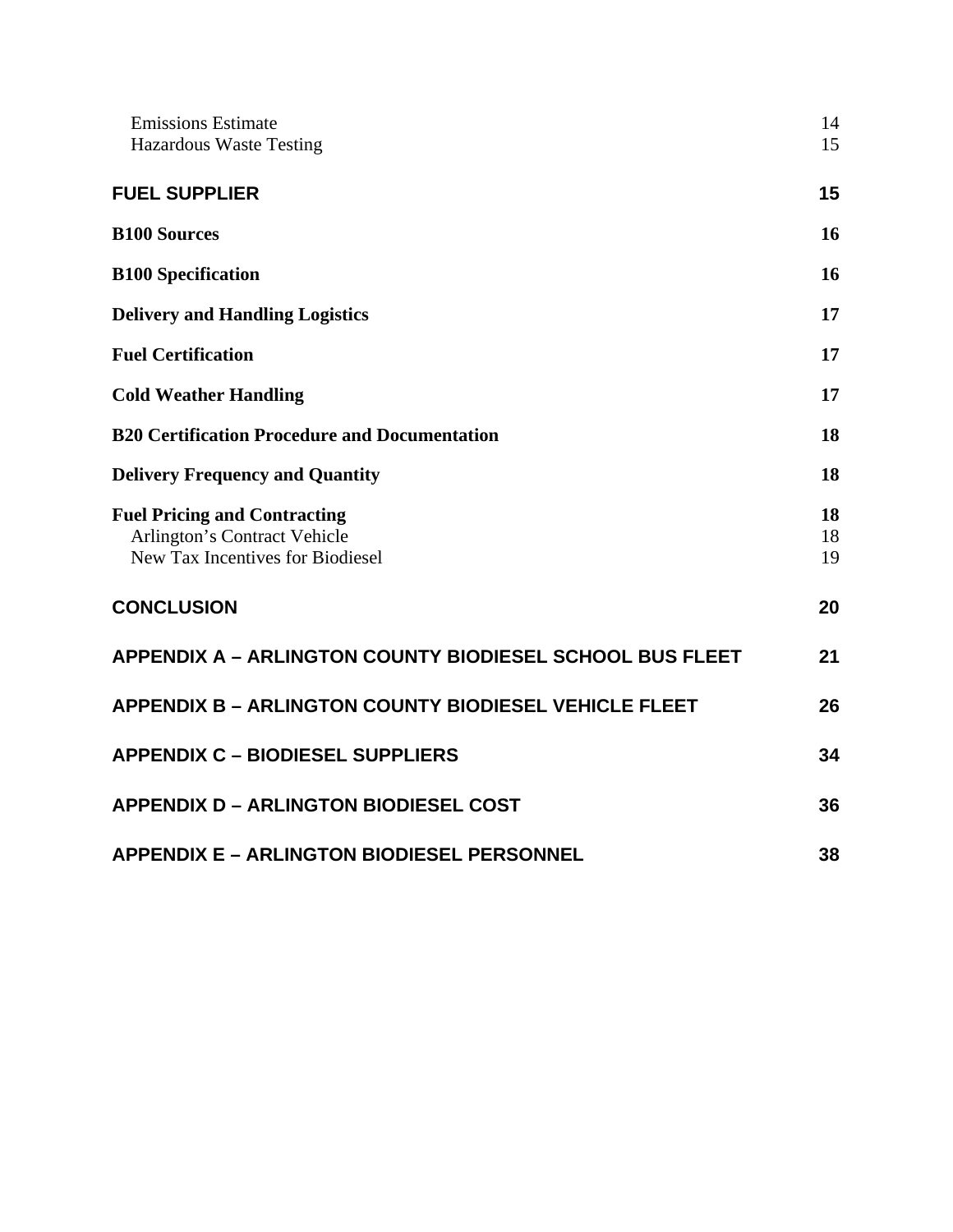| | |
|---|---|
| Emissions Estimate | 14 |
| Hazardous Waste Testing | 15 |
| **FUEL SUPPLIER** | **15** |
| **B100 Sources** | **16** |
| **B100 Specification** | **16** |
| **Delivery and Handling Logistics** | **17** |
| **Fuel Certification** | **17** |
| **Cold Weather Handling** | **17** |
| **B20 Certification Procedure and Documentation** | **18** |
| **Delivery Frequency and Quantity** | **18** |
| **Fuel Pricing and Contracting** | **18** |
| Arlington's Contract Vehicle | 18 |
| New Tax Incentives for Biodiesel | 19 |
| **CONCLUSION** | **20** |
| **APPENDIX A – ARLINGTON COUNTY BIODIESEL SCHOOL BUS FLEET** | **21** |
| **APPENDIX B – ARLINGTON COUNTY BIODIESEL VEHICLE FLEET** | **26** |
| **APPENDIX C – BIODIESEL SUPPLIERS** | **34** |
| **APPENDIX D – ARLINGTON BIODIESEL COST** | **36** |
| **APPENDIX E – ARLINGTON BIODIESEL PERSONNEL** | **38** |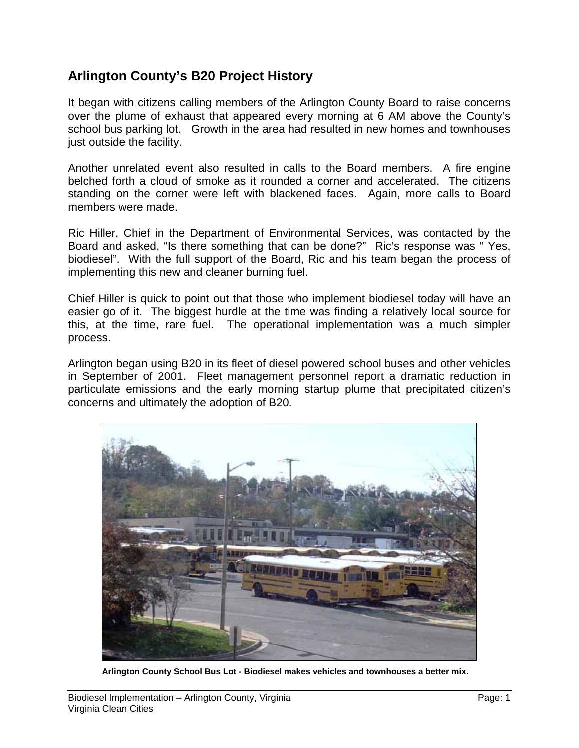## Arlington County's B20 Project History

It began with citizens calling members of the Arlington County Board to raise concerns over the plume of exhaust that appeared every morning at 6 AM above the County's school bus parking lot. Growth in the area had resulted in new homes and townhouses just outside the facility.

Another unrelated event also resulted in calls to the Board members. A fire engine belched forth a cloud of smoke as it rounded a corner and accelerated. The citizens standing on the corner were left with blackened faces. Again, more calls to Board members were made.

Ric Hiller, Chief in the Department of Environmental Services, was contacted by the Board and asked, "Is there something that can be done?" Ric's response was " Yes, biodiesel". With the full support of the Board, Ric and his team began the process of implementing this new and cleaner burning fuel.

Chief Hiller is quick to point out that those who implement biodiesel today will have an easier go of it. The biggest hurdle at the time was finding a relatively local source for this, at the time, rare fuel. The operational implementation was a much simpler process.

Arlington began using B20 in its fleet of diesel powered school buses and other vehicles in September of 2001. Fleet management personnel report a dramatic reduction in particulate emissions and the early morning startup plume that precipitated citizen's concerns and ultimately the adoption of B20.

**Arlington County School Bus Lot - Biodiesel makes vehicles and townhouses a better mix.**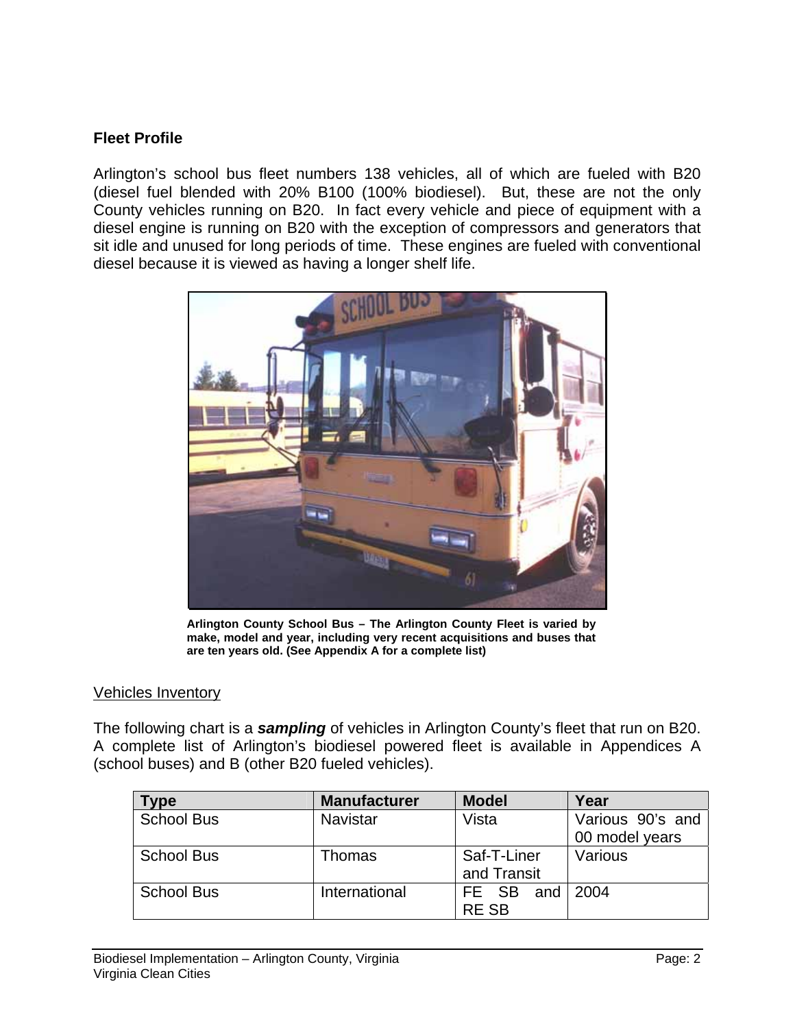## Fleet Profile

Arlington's school bus fleet numbers 138 vehicles, all of which are fueled with B20 (diesel fuel blended with 20% B100 (100% biodiesel). But, these are not the only County vehicles running on B20. In fact every vehicle and piece of equipment with a diesel engine is running on B20 with the exception of compressors and generators that sit idle and unused for long periods of time. These engines are fueled with conventional diesel because it is viewed as having a longer shelf life.

**Arlington County School Bus – The Arlington County Fleet is varied by make, model and year, including very recent acquisitions and buses that are ten years old. (See Appendix A for a complete list)**

### Vehicles Inventory

The following chart is a ***sampling*** of vehicles in Arlington County's fleet that run on B20. A complete list of Arlington's biodiesel powered fleet is available in Appendices A (school buses) and B (other B20 fueled vehicles).

| Type | Manufacturer | Model | Year |
|---|---|---|---|
| School Bus | Navistar | Vista | Various 90's and 00 model years |
| School Bus | Thomas | Saf-T-Liner and Transit | Various |
| School Bus | International | FE SB and RE SB | 2004 |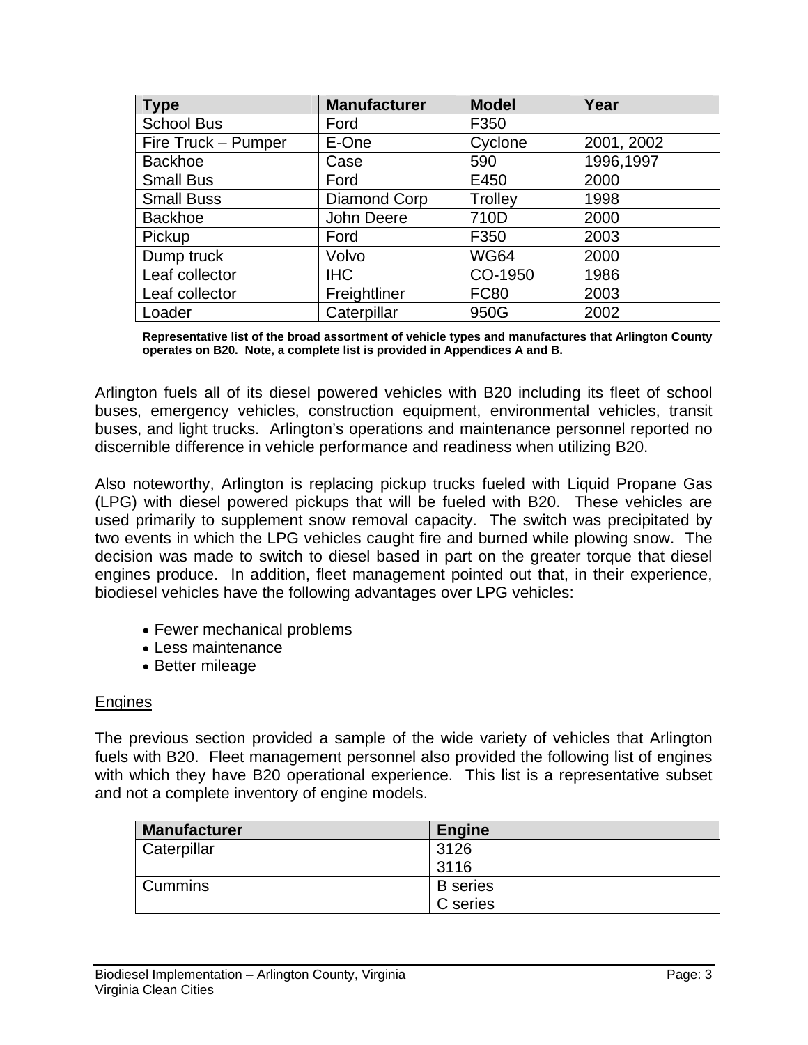| Type | Manufacturer | Model | Year |
|---|---|---|---|
| School Bus | Ford | F350 | |
| Fire Truck – Pumper | E-One | Cyclone | 2001, 2002 |
| Backhoe | Case | 590 | 1996,1997 |
| Small Bus | Ford | E450 | 2000 |
| Small Buss | Diamond Corp | Trolley | 1998 |
| Backhoe | John Deere | 710D | 2000 |
| Pickup | Ford | F350 | 2003 |
| Dump truck | Volvo | WG64 | 2000 |
| Leaf collector | IHC | CO-1950 | 1986 |
| Leaf collector | Freightliner | FC80 | 2003 |
| Loader | Caterpillar | 950G | 2002 |

**Representative list of the broad assortment of vehicle types and manufactures that Arlington County operates on B20. Note, a complete list is provided in Appendices A and B.**

Arlington fuels all of its diesel powered vehicles with B20 including its fleet of school buses, emergency vehicles, construction equipment, environmental vehicles, transit buses, and light trucks. Arlington's operations and maintenance personnel reported no discernible difference in vehicle performance and readiness when utilizing B20.

Also noteworthy, Arlington is replacing pickup trucks fueled with Liquid Propane Gas (LPG) with diesel powered pickups that will be fueled with B20. These vehicles are used primarily to supplement snow removal capacity. The switch was precipitated by two events in which the LPG vehicles caught fire and burned while plowing snow. The decision was made to switch to diesel based in part on the greater torque that diesel engines produce. In addition, fleet management pointed out that, in their experience, biodiesel vehicles have the following advantages over LPG vehicles:

- Fewer mechanical problems
- Less maintenance
- Better mileage

Engines

The previous section provided a sample of the wide variety of vehicles that Arlington fuels with B20. Fleet management personnel also provided the following list of engines with which they have B20 operational experience. This list is a representative subset and not a complete inventory of engine models.

| Manufacturer | Engine |
|---|---|
| Caterpillar | 3126<br>3116 |
| Cummins | B series<br>C series |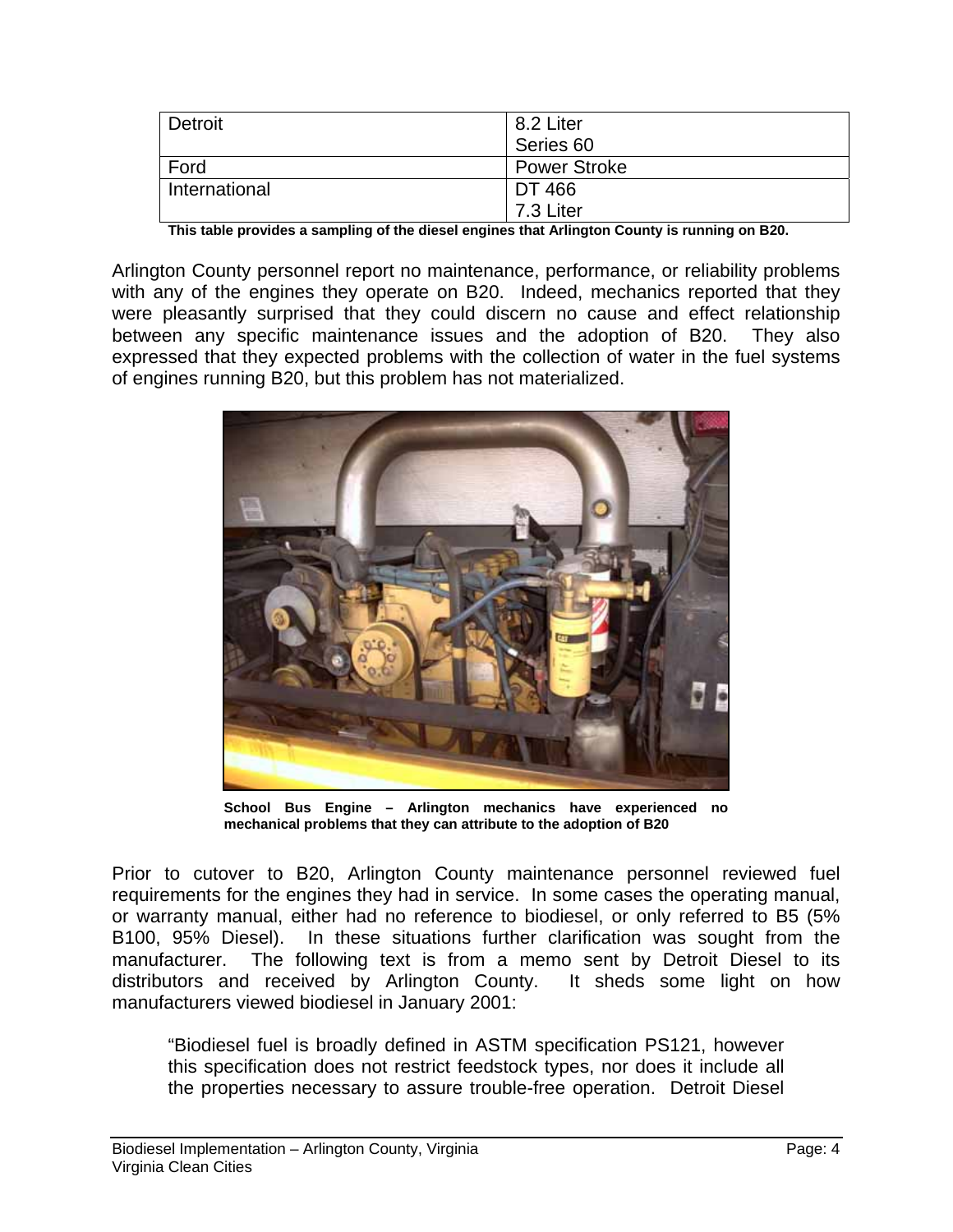| Detroit | 8.2 Liter<br>Series 60 |
| --- | --- |
| Ford | Power Stroke |
| International | DT 466<br>7.3 Liter |

**This table provides a sampling of the diesel engines that Arlington County is running on B20.**

Arlington County personnel report no maintenance, performance, or reliability problems with any of the engines they operate on B20. Indeed, mechanics reported that they were pleasantly surprised that they could discern no cause and effect relationship between any specific maintenance issues and the adoption of B20. They also expressed that they expected problems with the collection of water in the fuel systems of engines running B20, but this problem has not materialized.

**School Bus Engine – Arlington mechanics have experienced no mechanical problems that they can attribute to the adoption of B20**

Prior to cutover to B20, Arlington County maintenance personnel reviewed fuel requirements for the engines they had in service. In some cases the operating manual, or warranty manual, either had no reference to biodiesel, or only referred to B5 (5% B100, 95% Diesel). In these situations further clarification was sought from the manufacturer. The following text is from a memo sent by Detroit Diesel to its distributors and received by Arlington County. It sheds some light on how manufacturers viewed biodiesel in January 2001:

> "Biodiesel fuel is broadly defined in ASTM specification PS121, however this specification does not restrict feedstock types, nor does it include all the properties necessary to assure trouble-free operation. Detroit Diesel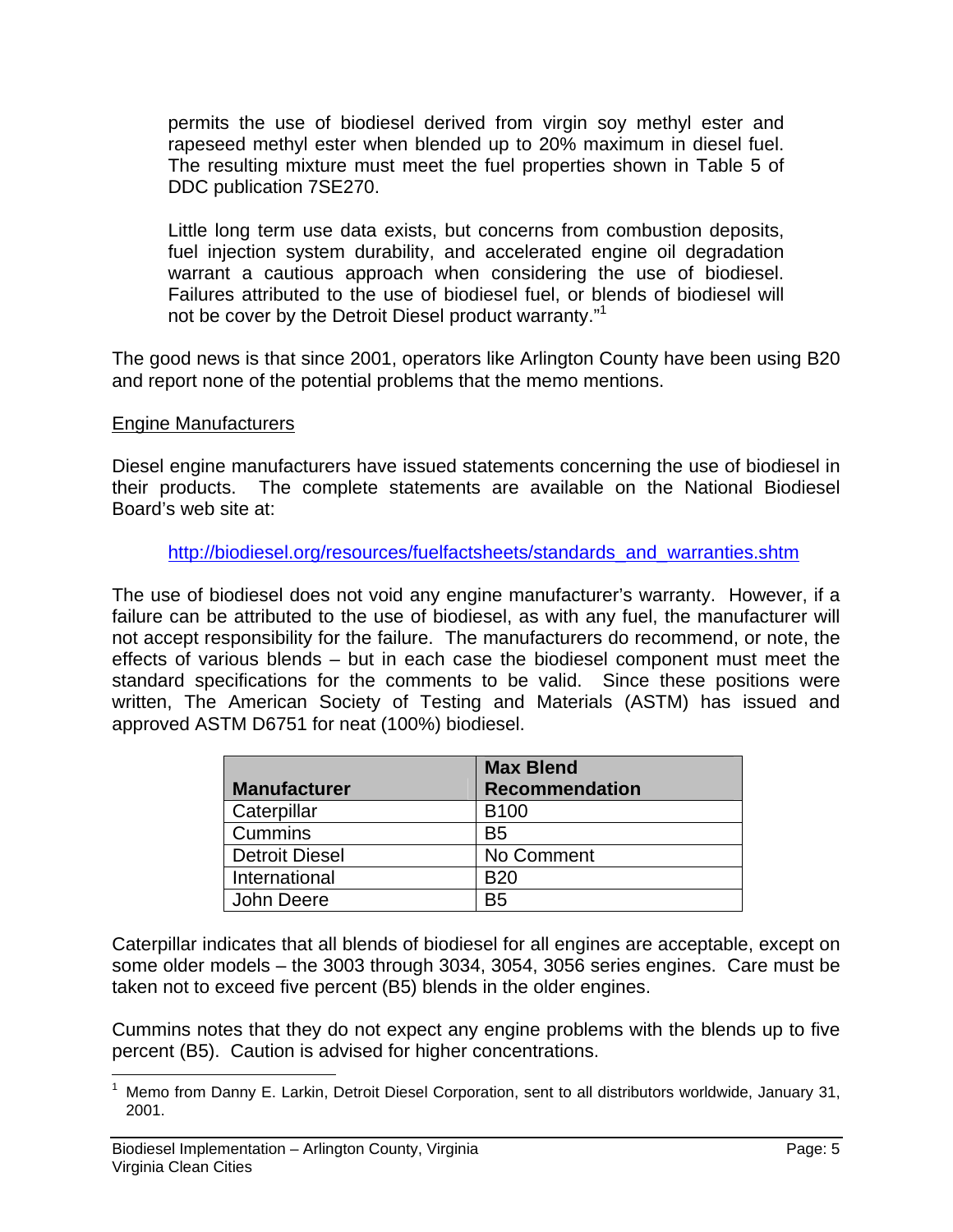permits the use of biodiesel derived from virgin soy methyl ester and rapeseed methyl ester when blended up to 20% maximum in diesel fuel. The resulting mixture must meet the fuel properties shown in Table 5 of DDC publication 7SE270.

Little long term use data exists, but concerns from combustion deposits, fuel injection system durability, and accelerated engine oil degradation warrant a cautious approach when considering the use of biodiesel. Failures attributed to the use of biodiesel fuel, or blends of biodiesel will not be cover by the Detroit Diesel product warranty."[1]

The good news is that since 2001, operators like Arlington County have been using B20 and report none of the potential problems that the memo mentions.

Engine Manufacturers

Diesel engine manufacturers have issued statements concerning the use of biodiesel in their products. The complete statements are available on the National Biodiesel Board's web site at:

http://biodiesel.org/resources/fuelfactsheets/standards_and_warranties.shtm

The use of biodiesel does not void any engine manufacturer's warranty. However, if a failure can be attributed to the use of biodiesel, as with any fuel, the manufacturer will not accept responsibility for the failure. The manufacturers do recommend, or note, the effects of various blends – but in each case the biodiesel component must meet the standard specifications for the comments to be valid. Since these positions were written, The American Society of Testing and Materials (ASTM) has issued and approved ASTM D6751 for neat (100%) biodiesel.

| Manufacturer | Max Blend Recommendation |
|---|---|
| Caterpillar | B100 |
| Cummins | B5 |
| Detroit Diesel | No Comment |
| International | B20 |
| John Deere | B5 |

Caterpillar indicates that all blends of biodiesel for all engines are acceptable, except on some older models – the 3003 through 3034, 3054, 3056 series engines. Care must be taken not to exceed five percent (B5) blends in the older engines.

Cummins notes that they do not expect any engine problems with the blends up to five percent (B5). Caution is advised for higher concentrations.

[1] Memo from Danny E. Larkin, Detroit Diesel Corporation, sent to all distributors worldwide, January 31, 2001.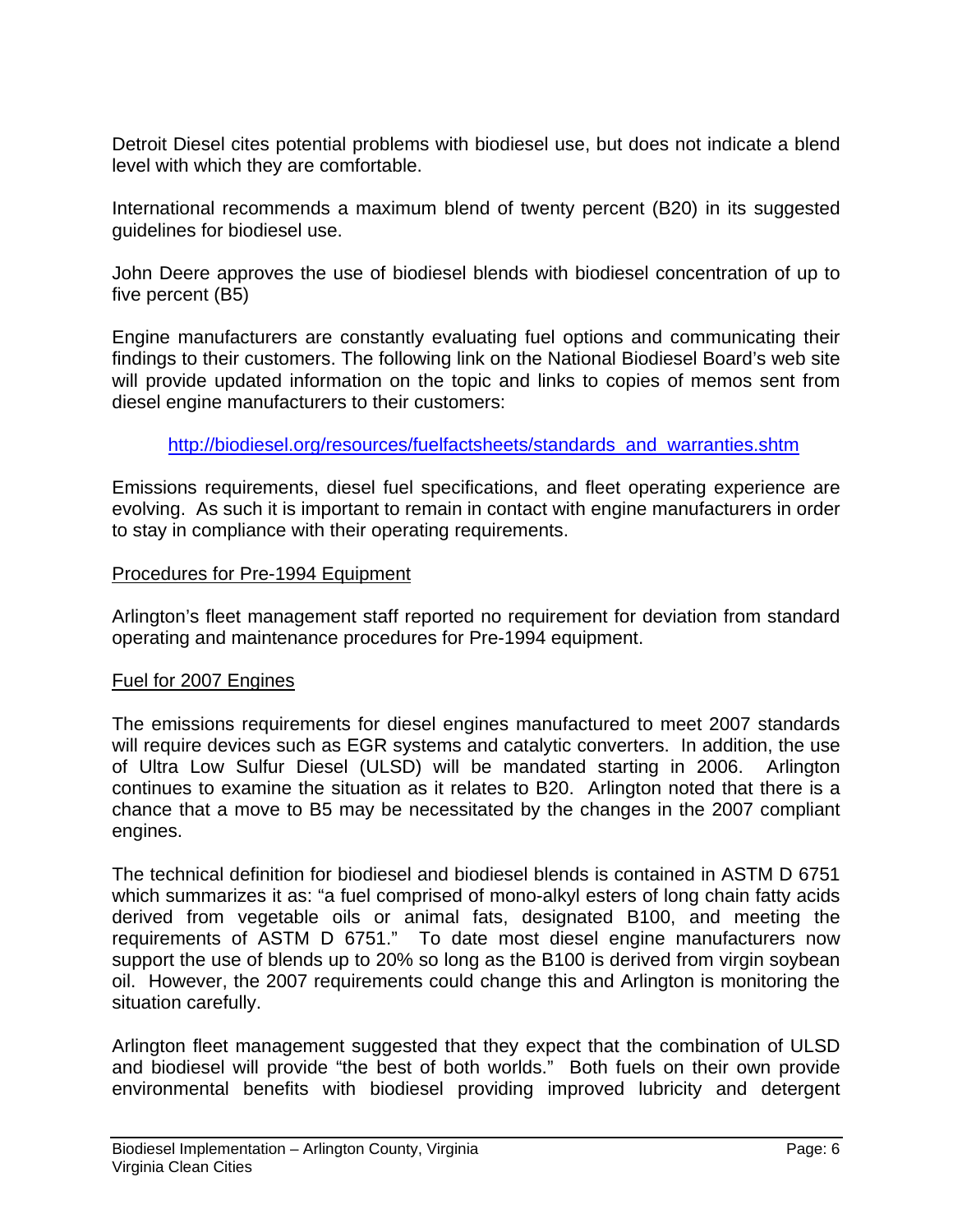Detroit Diesel cites potential problems with biodiesel use, but does not indicate a blend level with which they are comfortable.

International recommends a maximum blend of twenty percent (B20) in its suggested guidelines for biodiesel use.

John Deere approves the use of biodiesel blends with biodiesel concentration of up to five percent (B5)

Engine manufacturers are constantly evaluating fuel options and communicating their findings to their customers. The following link on the National Biodiesel Board's web site will provide updated information on the topic and links to copies of memos sent from diesel engine manufacturers to their customers:

http://biodiesel.org/resources/fuelfactsheets/standards_and_warranties.shtm

Emissions requirements, diesel fuel specifications, and fleet operating experience are evolving. As such it is important to remain in contact with engine manufacturers in order to stay in compliance with their operating requirements.

Procedures for Pre-1994 Equipment

Arlington's fleet management staff reported no requirement for deviation from standard operating and maintenance procedures for Pre-1994 equipment.

Fuel for 2007 Engines

The emissions requirements for diesel engines manufactured to meet 2007 standards will require devices such as EGR systems and catalytic converters. In addition, the use of Ultra Low Sulfur Diesel (ULSD) will be mandated starting in 2006. Arlington continues to examine the situation as it relates to B20. Arlington noted that there is a chance that a move to B5 may be necessitated by the changes in the 2007 compliant engines.

The technical definition for biodiesel and biodiesel blends is contained in ASTM D 6751 which summarizes it as: "a fuel comprised of mono-alkyl esters of long chain fatty acids derived from vegetable oils or animal fats, designated B100, and meeting the requirements of ASTM D 6751." To date most diesel engine manufacturers now support the use of blends up to 20% so long as the B100 is derived from virgin soybean oil. However, the 2007 requirements could change this and Arlington is monitoring the situation carefully.

Arlington fleet management suggested that they expect that the combination of ULSD and biodiesel will provide "the best of both worlds." Both fuels on their own provide environmental benefits with biodiesel providing improved lubricity and detergent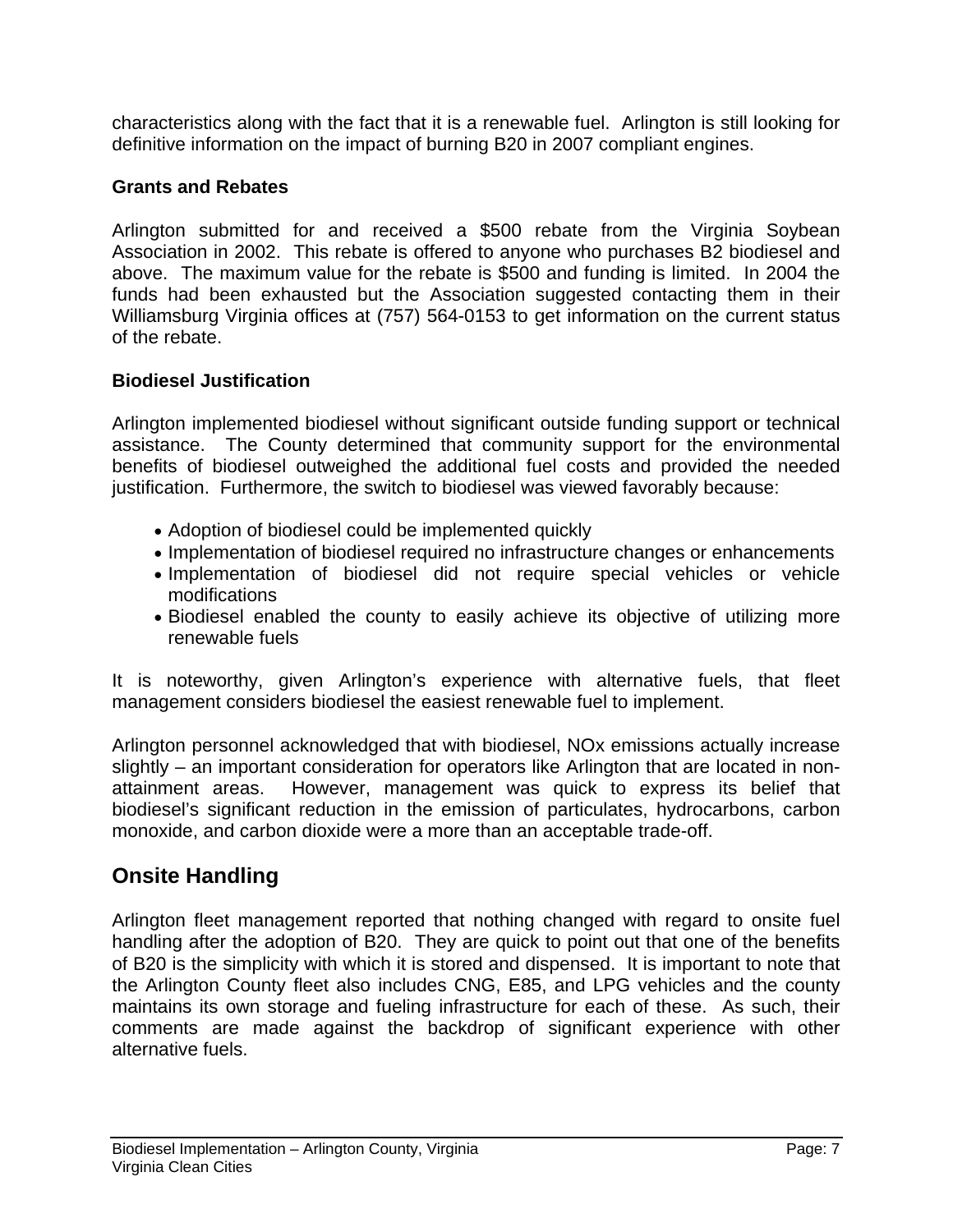characteristics along with the fact that it is a renewable fuel. Arlington is still looking for definitive information on the impact of burning B20 in 2007 compliant engines.

### Grants and Rebates

Arlington submitted for and received a $500 rebate from the Virginia Soybean Association in 2002. This rebate is offered to anyone who purchases B2 biodiesel and above. The maximum value for the rebate is $500 and funding is limited. In 2004 the funds had been exhausted but the Association suggested contacting them in their Williamsburg Virginia offices at (757) 564-0153 to get information on the current status of the rebate.

### Biodiesel Justification

Arlington implemented biodiesel without significant outside funding support or technical assistance. The County determined that community support for the environmental benefits of biodiesel outweighed the additional fuel costs and provided the needed justification. Furthermore, the switch to biodiesel was viewed favorably because:

- Adoption of biodiesel could be implemented quickly
- Implementation of biodiesel required no infrastructure changes or enhancements
- Implementation of biodiesel did not require special vehicles or vehicle modifications
- Biodiesel enabled the county to easily achieve its objective of utilizing more renewable fuels

It is noteworthy, given Arlington's experience with alternative fuels, that fleet management considers biodiesel the easiest renewable fuel to implement.

Arlington personnel acknowledged that with biodiesel, NOx emissions actually increase slightly – an important consideration for operators like Arlington that are located in non-attainment areas. However, management was quick to express its belief that biodiesel's significant reduction in the emission of particulates, hydrocarbons, carbon monoxide, and carbon dioxide were a more than an acceptable trade-off.

## Onsite Handling

Arlington fleet management reported that nothing changed with regard to onsite fuel handling after the adoption of B20. They are quick to point out that one of the benefits of B20 is the simplicity with which it is stored and dispensed. It is important to note that the Arlington County fleet also includes CNG, E85, and LPG vehicles and the county maintains its own storage and fueling infrastructure for each of these. As such, their comments are made against the backdrop of significant experience with other alternative fuels.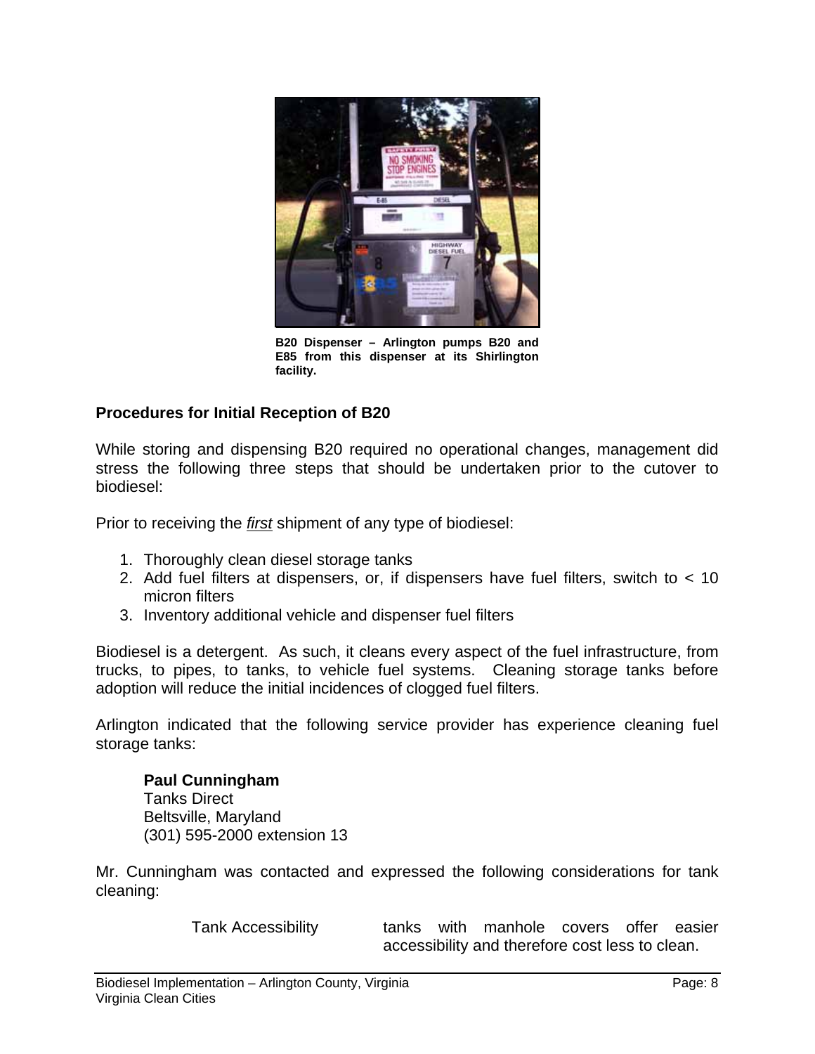B20 Dispenser – Arlington pumps B20 and E85 from this dispenser at its Shirlington facility.

## Procedures for Initial Reception of B20

While storing and dispensing B20 required no operational changes, management did stress the following three steps that should be undertaken prior to the cutover to biodiesel:

Prior to receiving the *first* shipment of any type of biodiesel:

1. Thoroughly clean diesel storage tanks
2. Add fuel filters at dispensers, or, if dispensers have fuel filters, switch to < 10 micron filters
3. Inventory additional vehicle and dispenser fuel filters

Biodiesel is a detergent. As such, it cleans every aspect of the fuel infrastructure, from trucks, to pipes, to tanks, to vehicle fuel systems. Cleaning storage tanks before adoption will reduce the initial incidences of clogged fuel filters.

Arlington indicated that the following service provider has experience cleaning fuel storage tanks:

**Paul Cunningham**
Tanks Direct
Beltsville, Maryland
(301) 595-2000 extension 13

Mr. Cunningham was contacted and expressed the following considerations for tank cleaning:

| | |
|---|---|
| Tank Accessibility | tanks with manhole covers offer easier accessibility and therefore cost less to clean. |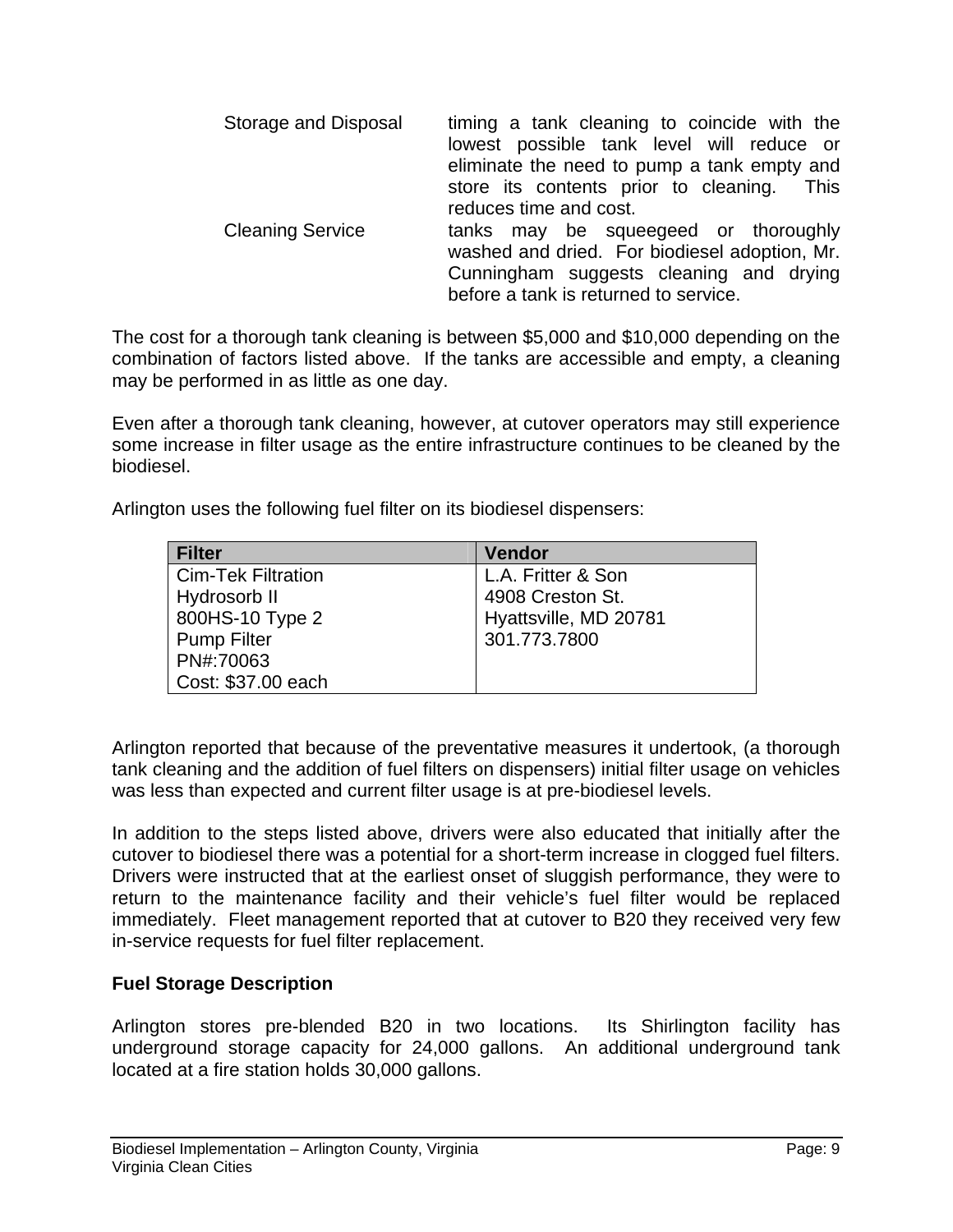| | |
|---|---|
| Storage and Disposal | timing a tank cleaning to coincide with the lowest possible tank level will reduce or eliminate the need to pump a tank empty and store its contents prior to cleaning. This reduces time and cost. |
| Cleaning Service | tanks may be squeegeed or thoroughly washed and dried. For biodiesel adoption, Mr. Cunningham suggests cleaning and drying before a tank is returned to service. |

The cost for a thorough tank cleaning is between $5,000 and $10,000 depending on the combination of factors listed above. If the tanks are accessible and empty, a cleaning may be performed in as little as one day.

Even after a thorough tank cleaning, however, at cutover operators may still experience some increase in filter usage as the entire infrastructure continues to be cleaned by the biodiesel.

Arlington uses the following fuel filter on its biodiesel dispensers:

| Filter | Vendor |
|---|---|
| Cim-Tek Filtration<br>Hydrosorb II<br>800HS-10 Type 2<br>Pump Filter<br>PN#:70063<br>Cost: $37.00 each | L.A. Fritter & Son<br>4908 Creston St.<br>Hyattsville, MD 20781<br>301.773.7800 |

Arlington reported that because of the preventative measures it undertook, (a thorough tank cleaning and the addition of fuel filters on dispensers) initial filter usage on vehicles was less than expected and current filter usage is at pre-biodiesel levels.

In addition to the steps listed above, drivers were also educated that initially after the cutover to biodiesel there was a potential for a short-term increase in clogged fuel filters. Drivers were instructed that at the earliest onset of sluggish performance, they were to return to the maintenance facility and their vehicle's fuel filter would be replaced immediately. Fleet management reported that at cutover to B20 they received very few in-service requests for fuel filter replacement.

**Fuel Storage Description**

Arlington stores pre-blended B20 in two locations. Its Shirlington facility has underground storage capacity for 24,000 gallons. An additional underground tank located at a fire station holds 30,000 gallons.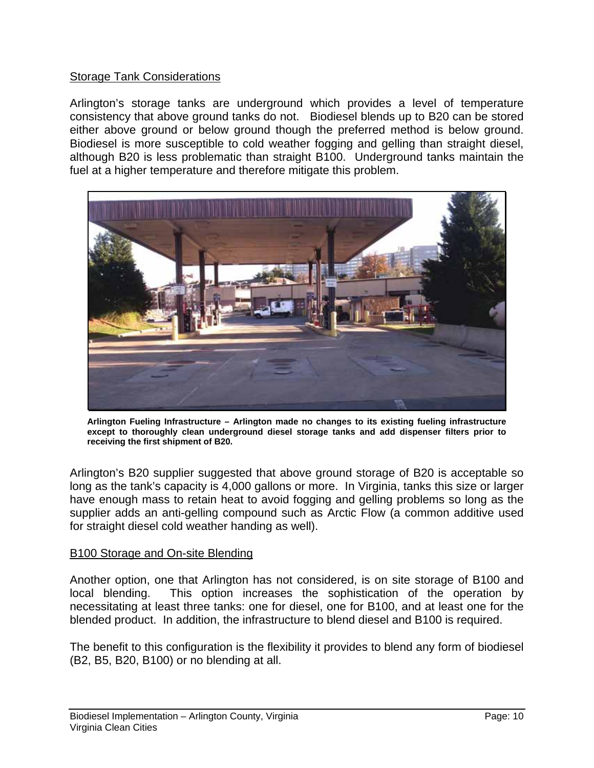Storage Tank Considerations

Arlington's storage tanks are underground which provides a level of temperature consistency that above ground tanks do not. Biodiesel blends up to B20 can be stored either above ground or below ground though the preferred method is below ground. Biodiesel is more susceptible to cold weather fogging and gelling than straight diesel, although B20 is less problematic than straight B100. Underground tanks maintain the fuel at a higher temperature and therefore mitigate this problem.

**Arlington Fueling Infrastructure – Arlington made no changes to its existing fueling infrastructure except to thoroughly clean underground diesel storage tanks and add dispenser filters prior to receiving the first shipment of B20.**

Arlington's B20 supplier suggested that above ground storage of B20 is acceptable so long as the tank's capacity is 4,000 gallons or more. In Virginia, tanks this size or larger have enough mass to retain heat to avoid fogging and gelling problems so long as the supplier adds an anti-gelling compound such as Arctic Flow (a common additive used for straight diesel cold weather handing as well).

B100 Storage and On-site Blending

Another option, one that Arlington has not considered, is on site storage of B100 and local blending. This option increases the sophistication of the operation by necessitating at least three tanks: one for diesel, one for B100, and at least one for the blended product. In addition, the infrastructure to blend diesel and B100 is required.

The benefit to this configuration is the flexibility it provides to blend any form of biodiesel (B2, B5, B20, B100) or no blending at all.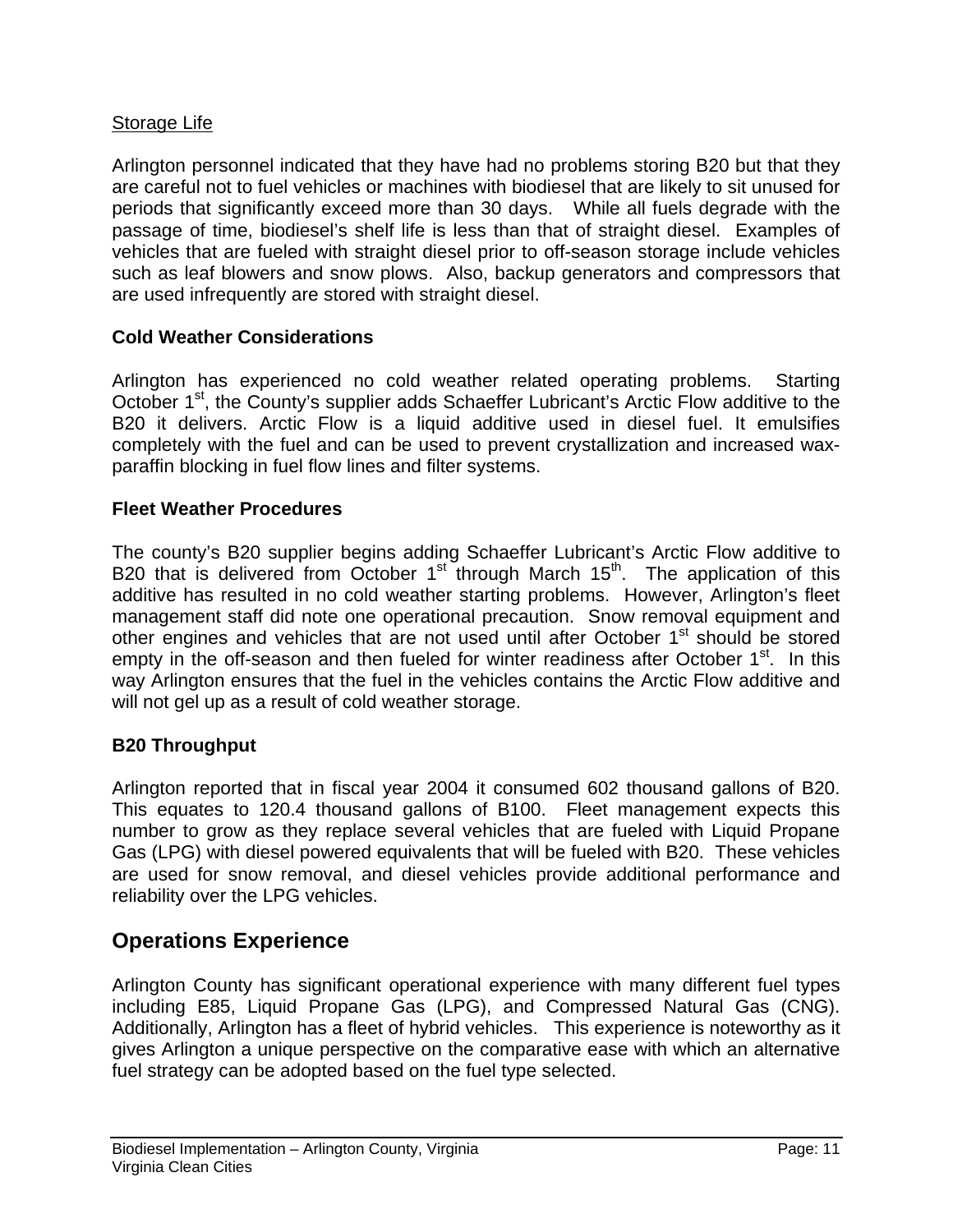Storage Life

Arlington personnel indicated that they have had no problems storing B20 but that they are careful not to fuel vehicles or machines with biodiesel that are likely to sit unused for periods that significantly exceed more than 30 days. While all fuels degrade with the passage of time, biodiesel's shelf life is less than that of straight diesel. Examples of vehicles that are fueled with straight diesel prior to off-season storage include vehicles such as leaf blowers and snow plows. Also, backup generators and compressors that are used infrequently are stored with straight diesel.

### Cold Weather Considerations

Arlington has experienced no cold weather related operating problems. Starting October 1st, the County's supplier adds Schaeffer Lubricant's Arctic Flow additive to the B20 it delivers. Arctic Flow is a liquid additive used in diesel fuel. It emulsifies completely with the fuel and can be used to prevent crystallization and increased wax-paraffin blocking in fuel flow lines and filter systems.

### Fleet Weather Procedures

The county's B20 supplier begins adding Schaeffer Lubricant's Arctic Flow additive to B20 that is delivered from October 1st through March 15th. The application of this additive has resulted in no cold weather starting problems. However, Arlington's fleet management staff did note one operational precaution. Snow removal equipment and other engines and vehicles that are not used until after October 1st should be stored empty in the off-season and then fueled for winter readiness after October 1st. In this way Arlington ensures that the fuel in the vehicles contains the Arctic Flow additive and will not gel up as a result of cold weather storage.

### B20 Throughput

Arlington reported that in fiscal year 2004 it consumed 602 thousand gallons of B20. This equates to 120.4 thousand gallons of B100. Fleet management expects this number to grow as they replace several vehicles that are fueled with Liquid Propane Gas (LPG) with diesel powered equivalents that will be fueled with B20. These vehicles are used for snow removal, and diesel vehicles provide additional performance and reliability over the LPG vehicles.

## Operations Experience

Arlington County has significant operational experience with many different fuel types including E85, Liquid Propane Gas (LPG), and Compressed Natural Gas (CNG). Additionally, Arlington has a fleet of hybrid vehicles. This experience is noteworthy as it gives Arlington a unique perspective on the comparative ease with which an alternative fuel strategy can be adopted based on the fuel type selected.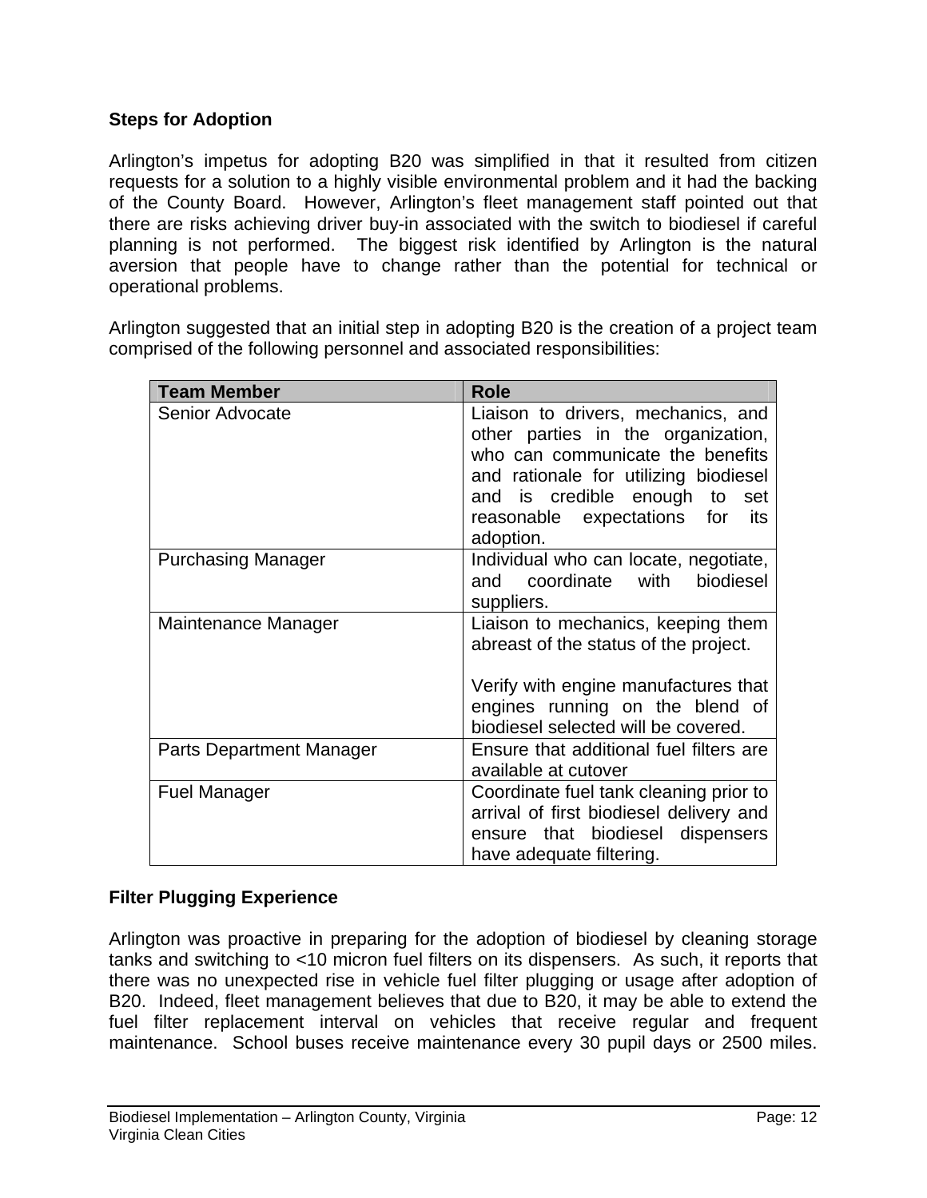### Steps for Adoption

Arlington's impetus for adopting B20 was simplified in that it resulted from citizen requests for a solution to a highly visible environmental problem and it had the backing of the County Board. However, Arlington's fleet management staff pointed out that there are risks achieving driver buy-in associated with the switch to biodiesel if careful planning is not performed. The biggest risk identified by Arlington is the natural aversion that people have to change rather than the potential for technical or operational problems.

Arlington suggested that an initial step in adopting B20 is the creation of a project team comprised of the following personnel and associated responsibilities:

| Team Member | Role |
|---|---|
| Senior Advocate | Liaison to drivers, mechanics, and other parties in the organization, who can communicate the benefits and rationale for utilizing biodiesel and is credible enough to set reasonable expectations for its adoption. |
| Purchasing Manager | Individual who can locate, negotiate, and coordinate with biodiesel suppliers. |
| Maintenance Manager | Liaison to mechanics, keeping them abreast of the status of the project.<br><br>Verify with engine manufactures that engines running on the blend of biodiesel selected will be covered. |
| Parts Department Manager | Ensure that additional fuel filters are available at cutover |
| Fuel Manager | Coordinate fuel tank cleaning prior to arrival of first biodiesel delivery and ensure that biodiesel dispensers have adequate filtering. |

### Filter Plugging Experience

Arlington was proactive in preparing for the adoption of biodiesel by cleaning storage tanks and switching to <10 micron fuel filters on its dispensers. As such, it reports that there was no unexpected rise in vehicle fuel filter plugging or usage after adoption of B20. Indeed, fleet management believes that due to B20, it may be able to extend the fuel filter replacement interval on vehicles that receive regular and frequent maintenance. School buses receive maintenance every 30 pupil days or 2500 miles.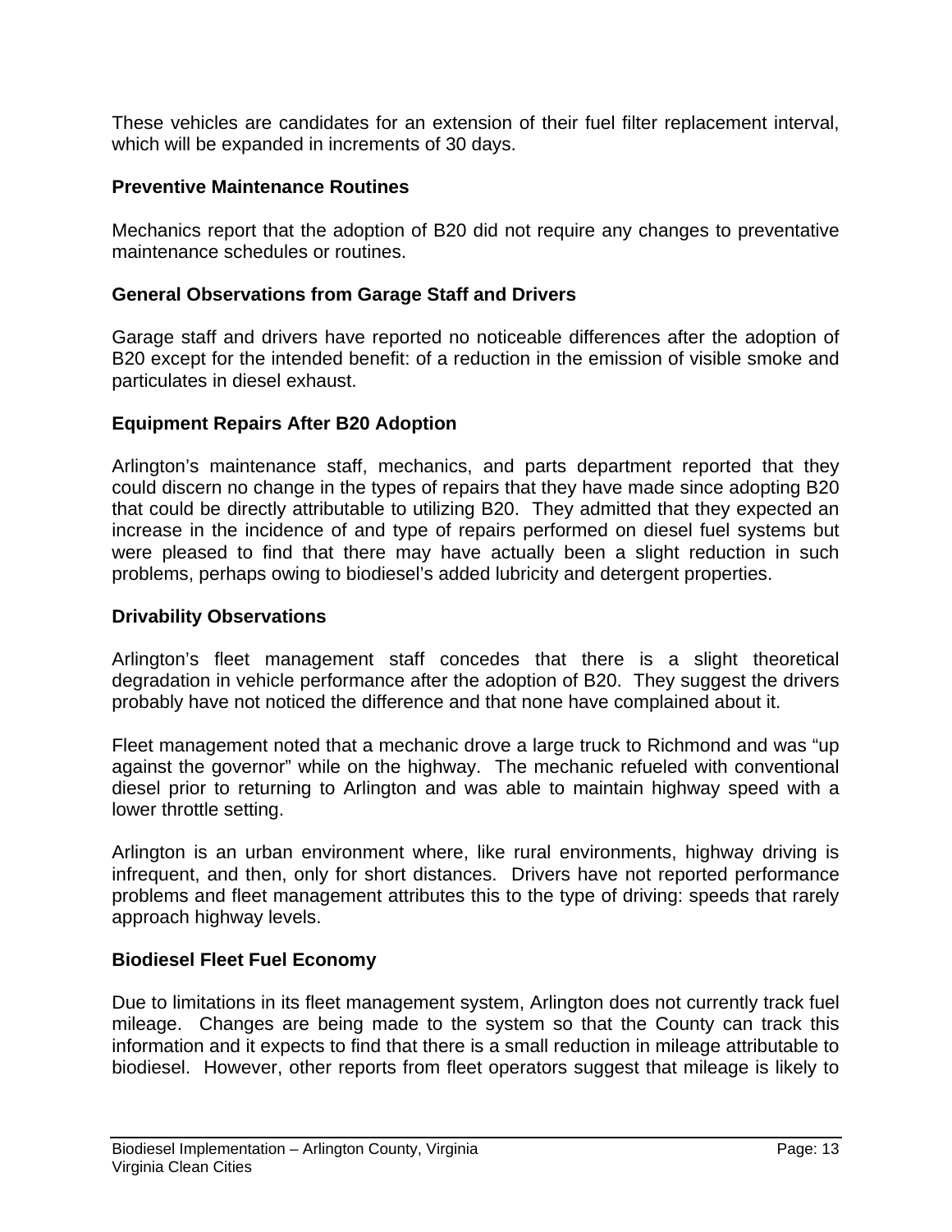These vehicles are candidates for an extension of their fuel filter replacement interval, which will be expanded in increments of 30 days.

### Preventive Maintenance Routines

Mechanics report that the adoption of B20 did not require any changes to preventative maintenance schedules or routines.

### General Observations from Garage Staff and Drivers

Garage staff and drivers have reported no noticeable differences after the adoption of B20 except for the intended benefit: of a reduction in the emission of visible smoke and particulates in diesel exhaust.

### Equipment Repairs After B20 Adoption

Arlington's maintenance staff, mechanics, and parts department reported that they could discern no change in the types of repairs that they have made since adopting B20 that could be directly attributable to utilizing B20. They admitted that they expected an increase in the incidence of and type of repairs performed on diesel fuel systems but were pleased to find that there may have actually been a slight reduction in such problems, perhaps owing to biodiesel's added lubricity and detergent properties.

### Drivability Observations

Arlington's fleet management staff concedes that there is a slight theoretical degradation in vehicle performance after the adoption of B20. They suggest the drivers probably have not noticed the difference and that none have complained about it.

Fleet management noted that a mechanic drove a large truck to Richmond and was "up against the governor" while on the highway. The mechanic refueled with conventional diesel prior to returning to Arlington and was able to maintain highway speed with a lower throttle setting.

Arlington is an urban environment where, like rural environments, highway driving is infrequent, and then, only for short distances. Drivers have not reported performance problems and fleet management attributes this to the type of driving: speeds that rarely approach highway levels.

### Biodiesel Fleet Fuel Economy

Due to limitations in its fleet management system, Arlington does not currently track fuel mileage. Changes are being made to the system so that the County can track this information and it expects to find that there is a small reduction in mileage attributable to biodiesel. However, other reports from fleet operators suggest that mileage is likely to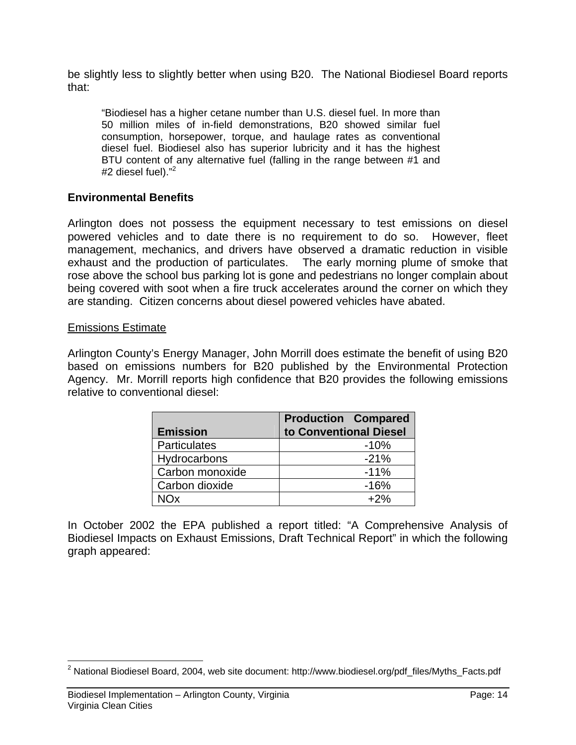be slightly less to slightly better when using B20. The National Biodiesel Board reports that:

> "Biodiesel has a higher cetane number than U.S. diesel fuel. In more than 50 million miles of in-field demonstrations, B20 showed similar fuel consumption, horsepower, torque, and haulage rates as conventional diesel fuel. Biodiesel also has superior lubricity and it has the highest BTU content of any alternative fuel (falling in the range between #1 and #2 diesel fuel)."[2]

### Environmental Benefits

Arlington does not possess the equipment necessary to test emissions on diesel powered vehicles and to date there is no requirement to do so. However, fleet management, mechanics, and drivers have observed a dramatic reduction in visible exhaust and the production of particulates. The early morning plume of smoke that rose above the school bus parking lot is gone and pedestrians no longer complain about being covered with soot when a fire truck accelerates around the corner on which they are standing. Citizen concerns about diesel powered vehicles have abated.

Emissions Estimate

Arlington County's Energy Manager, John Morrill does estimate the benefit of using B20 based on emissions numbers for B20 published by the Environmental Protection Agency. Mr. Morrill reports high confidence that B20 provides the following emissions relative to conventional diesel:

| Emission | Production Compared to Conventional Diesel |
|---|---|
| Particulates | -10% |
| Hydrocarbons | -21% |
| Carbon monoxide | -11% |
| Carbon dioxide | -16% |
| NOx | +2% |

In October 2002 the EPA published a report titled: "A Comprehensive Analysis of Biodiesel Impacts on Exhaust Emissions, Draft Technical Report" in which the following graph appeared:

[2] National Biodiesel Board, 2004, web site document: http://www.biodiesel.org/pdf_files/Myths_Facts.pdf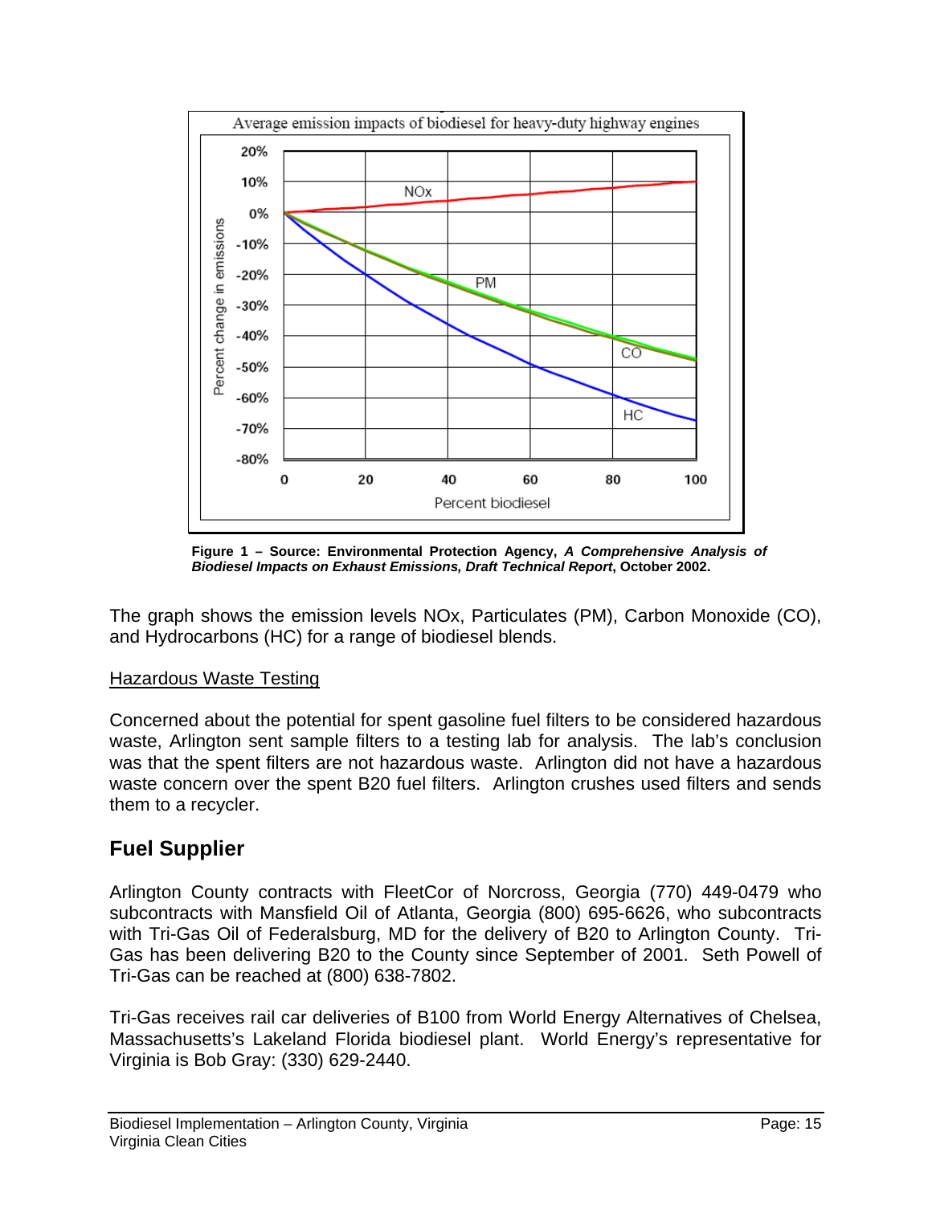Figure 1 – Source: Environmental Protection Agency, ***A Comprehensive Analysis of Biodiesel Impacts on Exhaust Emissions, Draft Technical Report***, October 2002.

The graph shows the emission levels NOx, Particulates (PM), Carbon Monoxide (CO), and Hydrocarbons (HC) for a range of biodiesel blends.

Hazardous Waste Testing

Concerned about the potential for spent gasoline fuel filters to be considered hazardous waste, Arlington sent sample filters to a testing lab for analysis. The lab's conclusion was that the spent filters are not hazardous waste. Arlington did not have a hazardous waste concern over the spent B20 fuel filters. Arlington crushes used filters and sends them to a recycler.

## Fuel Supplier

Arlington County contracts with FleetCor of Norcross, Georgia (770) 449-0479 who subcontracts with Mansfield Oil of Atlanta, Georgia (800) 695-6626, who subcontracts with Tri-Gas Oil of Federalsburg, MD for the delivery of B20 to Arlington County. Tri-Gas has been delivering B20 to the County since September of 2001. Seth Powell of Tri-Gas can be reached at (800) 638-7802.

Tri-Gas receives rail car deliveries of B100 from World Energy Alternatives of Chelsea, Massachusetts's Lakeland Florida biodiesel plant. World Energy's representative for Virginia is Bob Gray: (330) 629-2440.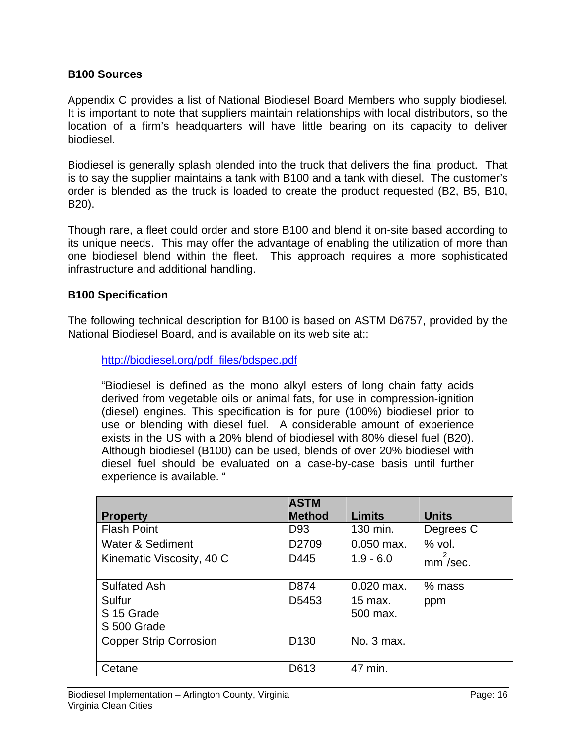### B100 Sources

Appendix C provides a list of National Biodiesel Board Members who supply biodiesel. It is important to note that suppliers maintain relationships with local distributors, so the location of a firm's headquarters will have little bearing on its capacity to deliver biodiesel.

Biodiesel is generally splash blended into the truck that delivers the final product. That is to say the supplier maintains a tank with B100 and a tank with diesel. The customer's order is blended as the truck is loaded to create the product requested (B2, B5, B10, B20).

Though rare, a fleet could order and store B100 and blend it on-site based according to its unique needs. This may offer the advantage of enabling the utilization of more than one biodiesel blend within the fleet. This approach requires a more sophisticated infrastructure and additional handling.

### B100 Specification

The following technical description for B100 is based on ASTM D6757, provided by the National Biodiesel Board, and is available on its web site at::

> http://biodiesel.org/pdf_files/bdspec.pdf
>
> "Biodiesel is defined as the mono alkyl esters of long chain fatty acids derived from vegetable oils or animal fats, for use in compression-ignition (diesel) engines. This specification is for pure (100%) biodiesel prior to use or blending with diesel fuel. A considerable amount of experience exists in the US with a 20% blend of biodiesel with 80% diesel fuel (B20). Although biodiesel (B100) can be used, blends of over 20% biodiesel with diesel fuel should be evaluated on a case-by-case basis until further experience is available. "

| Property | ASTM Method | Limits | Units |
|---|---|---|---|
| Flash Point | D93 | 130 min. | Degrees C |
| Water & Sediment | D2709 | 0.050 max. | % vol. |
| Kinematic Viscosity, 40 C | D445 | 1.9 - 6.0 | $mm^2$/sec. |
| Sulfated Ash | D874 | 0.020 max. | % mass |
| Sulfur<br>S 15 Grade<br>S 500 Grade | D5453 | <br>15 max.<br>500 max. | ppm |
| Copper Strip Corrosion | D130 | No. 3 max. | |
| Cetane | D613 | 47 min. | |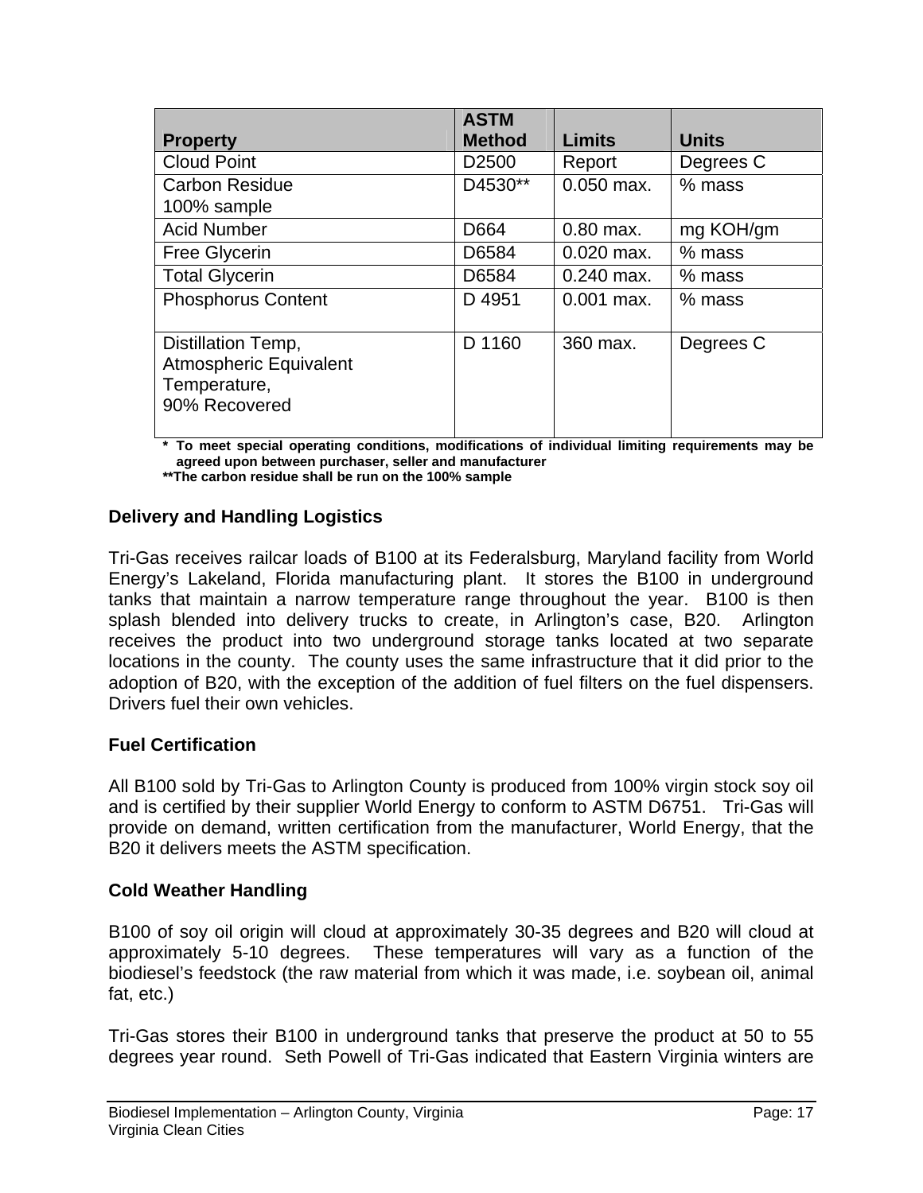| Property | ASTM Method | Limits | Units |
|---|---|---|---|
| Cloud Point | D2500 | Report | Degrees C |
| Carbon Residue 100% sample | D4530** | 0.050 max. | % mass |
| Acid Number | D664 | 0.80 max. | mg KOH/gm |
| Free Glycerin | D6584 | 0.020 max. | % mass |
| Total Glycerin | D6584 | 0.240 max. | % mass |
| Phosphorus Content | D 4951 | 0.001 max. | % mass |
| Distillation Temp, Atmospheric Equivalent Temperature, 90% Recovered | D 1160 | 360 max. | Degrees C |

**\* To meet special operating conditions, modifications of individual limiting requirements may be agreed upon between purchaser, seller and manufacturer**
**\*\*The carbon residue shall be run on the 100% sample**

### Delivery and Handling Logistics

Tri-Gas receives railcar loads of B100 at its Federalsburg, Maryland facility from World Energy's Lakeland, Florida manufacturing plant. It stores the B100 in underground tanks that maintain a narrow temperature range throughout the year. B100 is then splash blended into delivery trucks to create, in Arlington's case, B20. Arlington receives the product into two underground storage tanks located at two separate locations in the county. The county uses the same infrastructure that it did prior to the adoption of B20, with the exception of the addition of fuel filters on the fuel dispensers. Drivers fuel their own vehicles.

### Fuel Certification

All B100 sold by Tri-Gas to Arlington County is produced from 100% virgin stock soy oil and is certified by their supplier World Energy to conform to ASTM D6751. Tri-Gas will provide on demand, written certification from the manufacturer, World Energy, that the B20 it delivers meets the ASTM specification.

### Cold Weather Handling

B100 of soy oil origin will cloud at approximately 30-35 degrees and B20 will cloud at approximately 5-10 degrees. These temperatures will vary as a function of the biodiesel's feedstock (the raw material from which it was made, i.e. soybean oil, animal fat, etc.)

Tri-Gas stores their B100 in underground tanks that preserve the product at 50 to 55 degrees year round. Seth Powell of Tri-Gas indicated that Eastern Virginia winters are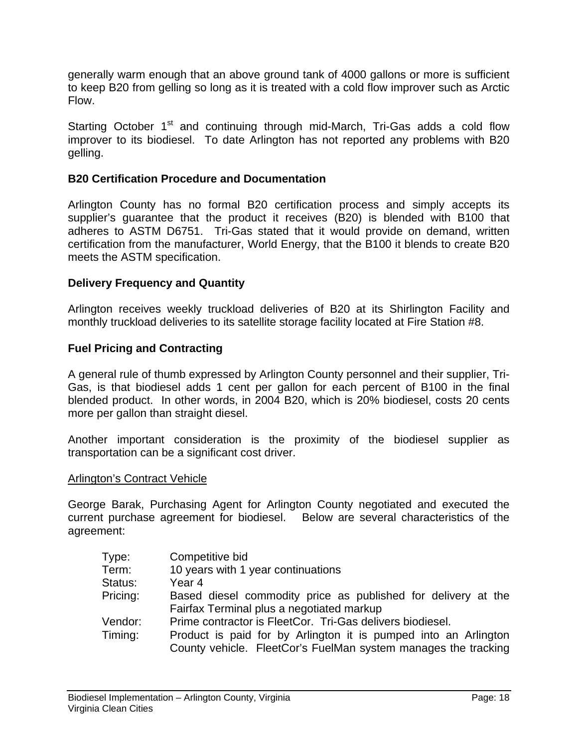generally warm enough that an above ground tank of 4000 gallons or more is sufficient to keep B20 from gelling so long as it is treated with a cold flow improver such as Arctic Flow.

Starting October 1st and continuing through mid-March, Tri-Gas adds a cold flow improver to its biodiesel. To date Arlington has not reported any problems with B20 gelling.

### B20 Certification Procedure and Documentation

Arlington County has no formal B20 certification process and simply accepts its supplier's guarantee that the product it receives (B20) is blended with B100 that adheres to ASTM D6751. Tri-Gas stated that it would provide on demand, written certification from the manufacturer, World Energy, that the B100 it blends to create B20 meets the ASTM specification.

### Delivery Frequency and Quantity

Arlington receives weekly truckload deliveries of B20 at its Shirlington Facility and monthly truckload deliveries to its satellite storage facility located at Fire Station #8.

### Fuel Pricing and Contracting

A general rule of thumb expressed by Arlington County personnel and their supplier, Tri-Gas, is that biodiesel adds 1 cent per gallon for each percent of B100 in the final blended product. In other words, in 2004 B20, which is 20% biodiesel, costs 20 cents more per gallon than straight diesel.

Another important consideration is the proximity of the biodiesel supplier as transportation can be a significant cost driver.

<u>Arlington's Contract Vehicle</u>

George Barak, Purchasing Agent for Arlington County negotiated and executed the current purchase agreement for biodiesel. Below are several characteristics of the agreement:

| | |
|---|---|
| Type: | Competitive bid |
| Term: | 10 years with 1 year continuations |
| Status: | Year 4 |
| Pricing: | Based diesel commodity price as published for delivery at the Fairfax Terminal plus a negotiated markup |
| Vendor: | Prime contractor is FleetCor. Tri-Gas delivers biodiesel. |
| Timing: | Product is paid for by Arlington it is pumped into an Arlington County vehicle. FleetCor's FuelMan system manages the tracking |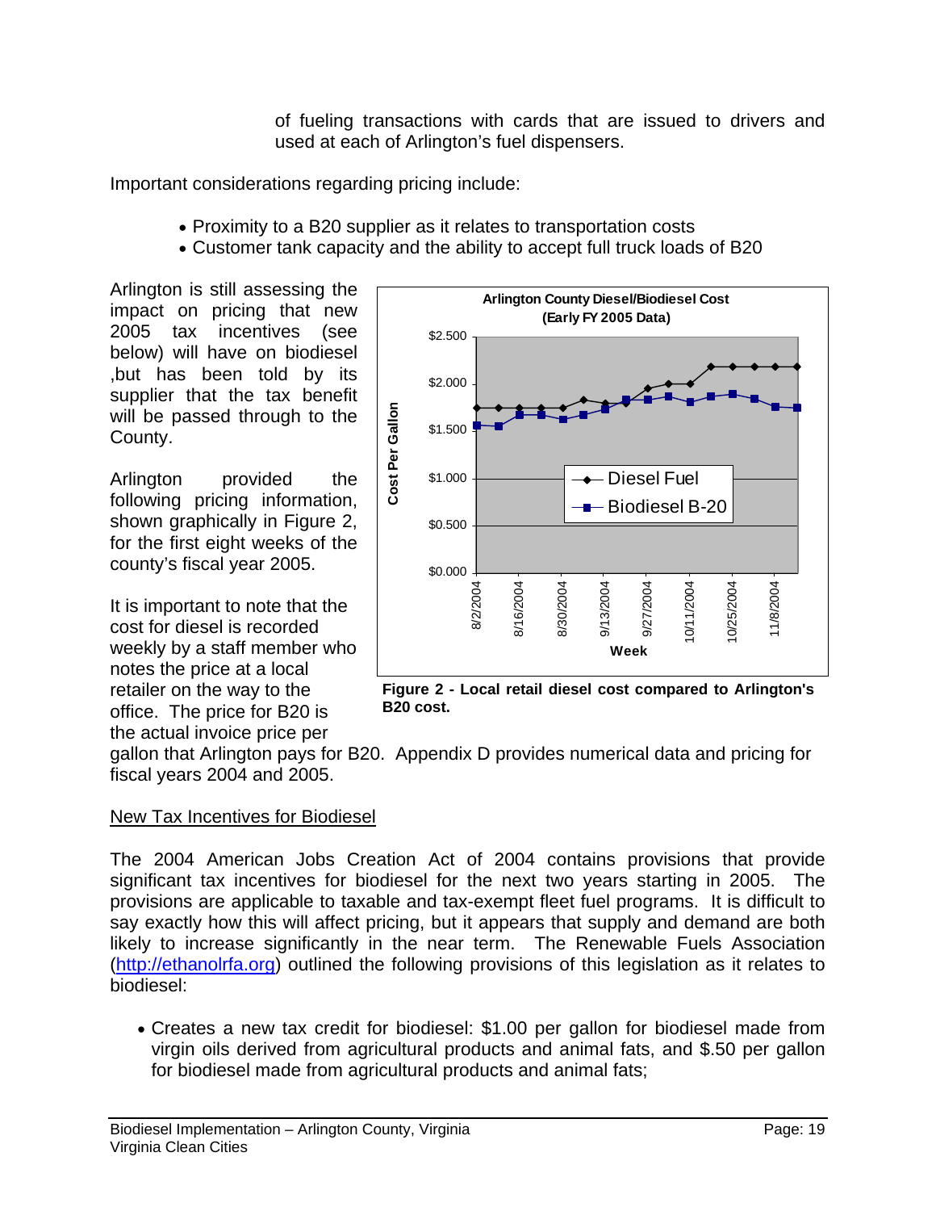of fueling transactions with cards that are issued to drivers and used at each of Arlington's fuel dispensers.

Important considerations regarding pricing include:

- Proximity to a B20 supplier as it relates to transportation costs
- Customer tank capacity and the ability to accept full truck loads of B20

Arlington is still assessing the impact on pricing that new 2005 tax incentives (see below) will have on biodiesel ,but has been told by its supplier that the tax benefit will be passed through to the County.

Arlington provided the following pricing information, shown graphically in Figure 2, for the first eight weeks of the county's fiscal year 2005.

It is important to note that the cost for diesel is recorded weekly by a staff member who notes the price at a local retailer on the way to the office. The price for B20 is the actual invoice price per gallon that Arlington pays for B20. Appendix D provides numerical data and pricing for fiscal years 2004 and 2005.

**Figure 2 - Local retail diesel cost compared to Arlington's B20 cost.**

## New Tax Incentives for Biodiesel

The 2004 American Jobs Creation Act of 2004 contains provisions that provide significant tax incentives for biodiesel for the next two years starting in 2005. The provisions are applicable to taxable and tax-exempt fleet fuel programs. It is difficult to say exactly how this will affect pricing, but it appears that supply and demand are both likely to increase significantly in the near term. The Renewable Fuels Association (http://ethanolrfa.org) outlined the following provisions of this legislation as it relates to biodiesel:

- Creates a new tax credit for biodiesel: $1.00 per gallon for biodiesel made from virgin oils derived from agricultural products and animal fats, and $.50 per gallon for biodiesel made from agricultural products and animal fats;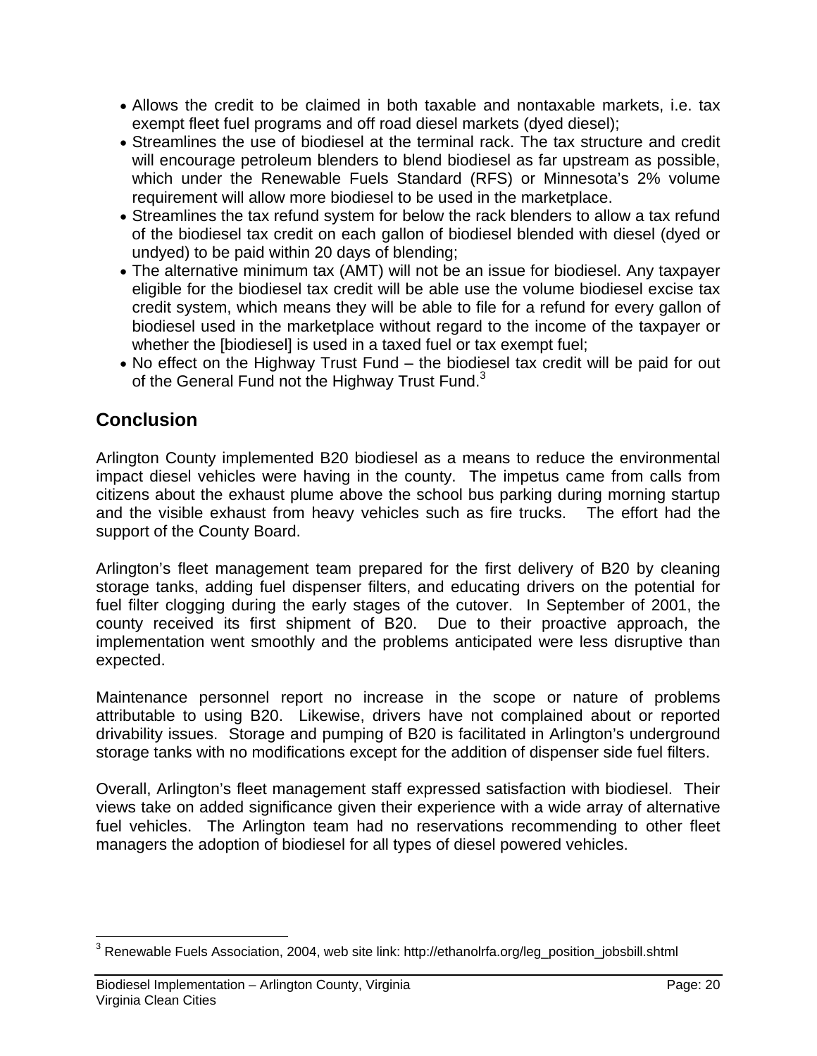- Allows the credit to be claimed in both taxable and nontaxable markets, i.e. tax exempt fleet fuel programs and off road diesel markets (dyed diesel);
- Streamlines the use of biodiesel at the terminal rack. The tax structure and credit will encourage petroleum blenders to blend biodiesel as far upstream as possible, which under the Renewable Fuels Standard (RFS) or Minnesota's 2% volume requirement will allow more biodiesel to be used in the marketplace.
- Streamlines the tax refund system for below the rack blenders to allow a tax refund of the biodiesel tax credit on each gallon of biodiesel blended with diesel (dyed or undyed) to be paid within 20 days of blending;
- The alternative minimum tax (AMT) will not be an issue for biodiesel. Any taxpayer eligible for the biodiesel tax credit will be able use the volume biodiesel excise tax credit system, which means they will be able to file for a refund for every gallon of biodiesel used in the marketplace without regard to the income of the taxpayer or whether the [biodiesel] is used in a taxed fuel or tax exempt fuel;
- No effect on the Highway Trust Fund – the biodiesel tax credit will be paid for out of the General Fund not the Highway Trust Fund.[3]

## Conclusion

Arlington County implemented B20 biodiesel as a means to reduce the environmental impact diesel vehicles were having in the county. The impetus came from calls from citizens about the exhaust plume above the school bus parking during morning startup and the visible exhaust from heavy vehicles such as fire trucks. The effort had the support of the County Board.

Arlington's fleet management team prepared for the first delivery of B20 by cleaning storage tanks, adding fuel dispenser filters, and educating drivers on the potential for fuel filter clogging during the early stages of the cutover. In September of 2001, the county received its first shipment of B20. Due to their proactive approach, the implementation went smoothly and the problems anticipated were less disruptive than expected.

Maintenance personnel report no increase in the scope or nature of problems attributable to using B20. Likewise, drivers have not complained about or reported drivability issues. Storage and pumping of B20 is facilitated in Arlington's underground storage tanks with no modifications except for the addition of dispenser side fuel filters.

Overall, Arlington's fleet management staff expressed satisfaction with biodiesel. Their views take on added significance given their experience with a wide array of alternative fuel vehicles. The Arlington team had no reservations recommending to other fleet managers the adoption of biodiesel for all types of diesel powered vehicles.

[3] Renewable Fuels Association, 2004, web site link: http://ethanolrfa.org/leg_position_jobsbill.shtml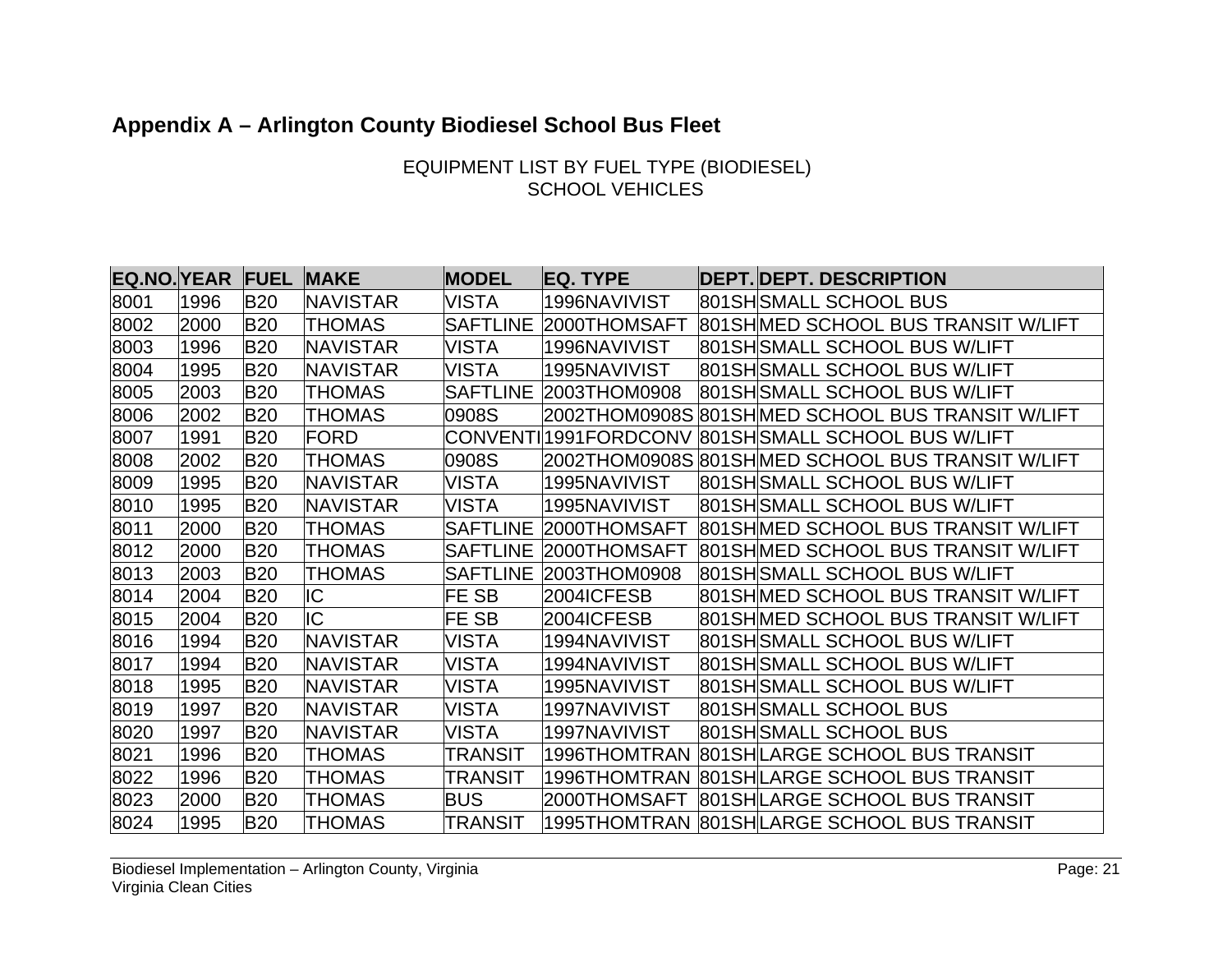## Appendix A – Arlington County Biodiesel School Bus Fleet

EQUIPMENT LIST BY FUEL TYPE (BIODIESEL)
SCHOOL VEHICLES

| EQ.NO. | YEAR | FUEL | MAKE | MODEL | EQ. TYPE | DEPT. | DEPT. DESCRIPTION |
|---|---|---|---|---|---|---|---|
| 8001 | 1996 | B20 | NAVISTAR | VISTA | 1996NAVIVIST | 801SH | SMALL SCHOOL BUS |
| 8002 | 2000 | B20 | THOMAS | SAFTLINE | 2000THOMSAFT | 801SH | MED SCHOOL BUS TRANSIT W/LIFT |
| 8003 | 1996 | B20 | NAVISTAR | VISTA | 1996NAVIVIST | 801SH | SMALL SCHOOL BUS W/LIFT |
| 8004 | 1995 | B20 | NAVISTAR | VISTA | 1995NAVIVIST | 801SH | SMALL SCHOOL BUS W/LIFT |
| 8005 | 2003 | B20 | THOMAS | SAFTLINE | 2003THOM0908 | 801SH | SMALL SCHOOL BUS W/LIFT |
| 8006 | 2002 | B20 | THOMAS | 0908S | 2002THOM0908S | 801SH | MED SCHOOL BUS TRANSIT W/LIFT |
| 8007 | 1991 | B20 | FORD | CONVENTI | 1991FORDCONV | 801SH | SMALL SCHOOL BUS W/LIFT |
| 8008 | 2002 | B20 | THOMAS | 0908S | 2002THOM0908S | 801SH | MED SCHOOL BUS TRANSIT W/LIFT |
| 8009 | 1995 | B20 | NAVISTAR | VISTA | 1995NAVIVIST | 801SH | SMALL SCHOOL BUS W/LIFT |
| 8010 | 1995 | B20 | NAVISTAR | VISTA | 1995NAVIVIST | 801SH | SMALL SCHOOL BUS W/LIFT |
| 8011 | 2000 | B20 | THOMAS | SAFTLINE | 2000THOMSAFT | 801SH | MED SCHOOL BUS TRANSIT W/LIFT |
| 8012 | 2000 | B20 | THOMAS | SAFTLINE | 2000THOMSAFT | 801SH | MED SCHOOL BUS TRANSIT W/LIFT |
| 8013 | 2003 | B20 | THOMAS | SAFTLINE | 2003THOM0908 | 801SH | SMALL SCHOOL BUS W/LIFT |
| 8014 | 2004 | B20 | IC | FE SB | 2004ICFESB | 801SH | MED SCHOOL BUS TRANSIT W/LIFT |
| 8015 | 2004 | B20 | IC | FE SB | 2004ICFESB | 801SH | MED SCHOOL BUS TRANSIT W/LIFT |
| 8016 | 1994 | B20 | NAVISTAR | VISTA | 1994NAVIVIST | 801SH | SMALL SCHOOL BUS W/LIFT |
| 8017 | 1994 | B20 | NAVISTAR | VISTA | 1994NAVIVIST | 801SH | SMALL SCHOOL BUS W/LIFT |
| 8018 | 1995 | B20 | NAVISTAR | VISTA | 1995NAVIVIST | 801SH | SMALL SCHOOL BUS W/LIFT |
| 8019 | 1997 | B20 | NAVISTAR | VISTA | 1997NAVIVIST | 801SH | SMALL SCHOOL BUS |
| 8020 | 1997 | B20 | NAVISTAR | VISTA | 1997NAVIVIST | 801SH | SMALL SCHOOL BUS |
| 8021 | 1996 | B20 | THOMAS | TRANSIT | 1996THOMTRAN | 801SH | LARGE SCHOOL BUS TRANSIT |
| 8022 | 1996 | B20 | THOMAS | TRANSIT | 1996THOMTRAN | 801SH | LARGE SCHOOL BUS TRANSIT |
| 8023 | 2000 | B20 | THOMAS | BUS | 2000THOMSAFT | 801SH | LARGE SCHOOL BUS TRANSIT |
| 8024 | 1995 | B20 | THOMAS | TRANSIT | 1995THOMTRAN | 801SH | LARGE SCHOOL BUS TRANSIT |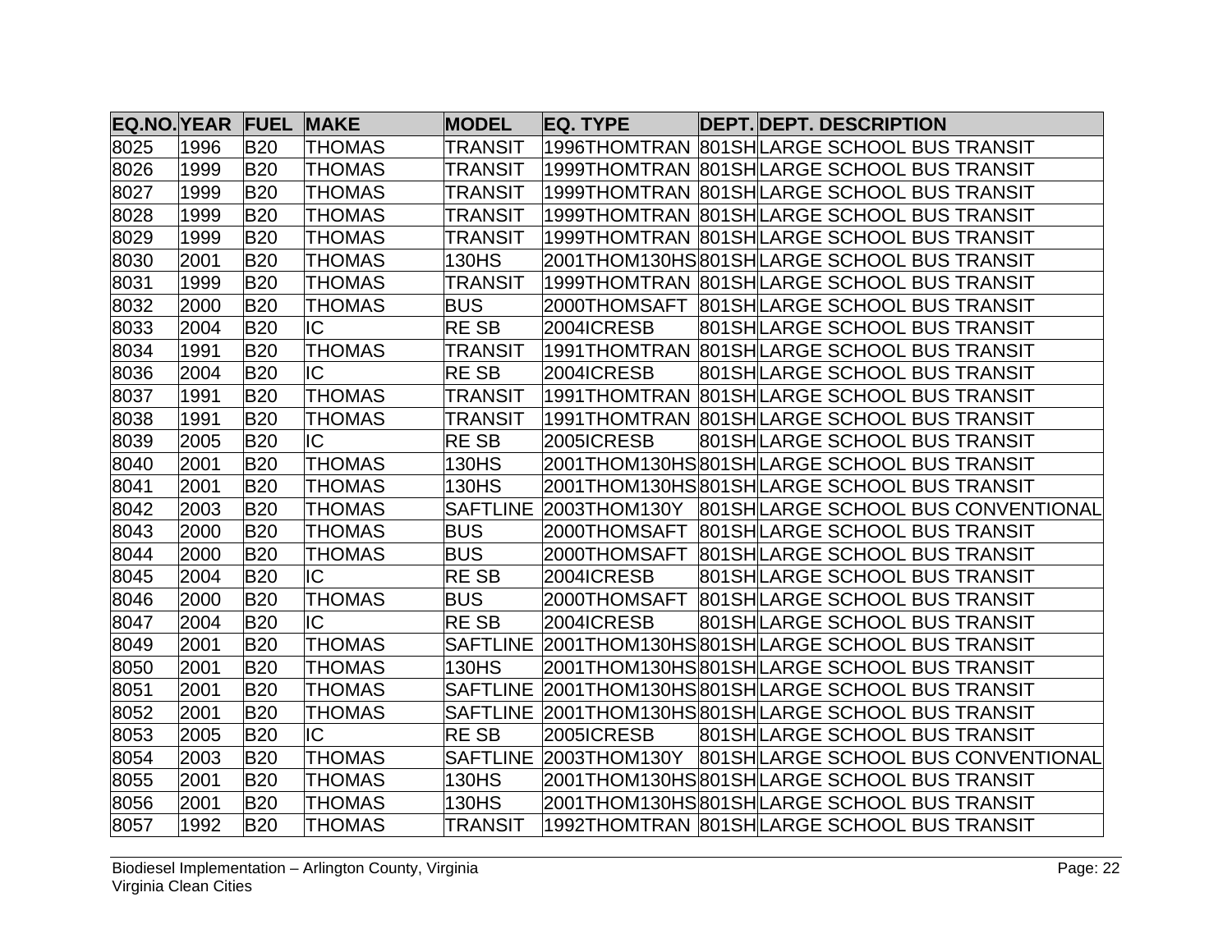| EQ.NO. | YEAR | FUEL | MAKE | MODEL | EQ. TYPE | DEPT. | DEPT. DESCRIPTION |
|---|---|---|---|---|---|---|---|
| 8025 | 1996 | B20 | THOMAS | TRANSIT | 1996THOMTRAN | 801SH | LARGE SCHOOL BUS TRANSIT |
| 8026 | 1999 | B20 | THOMAS | TRANSIT | 1999THOMTRAN | 801SH | LARGE SCHOOL BUS TRANSIT |
| 8027 | 1999 | B20 | THOMAS | TRANSIT | 1999THOMTRAN | 801SH | LARGE SCHOOL BUS TRANSIT |
| 8028 | 1999 | B20 | THOMAS | TRANSIT | 1999THOMTRAN | 801SH | LARGE SCHOOL BUS TRANSIT |
| 8029 | 1999 | B20 | THOMAS | TRANSIT | 1999THOMTRAN | 801SH | LARGE SCHOOL BUS TRANSIT |
| 8030 | 2001 | B20 | THOMAS | 130HS | 2001THOM130HS | 801SH | LARGE SCHOOL BUS TRANSIT |
| 8031 | 1999 | B20 | THOMAS | TRANSIT | 1999THOMTRAN | 801SH | LARGE SCHOOL BUS TRANSIT |
| 8032 | 2000 | B20 | THOMAS | BUS | 2000THOMSAFT | 801SH | LARGE SCHOOL BUS TRANSIT |
| 8033 | 2004 | B20 | IC | RE SB | 2004ICRESB | 801SH | LARGE SCHOOL BUS TRANSIT |
| 8034 | 1991 | B20 | THOMAS | TRANSIT | 1991THOMTRAN | 801SH | LARGE SCHOOL BUS TRANSIT |
| 8036 | 2004 | B20 | IC | RE SB | 2004ICRESB | 801SH | LARGE SCHOOL BUS TRANSIT |
| 8037 | 1991 | B20 | THOMAS | TRANSIT | 1991THOMTRAN | 801SH | LARGE SCHOOL BUS TRANSIT |
| 8038 | 1991 | B20 | THOMAS | TRANSIT | 1991THOMTRAN | 801SH | LARGE SCHOOL BUS TRANSIT |
| 8039 | 2005 | B20 | IC | RE SB | 2005ICRESB | 801SH | LARGE SCHOOL BUS TRANSIT |
| 8040 | 2001 | B20 | THOMAS | 130HS | 2001THOM130HS | 801SH | LARGE SCHOOL BUS TRANSIT |
| 8041 | 2001 | B20 | THOMAS | 130HS | 2001THOM130HS | 801SH | LARGE SCHOOL BUS TRANSIT |
| 8042 | 2003 | B20 | THOMAS | SAFTLINE | 2003THOM130Y | 801SH | LARGE SCHOOL BUS CONVENTIONAL |
| 8043 | 2000 | B20 | THOMAS | BUS | 2000THOMSAFT | 801SH | LARGE SCHOOL BUS TRANSIT |
| 8044 | 2000 | B20 | THOMAS | BUS | 2000THOMSAFT | 801SH | LARGE SCHOOL BUS TRANSIT |
| 8045 | 2004 | B20 | IC | RE SB | 2004ICRESB | 801SH | LARGE SCHOOL BUS TRANSIT |
| 8046 | 2000 | B20 | THOMAS | BUS | 2000THOMSAFT | 801SH | LARGE SCHOOL BUS TRANSIT |
| 8047 | 2004 | B20 | IC | RE SB | 2004ICRESB | 801SH | LARGE SCHOOL BUS TRANSIT |
| 8049 | 2001 | B20 | THOMAS | SAFTLINE | 2001THOM130HS | 801SH | LARGE SCHOOL BUS TRANSIT |
| 8050 | 2001 | B20 | THOMAS | 130HS | 2001THOM130HS | 801SH | LARGE SCHOOL BUS TRANSIT |
| 8051 | 2001 | B20 | THOMAS | SAFTLINE | 2001THOM130HS | 801SH | LARGE SCHOOL BUS TRANSIT |
| 8052 | 2001 | B20 | THOMAS | SAFTLINE | 2001THOM130HS | 801SH | LARGE SCHOOL BUS TRANSIT |
| 8053 | 2005 | B20 | IC | RE SB | 2005ICRESB | 801SH | LARGE SCHOOL BUS TRANSIT |
| 8054 | 2003 | B20 | THOMAS | SAFTLINE | 2003THOM130Y | 801SH | LARGE SCHOOL BUS CONVENTIONAL |
| 8055 | 2001 | B20 | THOMAS | 130HS | 2001THOM130HS | 801SH | LARGE SCHOOL BUS TRANSIT |
| 8056 | 2001 | B20 | THOMAS | 130HS | 2001THOM130HS | 801SH | LARGE SCHOOL BUS TRANSIT |
| 8057 | 1992 | B20 | THOMAS | TRANSIT | 1992THOMTRAN | 801SH | LARGE SCHOOL BUS TRANSIT |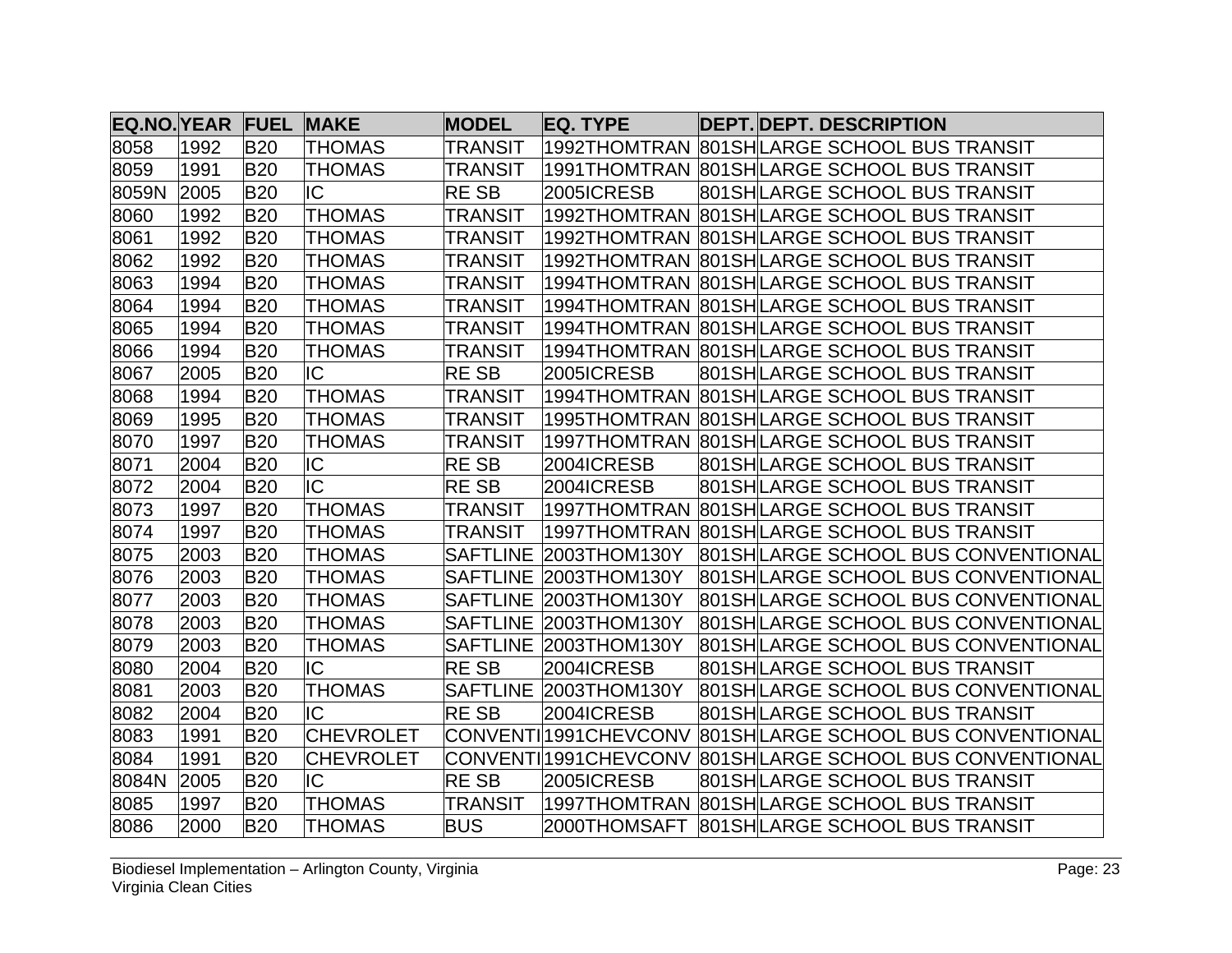| EQ.NO. | YEAR | FUEL | MAKE | MODEL | EQ. TYPE | DEPT. | DEPT. DESCRIPTION |
|---|---|---|---|---|---|---|---|
| 8058 | 1992 | B20 | THOMAS | TRANSIT | 1992THOMTRAN | 801SH | LARGE SCHOOL BUS TRANSIT |
| 8059 | 1991 | B20 | THOMAS | TRANSIT | 1991THOMTRAN | 801SH | LARGE SCHOOL BUS TRANSIT |
| 8059N | 2005 | B20 | IC | RE SB | 2005ICRESB | 801SH | LARGE SCHOOL BUS TRANSIT |
| 8060 | 1992 | B20 | THOMAS | TRANSIT | 1992THOMTRAN | 801SH | LARGE SCHOOL BUS TRANSIT |
| 8061 | 1992 | B20 | THOMAS | TRANSIT | 1992THOMTRAN | 801SH | LARGE SCHOOL BUS TRANSIT |
| 8062 | 1992 | B20 | THOMAS | TRANSIT | 1992THOMTRAN | 801SH | LARGE SCHOOL BUS TRANSIT |
| 8063 | 1994 | B20 | THOMAS | TRANSIT | 1994THOMTRAN | 801SH | LARGE SCHOOL BUS TRANSIT |
| 8064 | 1994 | B20 | THOMAS | TRANSIT | 1994THOMTRAN | 801SH | LARGE SCHOOL BUS TRANSIT |
| 8065 | 1994 | B20 | THOMAS | TRANSIT | 1994THOMTRAN | 801SH | LARGE SCHOOL BUS TRANSIT |
| 8066 | 1994 | B20 | THOMAS | TRANSIT | 1994THOMTRAN | 801SH | LARGE SCHOOL BUS TRANSIT |
| 8067 | 2005 | B20 | IC | RE SB | 2005ICRESB | 801SH | LARGE SCHOOL BUS TRANSIT |
| 8068 | 1994 | B20 | THOMAS | TRANSIT | 1994THOMTRAN | 801SH | LARGE SCHOOL BUS TRANSIT |
| 8069 | 1995 | B20 | THOMAS | TRANSIT | 1995THOMTRAN | 801SH | LARGE SCHOOL BUS TRANSIT |
| 8070 | 1997 | B20 | THOMAS | TRANSIT | 1997THOMTRAN | 801SH | LARGE SCHOOL BUS TRANSIT |
| 8071 | 2004 | B20 | IC | RE SB | 2004ICRESB | 801SH | LARGE SCHOOL BUS TRANSIT |
| 8072 | 2004 | B20 | IC | RE SB | 2004ICRESB | 801SH | LARGE SCHOOL BUS TRANSIT |
| 8073 | 1997 | B20 | THOMAS | TRANSIT | 1997THOMTRAN | 801SH | LARGE SCHOOL BUS TRANSIT |
| 8074 | 1997 | B20 | THOMAS | TRANSIT | 1997THOMTRAN | 801SH | LARGE SCHOOL BUS TRANSIT |
| 8075 | 2003 | B20 | THOMAS | SAFTLINE | 2003THOM130Y | 801SH | LARGE SCHOOL BUS CONVENTIONAL |
| 8076 | 2003 | B20 | THOMAS | SAFTLINE | 2003THOM130Y | 801SH | LARGE SCHOOL BUS CONVENTIONAL |
| 8077 | 2003 | B20 | THOMAS | SAFTLINE | 2003THOM130Y | 801SH | LARGE SCHOOL BUS CONVENTIONAL |
| 8078 | 2003 | B20 | THOMAS | SAFTLINE | 2003THOM130Y | 801SH | LARGE SCHOOL BUS CONVENTIONAL |
| 8079 | 2003 | B20 | THOMAS | SAFTLINE | 2003THOM130Y | 801SH | LARGE SCHOOL BUS CONVENTIONAL |
| 8080 | 2004 | B20 | IC | RE SB | 2004ICRESB | 801SH | LARGE SCHOOL BUS TRANSIT |
| 8081 | 2003 | B20 | THOMAS | SAFTLINE | 2003THOM130Y | 801SH | LARGE SCHOOL BUS CONVENTIONAL |
| 8082 | 2004 | B20 | IC | RE SB | 2004ICRESB | 801SH | LARGE SCHOOL BUS TRANSIT |
| 8083 | 1991 | B20 | CHEVROLET | CONVENTI | 1991CHEVCONV | 801SH | LARGE SCHOOL BUS CONVENTIONAL |
| 8084 | 1991 | B20 | CHEVROLET | CONVENTI | 1991CHEVCONV | 801SH | LARGE SCHOOL BUS CONVENTIONAL |
| 8084N | 2005 | B20 | IC | RE SB | 2005ICRESB | 801SH | LARGE SCHOOL BUS TRANSIT |
| 8085 | 1997 | B20 | THOMAS | TRANSIT | 1997THOMTRAN | 801SH | LARGE SCHOOL BUS TRANSIT |
| 8086 | 2000 | B20 | THOMAS | BUS | 2000THOMSAFT | 801SH | LARGE SCHOOL BUS TRANSIT |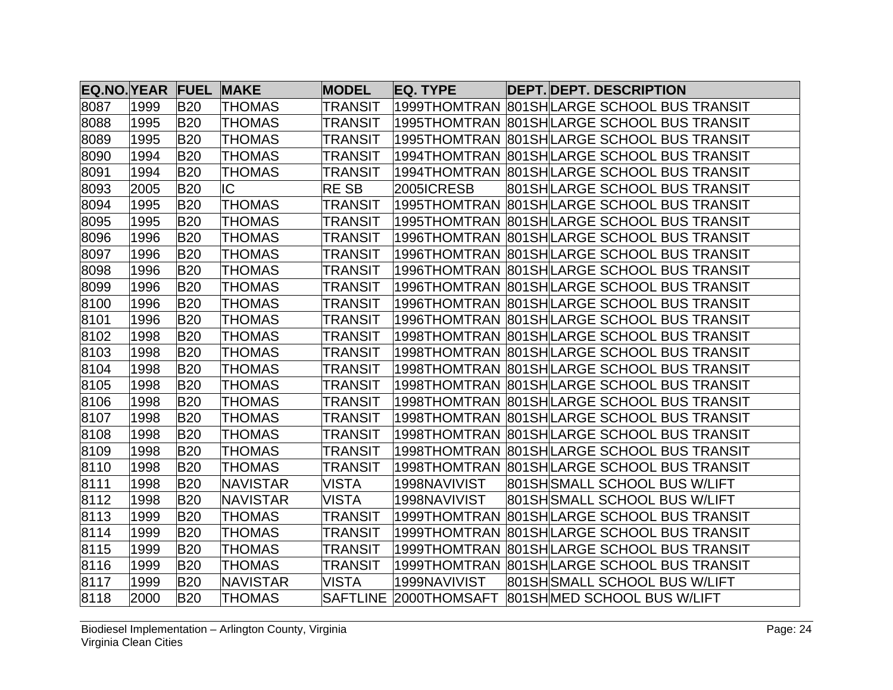| EQ.NO. | YEAR | FUEL | MAKE | MODEL | EQ. TYPE | DEPT. | DEPT. DESCRIPTION |
|---|---|---|---|---|---|---|---|
| 8087 | 1999 | B20 | THOMAS | TRANSIT | 1999THOMTRAN | 801SH | LARGE SCHOOL BUS TRANSIT |
| 8088 | 1995 | B20 | THOMAS | TRANSIT | 1995THOMTRAN | 801SH | LARGE SCHOOL BUS TRANSIT |
| 8089 | 1995 | B20 | THOMAS | TRANSIT | 1995THOMTRAN | 801SH | LARGE SCHOOL BUS TRANSIT |
| 8090 | 1994 | B20 | THOMAS | TRANSIT | 1994THOMTRAN | 801SH | LARGE SCHOOL BUS TRANSIT |
| 8091 | 1994 | B20 | THOMAS | TRANSIT | 1994THOMTRAN | 801SH | LARGE SCHOOL BUS TRANSIT |
| 8093 | 2005 | B20 | IC | RE SB | 2005ICRESB | 801SH | LARGE SCHOOL BUS TRANSIT |
| 8094 | 1995 | B20 | THOMAS | TRANSIT | 1995THOMTRAN | 801SH | LARGE SCHOOL BUS TRANSIT |
| 8095 | 1995 | B20 | THOMAS | TRANSIT | 1995THOMTRAN | 801SH | LARGE SCHOOL BUS TRANSIT |
| 8096 | 1996 | B20 | THOMAS | TRANSIT | 1996THOMTRAN | 801SH | LARGE SCHOOL BUS TRANSIT |
| 8097 | 1996 | B20 | THOMAS | TRANSIT | 1996THOMTRAN | 801SH | LARGE SCHOOL BUS TRANSIT |
| 8098 | 1996 | B20 | THOMAS | TRANSIT | 1996THOMTRAN | 801SH | LARGE SCHOOL BUS TRANSIT |
| 8099 | 1996 | B20 | THOMAS | TRANSIT | 1996THOMTRAN | 801SH | LARGE SCHOOL BUS TRANSIT |
| 8100 | 1996 | B20 | THOMAS | TRANSIT | 1996THOMTRAN | 801SH | LARGE SCHOOL BUS TRANSIT |
| 8101 | 1996 | B20 | THOMAS | TRANSIT | 1996THOMTRAN | 801SH | LARGE SCHOOL BUS TRANSIT |
| 8102 | 1998 | B20 | THOMAS | TRANSIT | 1998THOMTRAN | 801SH | LARGE SCHOOL BUS TRANSIT |
| 8103 | 1998 | B20 | THOMAS | TRANSIT | 1998THOMTRAN | 801SH | LARGE SCHOOL BUS TRANSIT |
| 8104 | 1998 | B20 | THOMAS | TRANSIT | 1998THOMTRAN | 801SH | LARGE SCHOOL BUS TRANSIT |
| 8105 | 1998 | B20 | THOMAS | TRANSIT | 1998THOMTRAN | 801SH | LARGE SCHOOL BUS TRANSIT |
| 8106 | 1998 | B20 | THOMAS | TRANSIT | 1998THOMTRAN | 801SH | LARGE SCHOOL BUS TRANSIT |
| 8107 | 1998 | B20 | THOMAS | TRANSIT | 1998THOMTRAN | 801SH | LARGE SCHOOL BUS TRANSIT |
| 8108 | 1998 | B20 | THOMAS | TRANSIT | 1998THOMTRAN | 801SH | LARGE SCHOOL BUS TRANSIT |
| 8109 | 1998 | B20 | THOMAS | TRANSIT | 1998THOMTRAN | 801SH | LARGE SCHOOL BUS TRANSIT |
| 8110 | 1998 | B20 | THOMAS | TRANSIT | 1998THOMTRAN | 801SH | LARGE SCHOOL BUS TRANSIT |
| 8111 | 1998 | B20 | NAVISTAR | VISTA | 1998NAVIVIST | 801SH | SMALL SCHOOL BUS W/LIFT |
| 8112 | 1998 | B20 | NAVISTAR | VISTA | 1998NAVIVIST | 801SH | SMALL SCHOOL BUS W/LIFT |
| 8113 | 1999 | B20 | THOMAS | TRANSIT | 1999THOMTRAN | 801SH | LARGE SCHOOL BUS TRANSIT |
| 8114 | 1999 | B20 | THOMAS | TRANSIT | 1999THOMTRAN | 801SH | LARGE SCHOOL BUS TRANSIT |
| 8115 | 1999 | B20 | THOMAS | TRANSIT | 1999THOMTRAN | 801SH | LARGE SCHOOL BUS TRANSIT |
| 8116 | 1999 | B20 | THOMAS | TRANSIT | 1999THOMTRAN | 801SH | LARGE SCHOOL BUS TRANSIT |
| 8117 | 1999 | B20 | NAVISTAR | VISTA | 1999NAVIVIST | 801SH | SMALL SCHOOL BUS W/LIFT |
| 8118 | 2000 | B20 | THOMAS | SAFTLINE | 2000THOMSAFT | 801SH | MED SCHOOL BUS W/LIFT |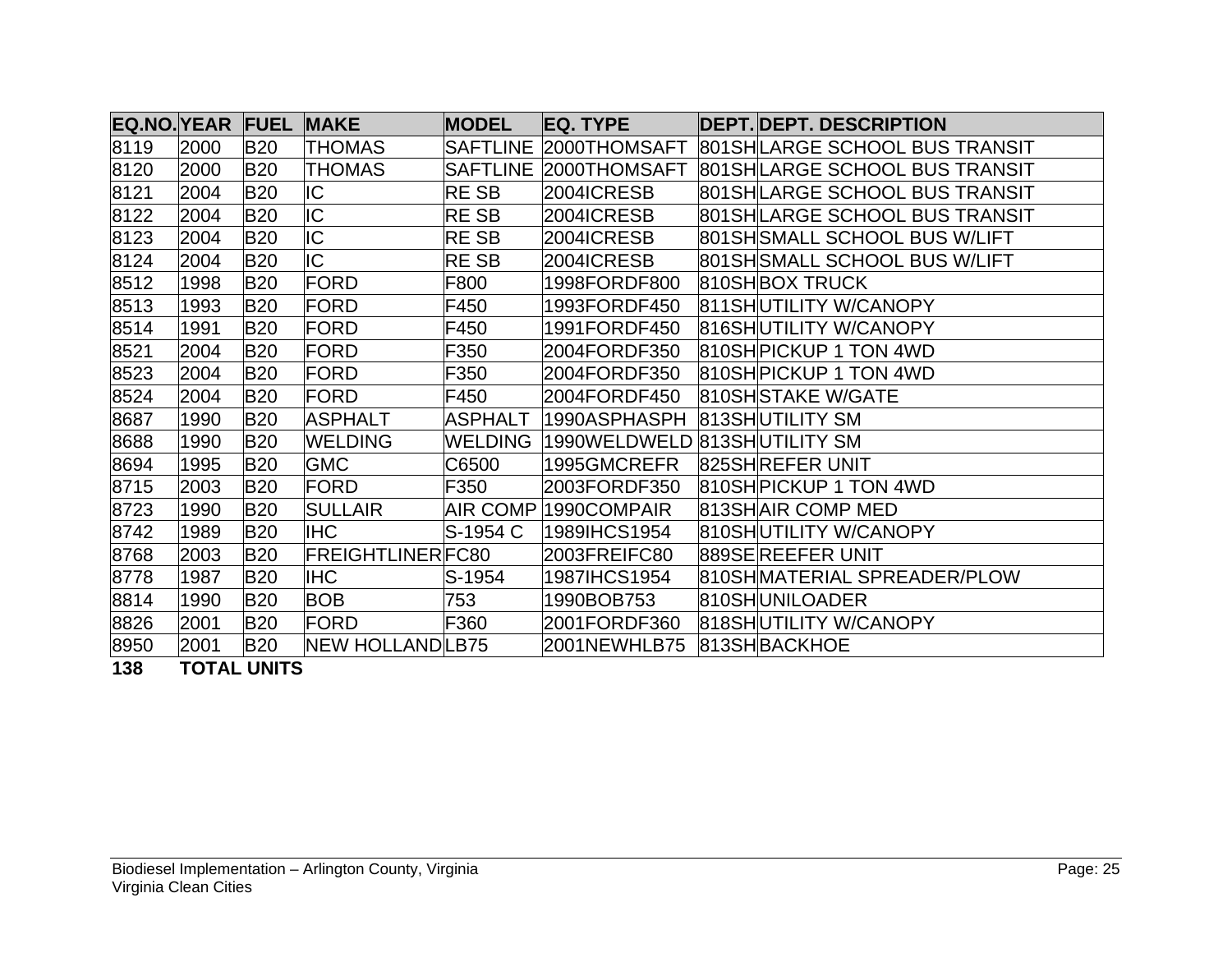| EQ.NO. | YEAR | FUEL | MAKE | MODEL | EQ. TYPE | DEPT. | DEPT. DESCRIPTION |
|---|---|---|---|---|---|---|---|
| 8119 | 2000 | B20 | THOMAS | SAFTLINE | 2000THOMSAFT | 801SH | LARGE SCHOOL BUS TRANSIT |
| 8120 | 2000 | B20 | THOMAS | SAFTLINE | 2000THOMSAFT | 801SH | LARGE SCHOOL BUS TRANSIT |
| 8121 | 2004 | B20 | IC | RE SB | 2004ICRESB | 801SH | LARGE SCHOOL BUS TRANSIT |
| 8122 | 2004 | B20 | IC | RE SB | 2004ICRESB | 801SH | LARGE SCHOOL BUS TRANSIT |
| 8123 | 2004 | B20 | IC | RE SB | 2004ICRESB | 801SH | SMALL SCHOOL BUS W/LIFT |
| 8124 | 2004 | B20 | IC | RE SB | 2004ICRESB | 801SH | SMALL SCHOOL BUS W/LIFT |
| 8512 | 1998 | B20 | FORD | F800 | 1998FORDF800 | 810SH | BOX TRUCK |
| 8513 | 1993 | B20 | FORD | F450 | 1993FORDF450 | 811SH | UTILITY W/CANOPY |
| 8514 | 1991 | B20 | FORD | F450 | 1991FORDF450 | 816SH | UTILITY W/CANOPY |
| 8521 | 2004 | B20 | FORD | F350 | 2004FORDF350 | 810SH | PICKUP 1 TON 4WD |
| 8523 | 2004 | B20 | FORD | F350 | 2004FORDF350 | 810SH | PICKUP 1 TON 4WD |
| 8524 | 2004 | B20 | FORD | F450 | 2004FORDF450 | 810SH | STAKE W/GATE |
| 8687 | 1990 | B20 | ASPHALT | ASPHALT | 1990ASPHASPH | 813SH | UTILITY SM |
| 8688 | 1990 | B20 | WELDING | WELDING | 1990WELDWELD | 813SH | UTILITY SM |
| 8694 | 1995 | B20 | GMC | C6500 | 1995GMCREFR | 825SH | REFER UNIT |
| 8715 | 2003 | B20 | FORD | F350 | 2003FORDF350 | 810SH | PICKUP 1 TON 4WD |
| 8723 | 1990 | B20 | SULLAIR | AIR COMP | 1990COMPAIR | 813SH | AIR COMP MED |
| 8742 | 1989 | B20 | IHC | S-1954 C | 1989IHCS1954 | 810SH | UTILITY W/CANOPY |
| 8768 | 2003 | B20 | FREIGHTLINER | FC80 | 2003FREIFC80 | 889SE | REEFER UNIT |
| 8778 | 1987 | B20 | IHC | S-1954 | 1987IHCS1954 | 810SH | MATERIAL SPREADER/PLOW |
| 8814 | 1990 | B20 | BOB | 753 | 1990BOB753 | 810SH | UNILOADER |
| 8826 | 2001 | B20 | FORD | F360 | 2001FORDF360 | 818SH | UTILITY W/CANOPY |
| 8950 | 2001 | B20 | NEW HOLLAND | LB75 | 2001NEWHLB75 | 813SH | BACKHOE |

**138 TOTAL UNITS**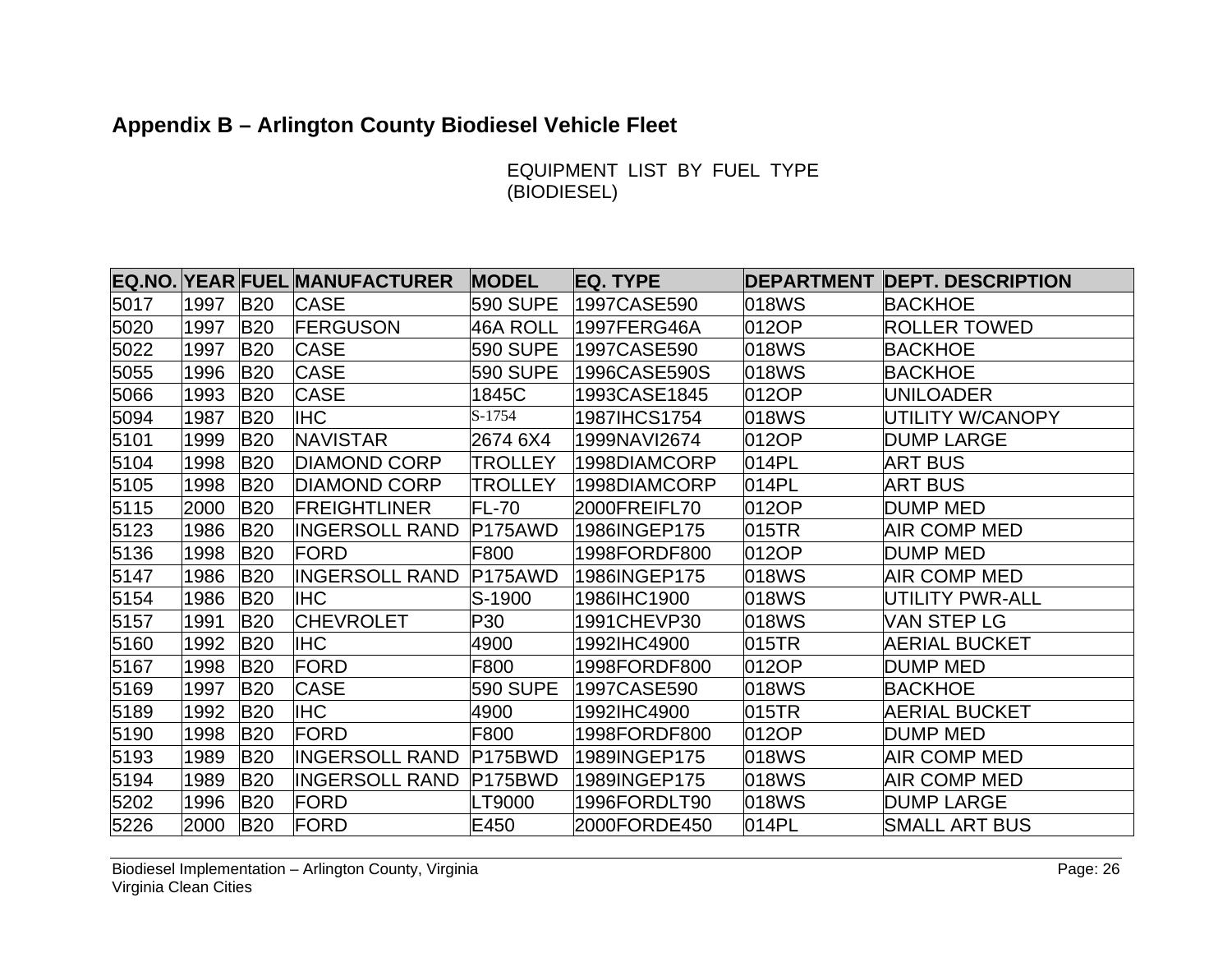## Appendix B – Arlington County Biodiesel Vehicle Fleet

EQUIPMENT LIST BY FUEL TYPE (BIODIESEL)

| EQ.NO. | YEAR | FUEL | MANUFACTURER | MODEL | EQ. TYPE | DEPARTMENT | DEPT. DESCRIPTION |
|---|---|---|---|---|---|---|---|
| 5017 | 1997 | B20 | CASE | 590 SUPE | 1997CASE590 | 018WS | BACKHOE |
| 5020 | 1997 | B20 | FERGUSON | 46A ROLL | 1997FERG46A | 012OP | ROLLER TOWED |
| 5022 | 1997 | B20 | CASE | 590 SUPE | 1997CASE590 | 018WS | BACKHOE |
| 5055 | 1996 | B20 | CASE | 590 SUPE | 1996CASE590S | 018WS | BACKHOE |
| 5066 | 1993 | B20 | CASE | 1845C | 1993CASE1845 | 012OP | UNILOADER |
| 5094 | 1987 | B20 | IHC | S-1754 | 1987IHCS1754 | 018WS | UTILITY W/CANOPY |
| 5101 | 1999 | B20 | NAVISTAR | 2674 6X4 | 1999NAVI2674 | 012OP | DUMP LARGE |
| 5104 | 1998 | B20 | DIAMOND CORP | TROLLEY | 1998DIAMCORP | 014PL | ART BUS |
| 5105 | 1998 | B20 | DIAMOND CORP | TROLLEY | 1998DIAMCORP | 014PL | ART BUS |
| 5115 | 2000 | B20 | FREIGHTLINER | FL-70 | 2000FREIFL70 | 012OP | DUMP MED |
| 5123 | 1986 | B20 | INGERSOLL RAND | P175AWD | 1986INGEP175 | 015TR | AIR COMP MED |
| 5136 | 1998 | B20 | FORD | F800 | 1998FORDF800 | 012OP | DUMP MED |
| 5147 | 1986 | B20 | INGERSOLL RAND | P175AWD | 1986INGEP175 | 018WS | AIR COMP MED |
| 5154 | 1986 | B20 | IHC | S-1900 | 1986IHC1900 | 018WS | UTILITY PWR-ALL |
| 5157 | 1991 | B20 | CHEVROLET | P30 | 1991CHEVP30 | 018WS | VAN STEP LG |
| 5160 | 1992 | B20 | IHC | 4900 | 1992IHC4900 | 015TR | AERIAL BUCKET |
| 5167 | 1998 | B20 | FORD | F800 | 1998FORDF800 | 012OP | DUMP MED |
| 5169 | 1997 | B20 | CASE | 590 SUPE | 1997CASE590 | 018WS | BACKHOE |
| 5189 | 1992 | B20 | IHC | 4900 | 1992IHC4900 | 015TR | AERIAL BUCKET |
| 5190 | 1998 | B20 | FORD | F800 | 1998FORDF800 | 012OP | DUMP MED |
| 5193 | 1989 | B20 | INGERSOLL RAND | P175BWD | 1989INGEP175 | 018WS | AIR COMP MED |
| 5194 | 1989 | B20 | INGERSOLL RAND | P175BWD | 1989INGEP175 | 018WS | AIR COMP MED |
| 5202 | 1996 | B20 | FORD | LT9000 | 1996FORDLT90 | 018WS | DUMP LARGE |
| 5226 | 2000 | B20 | FORD | E450 | 2000FORDE450 | 014PL | SMALL ART BUS |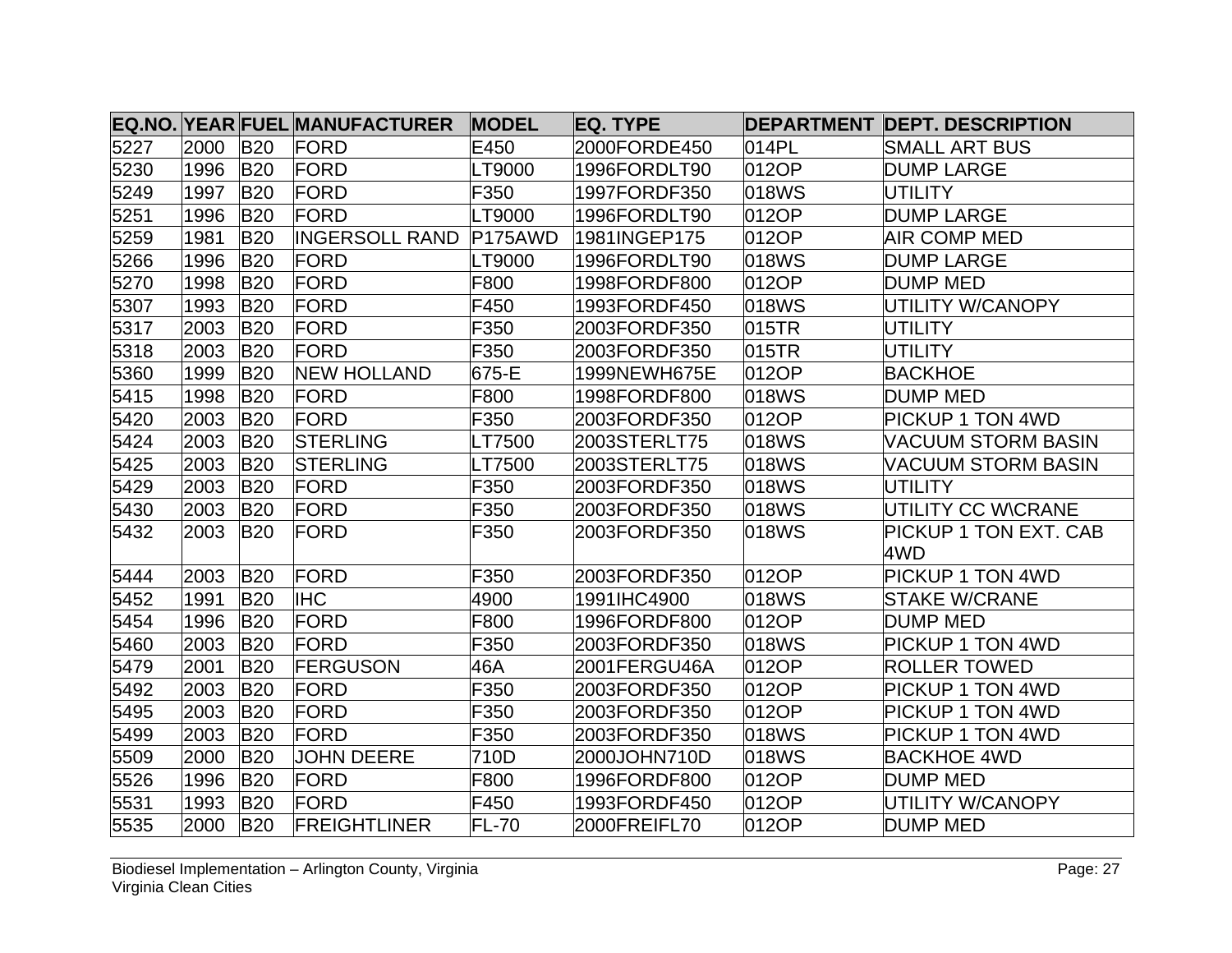| EQ.NO. | YEAR | FUEL | MANUFACTURER | MODEL | EQ. TYPE | DEPARTMENT | DEPT. DESCRIPTION |
|---|---|---|---|---|---|---|---|
| 5227 | 2000 | B20 | FORD | E450 | 2000FORDE450 | 014PL | SMALL ART BUS |
| 5230 | 1996 | B20 | FORD | LT9000 | 1996FORDLT90 | 012OP | DUMP LARGE |
| 5249 | 1997 | B20 | FORD | F350 | 1997FORDF350 | 018WS | UTILITY |
| 5251 | 1996 | B20 | FORD | LT9000 | 1996FORDLT90 | 012OP | DUMP LARGE |
| 5259 | 1981 | B20 | INGERSOLL RAND | P175AWD | 1981INGEP175 | 012OP | AIR COMP MED |
| 5266 | 1996 | B20 | FORD | LT9000 | 1996FORDLT90 | 018WS | DUMP LARGE |
| 5270 | 1998 | B20 | FORD | F800 | 1998FORDF800 | 012OP | DUMP MED |
| 5307 | 1993 | B20 | FORD | F450 | 1993FORDF450 | 018WS | UTILITY W/CANOPY |
| 5317 | 2003 | B20 | FORD | F350 | 2003FORDF350 | 015TR | UTILITY |
| 5318 | 2003 | B20 | FORD | F350 | 2003FORDF350 | 015TR | UTILITY |
| 5360 | 1999 | B20 | NEW HOLLAND | 675-E | 1999NEWH675E | 012OP | BACKHOE |
| 5415 | 1998 | B20 | FORD | F800 | 1998FORDF800 | 018WS | DUMP MED |
| 5420 | 2003 | B20 | FORD | F350 | 2003FORDF350 | 012OP | PICKUP 1 TON 4WD |
| 5424 | 2003 | B20 | STERLING | LT7500 | 2003STERLT75 | 018WS | VACUUM STORM BASIN |
| 5425 | 2003 | B20 | STERLING | LT7500 | 2003STERLT75 | 018WS | VACUUM STORM BASIN |
| 5429 | 2003 | B20 | FORD | F350 | 2003FORDF350 | 018WS | UTILITY |
| 5430 | 2003 | B20 | FORD | F350 | 2003FORDF350 | 018WS | UTILITY CC W\CRANE |
| 5432 | 2003 | B20 | FORD | F350 | 2003FORDF350 | 018WS | PICKUP 1 TON EXT. CAB 4WD |
| 5444 | 2003 | B20 | FORD | F350 | 2003FORDF350 | 012OP | PICKUP 1 TON 4WD |
| 5452 | 1991 | B20 | IHC | 4900 | 1991IHC4900 | 018WS | STAKE W/CRANE |
| 5454 | 1996 | B20 | FORD | F800 | 1996FORDF800 | 012OP | DUMP MED |
| 5460 | 2003 | B20 | FORD | F350 | 2003FORDF350 | 018WS | PICKUP 1 TON 4WD |
| 5479 | 2001 | B20 | FERGUSON | 46A | 2001FERGU46A | 012OP | ROLLER TOWED |
| 5492 | 2003 | B20 | FORD | F350 | 2003FORDF350 | 012OP | PICKUP 1 TON 4WD |
| 5495 | 2003 | B20 | FORD | F350 | 2003FORDF350 | 012OP | PICKUP 1 TON 4WD |
| 5499 | 2003 | B20 | FORD | F350 | 2003FORDF350 | 018WS | PICKUP 1 TON 4WD |
| 5509 | 2000 | B20 | JOHN DEERE | 710D | 2000JOHN710D | 018WS | BACKHOE 4WD |
| 5526 | 1996 | B20 | FORD | F800 | 1996FORDF800 | 012OP | DUMP MED |
| 5531 | 1993 | B20 | FORD | F450 | 1993FORDF450 | 012OP | UTILITY W/CANOPY |
| 5535 | 2000 | B20 | FREIGHTLINER | FL-70 | 2000FREIFL70 | 012OP | DUMP MED |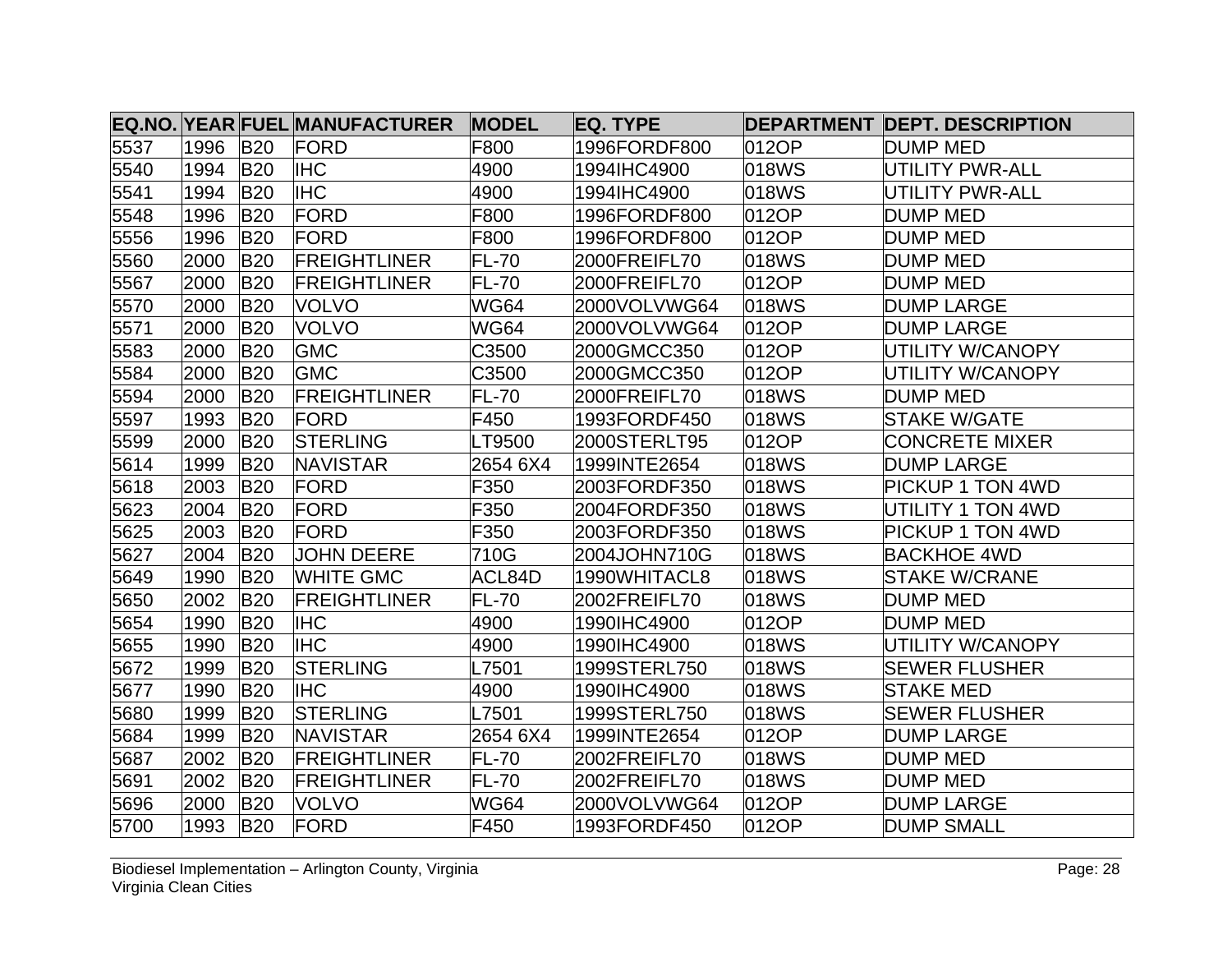| EQ.NO. | YEAR | FUEL | MANUFACTURER | MODEL | EQ. TYPE | DEPARTMENT | DEPT. DESCRIPTION |
|---|---|---|---|---|---|---|---|
| 5537 | 1996 | B20 | FORD | F800 | 1996FORDF800 | 012OP | DUMP MED |
| 5540 | 1994 | B20 | IHC | 4900 | 1994IHC4900 | 018WS | UTILITY PWR-ALL |
| 5541 | 1994 | B20 | IHC | 4900 | 1994IHC4900 | 018WS | UTILITY PWR-ALL |
| 5548 | 1996 | B20 | FORD | F800 | 1996FORDF800 | 012OP | DUMP MED |
| 5556 | 1996 | B20 | FORD | F800 | 1996FORDF800 | 012OP | DUMP MED |
| 5560 | 2000 | B20 | FREIGHTLINER | FL-70 | 2000FREIFL70 | 018WS | DUMP MED |
| 5567 | 2000 | B20 | FREIGHTLINER | FL-70 | 2000FREIFL70 | 012OP | DUMP MED |
| 5570 | 2000 | B20 | VOLVO | WG64 | 2000VOLVWG64 | 018WS | DUMP LARGE |
| 5571 | 2000 | B20 | VOLVO | WG64 | 2000VOLVWG64 | 012OP | DUMP LARGE |
| 5583 | 2000 | B20 | GMC | C3500 | 2000GMCC350 | 012OP | UTILITY W/CANOPY |
| 5584 | 2000 | B20 | GMC | C3500 | 2000GMCC350 | 012OP | UTILITY W/CANOPY |
| 5594 | 2000 | B20 | FREIGHTLINER | FL-70 | 2000FREIFL70 | 018WS | DUMP MED |
| 5597 | 1993 | B20 | FORD | F450 | 1993FORDF450 | 018WS | STAKE W/GATE |
| 5599 | 2000 | B20 | STERLING | LT9500 | 2000STERLT95 | 012OP | CONCRETE MIXER |
| 5614 | 1999 | B20 | NAVISTAR | 2654 6X4 | 1999INTE2654 | 018WS | DUMP LARGE |
| 5618 | 2003 | B20 | FORD | F350 | 2003FORDF350 | 018WS | PICKUP 1 TON 4WD |
| 5623 | 2004 | B20 | FORD | F350 | 2004FORDF350 | 018WS | UTILITY 1 TON 4WD |
| 5625 | 2003 | B20 | FORD | F350 | 2003FORDF350 | 018WS | PICKUP 1 TON 4WD |
| 5627 | 2004 | B20 | JOHN DEERE | 710G | 2004JOHN710G | 018WS | BACKHOE 4WD |
| 5649 | 1990 | B20 | WHITE GMC | ACL84D | 1990WHITACL8 | 018WS | STAKE W/CRANE |
| 5650 | 2002 | B20 | FREIGHTLINER | FL-70 | 2002FREIFL70 | 018WS | DUMP MED |
| 5654 | 1990 | B20 | IHC | 4900 | 1990IHC4900 | 012OP | DUMP MED |
| 5655 | 1990 | B20 | IHC | 4900 | 1990IHC4900 | 018WS | UTILITY W/CANOPY |
| 5672 | 1999 | B20 | STERLING | L7501 | 1999STERL750 | 018WS | SEWER FLUSHER |
| 5677 | 1990 | B20 | IHC | 4900 | 1990IHC4900 | 018WS | STAKE MED |
| 5680 | 1999 | B20 | STERLING | L7501 | 1999STERL750 | 018WS | SEWER FLUSHER |
| 5684 | 1999 | B20 | NAVISTAR | 2654 6X4 | 1999INTE2654 | 012OP | DUMP LARGE |
| 5687 | 2002 | B20 | FREIGHTLINER | FL-70 | 2002FREIFL70 | 018WS | DUMP MED |
| 5691 | 2002 | B20 | FREIGHTLINER | FL-70 | 2002FREIFL70 | 018WS | DUMP MED |
| 5696 | 2000 | B20 | VOLVO | WG64 | 2000VOLVWG64 | 012OP | DUMP LARGE |
| 5700 | 1993 | B20 | FORD | F450 | 1993FORDF450 | 012OP | DUMP SMALL |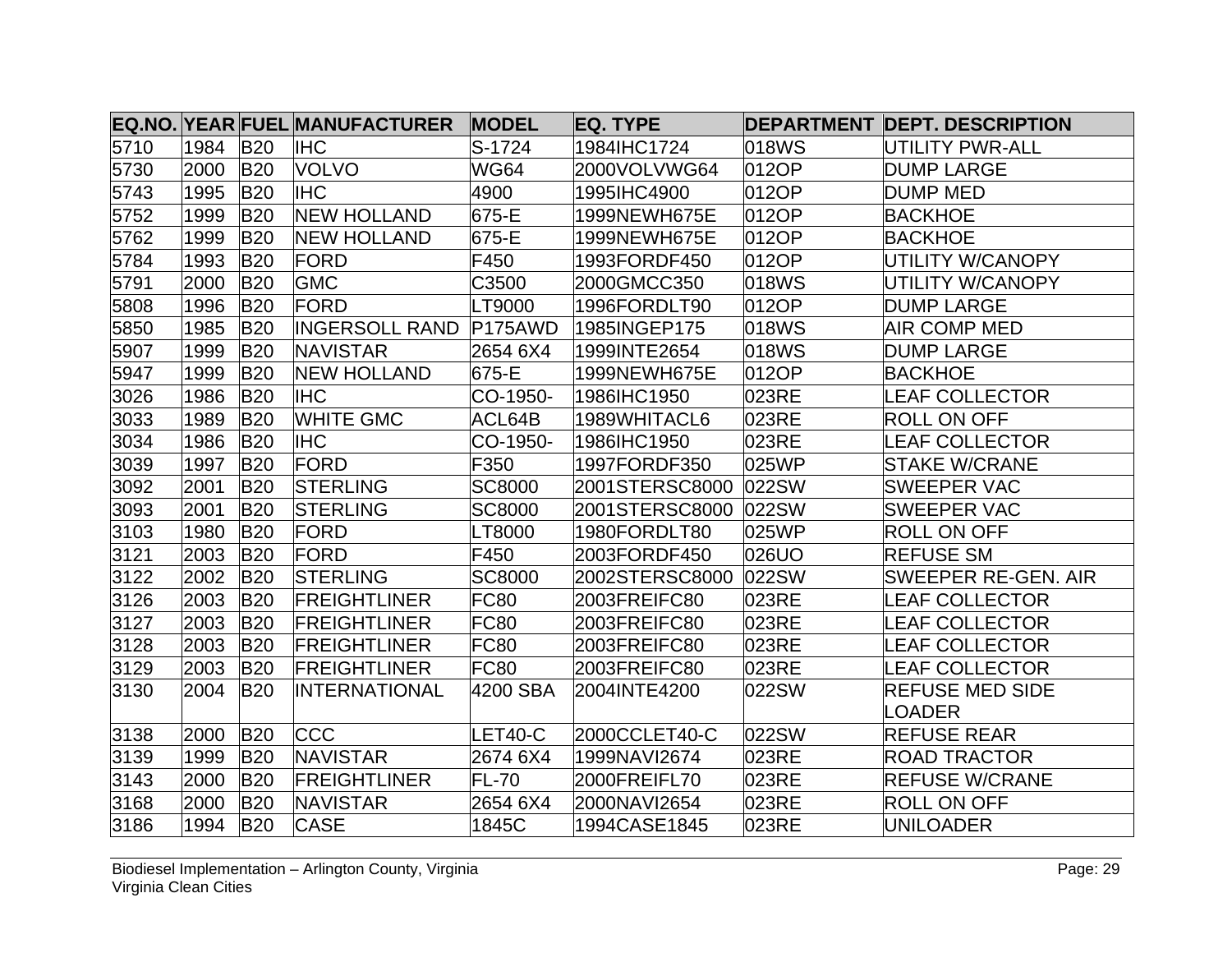| EQ.NO. | YEAR | FUEL | MANUFACTURER | MODEL | EQ. TYPE | DEPARTMENT | DEPT. DESCRIPTION |
|---|---|---|---|---|---|---|---|
| 5710 | 1984 | B20 | IHC | S-1724 | 1984IHC1724 | 018WS | UTILITY PWR-ALL |
| 5730 | 2000 | B20 | VOLVO | WG64 | 2000VOLVWG64 | 012OP | DUMP LARGE |
| 5743 | 1995 | B20 | IHC | 4900 | 1995IHC4900 | 012OP | DUMP MED |
| 5752 | 1999 | B20 | NEW HOLLAND | 675-E | 1999NEWH675E | 012OP | BACKHOE |
| 5762 | 1999 | B20 | NEW HOLLAND | 675-E | 1999NEWH675E | 012OP | BACKHOE |
| 5784 | 1993 | B20 | FORD | F450 | 1993FORDF450 | 012OP | UTILITY W/CANOPY |
| 5791 | 2000 | B20 | GMC | C3500 | 2000GMCC350 | 018WS | UTILITY W/CANOPY |
| 5808 | 1996 | B20 | FORD | LT9000 | 1996FORDLT90 | 012OP | DUMP LARGE |
| 5850 | 1985 | B20 | INGERSOLL RAND | P175AWD | 1985INGEP175 | 018WS | AIR COMP MED |
| 5907 | 1999 | B20 | NAVISTAR | 2654 6X4 | 1999INTE2654 | 018WS | DUMP LARGE |
| 5947 | 1999 | B20 | NEW HOLLAND | 675-E | 1999NEWH675E | 012OP | BACKHOE |
| 3026 | 1986 | B20 | IHC | CO-1950- | 1986IHC1950 | 023RE | LEAF COLLECTOR |
| 3033 | 1989 | B20 | WHITE GMC | ACL64B | 1989WHITACL6 | 023RE | ROLL ON OFF |
| 3034 | 1986 | B20 | IHC | CO-1950- | 1986IHC1950 | 023RE | LEAF COLLECTOR |
| 3039 | 1997 | B20 | FORD | F350 | 1997FORDF350 | 025WP | STAKE W/CRANE |
| 3092 | 2001 | B20 | STERLING | SC8000 | 2001STERSC8000 | 022SW | SWEEPER VAC |
| 3093 | 2001 | B20 | STERLING | SC8000 | 2001STERSC8000 | 022SW | SWEEPER VAC |
| 3103 | 1980 | B20 | FORD | LT8000 | 1980FORDLT80 | 025WP | ROLL ON OFF |
| 3121 | 2003 | B20 | FORD | F450 | 2003FORDF450 | 026UO | REFUSE SM |
| 3122 | 2002 | B20 | STERLING | SC8000 | 2002STERSC8000 | 022SW | SWEEPER RE-GEN. AIR |
| 3126 | 2003 | B20 | FREIGHTLINER | FC80 | 2003FREIFC80 | 023RE | LEAF COLLECTOR |
| 3127 | 2003 | B20 | FREIGHTLINER | FC80 | 2003FREIFC80 | 023RE | LEAF COLLECTOR |
| 3128 | 2003 | B20 | FREIGHTLINER | FC80 | 2003FREIFC80 | 023RE | LEAF COLLECTOR |
| 3129 | 2003 | B20 | FREIGHTLINER | FC80 | 2003FREIFC80 | 023RE | LEAF COLLECTOR |
| 3130 | 2004 | B20 | INTERNATIONAL | 4200 SBA | 2004INTE4200 | 022SW | REFUSE MED SIDE LOADER |
| 3138 | 2000 | B20 | CCC | LET40-C | 2000CCLET40-C | 022SW | REFUSE REAR |
| 3139 | 1999 | B20 | NAVISTAR | 2674 6X4 | 1999NAVI2674 | 023RE | ROAD TRACTOR |
| 3143 | 2000 | B20 | FREIGHTLINER | FL-70 | 2000FREIFL70 | 023RE | REFUSE W/CRANE |
| 3168 | 2000 | B20 | NAVISTAR | 2654 6X4 | 2000NAVI2654 | 023RE | ROLL ON OFF |
| 3186 | 1994 | B20 | CASE | 1845C | 1994CASE1845 | 023RE | UNILOADER |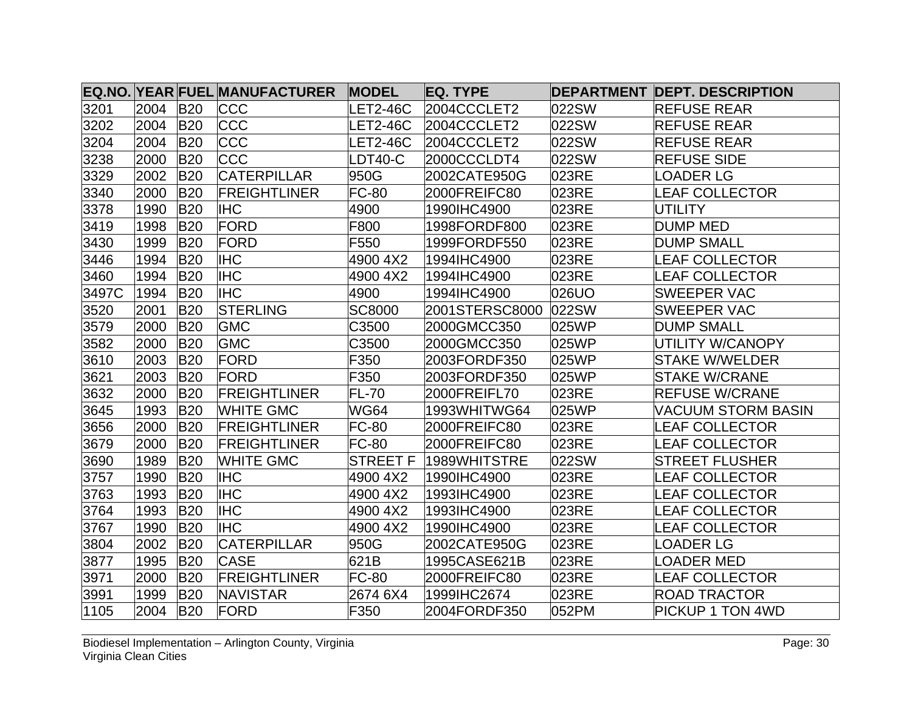| EQ.NO. | YEAR | FUEL | MANUFACTURER | MODEL | EQ. TYPE | DEPARTMENT | DEPT. DESCRIPTION |
|---|---|---|---|---|---|---|---|
| 3201 | 2004 | B20 | CCC | LET2-46C | 2004CCCLET2 | 022SW | REFUSE REAR |
| 3202 | 2004 | B20 | CCC | LET2-46C | 2004CCCLET2 | 022SW | REFUSE REAR |
| 3204 | 2004 | B20 | CCC | LET2-46C | 2004CCCLET2 | 022SW | REFUSE REAR |
| 3238 | 2000 | B20 | CCC | LDT40-C | 2000CCCLDT4 | 022SW | REFUSE SIDE |
| 3329 | 2002 | B20 | CATERPILLAR | 950G | 2002CATE950G | 023RE | LOADER LG |
| 3340 | 2000 | B20 | FREIGHTLINER | FC-80 | 2000FREIFC80 | 023RE | LEAF COLLECTOR |
| 3378 | 1990 | B20 | IHC | 4900 | 1990IHC4900 | 023RE | UTILITY |
| 3419 | 1998 | B20 | FORD | F800 | 1998FORDF800 | 023RE | DUMP MED |
| 3430 | 1999 | B20 | FORD | F550 | 1999FORDF550 | 023RE | DUMP SMALL |
| 3446 | 1994 | B20 | IHC | 4900 4X2 | 1994IHC4900 | 023RE | LEAF COLLECTOR |
| 3460 | 1994 | B20 | IHC | 4900 4X2 | 1994IHC4900 | 023RE | LEAF COLLECTOR |
| 3497C | 1994 | B20 | IHC | 4900 | 1994IHC4900 | 026UO | SWEEPER VAC |
| 3520 | 2001 | B20 | STERLING | SC8000 | 2001STERSC8000 | 022SW | SWEEPER VAC |
| 3579 | 2000 | B20 | GMC | C3500 | 2000GMCC350 | 025WP | DUMP SMALL |
| 3582 | 2000 | B20 | GMC | C3500 | 2000GMCC350 | 025WP | UTILITY W/CANOPY |
| 3610 | 2003 | B20 | FORD | F350 | 2003FORDF350 | 025WP | STAKE W/WELDER |
| 3621 | 2003 | B20 | FORD | F350 | 2003FORDF350 | 025WP | STAKE W/CRANE |
| 3632 | 2000 | B20 | FREIGHTLINER | FL-70 | 2000FREIFL70 | 023RE | REFUSE W/CRANE |
| 3645 | 1993 | B20 | WHITE GMC | WG64 | 1993WHITWG64 | 025WP | VACUUM STORM BASIN |
| 3656 | 2000 | B20 | FREIGHTLINER | FC-80 | 2000FREIFC80 | 023RE | LEAF COLLECTOR |
| 3679 | 2000 | B20 | FREIGHTLINER | FC-80 | 2000FREIFC80 | 023RE | LEAF COLLECTOR |
| 3690 | 1989 | B20 | WHITE GMC | STREET F | 1989WHITSTRE | 022SW | STREET FLUSHER |
| 3757 | 1990 | B20 | IHC | 4900 4X2 | 1990IHC4900 | 023RE | LEAF COLLECTOR |
| 3763 | 1993 | B20 | IHC | 4900 4X2 | 1993IHC4900 | 023RE | LEAF COLLECTOR |
| 3764 | 1993 | B20 | IHC | 4900 4X2 | 1993IHC4900 | 023RE | LEAF COLLECTOR |
| 3767 | 1990 | B20 | IHC | 4900 4X2 | 1990IHC4900 | 023RE | LEAF COLLECTOR |
| 3804 | 2002 | B20 | CATERPILLAR | 950G | 2002CATE950G | 023RE | LOADER LG |
| 3877 | 1995 | B20 | CASE | 621B | 1995CASE621B | 023RE | LOADER MED |
| 3971 | 2000 | B20 | FREIGHTLINER | FC-80 | 2000FREIFC80 | 023RE | LEAF COLLECTOR |
| 3991 | 1999 | B20 | NAVISTAR | 2674 6X4 | 1999IHC2674 | 023RE | ROAD TRACTOR |
| 1105 | 2004 | B20 | FORD | F350 | 2004FORDF350 | 052PM | PICKUP 1 TON 4WD |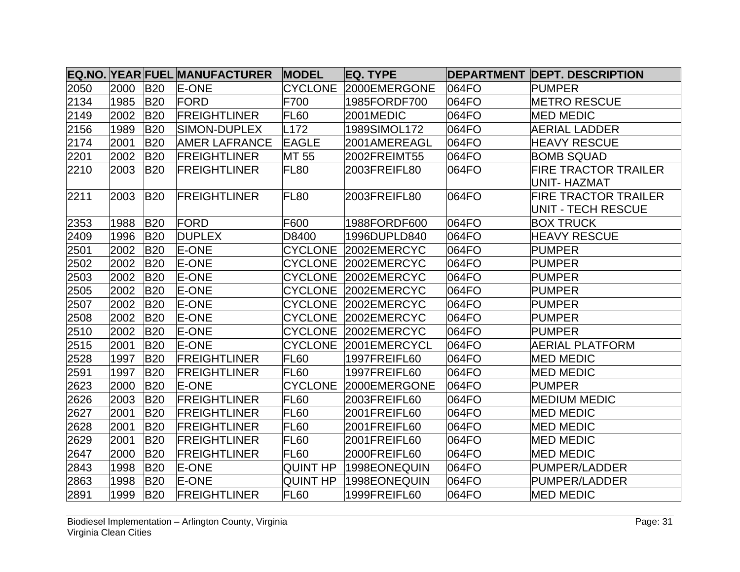| EQ.NO. | YEAR | FUEL | MANUFACTURER | MODEL | EQ. TYPE | DEPARTMENT | DEPT. DESCRIPTION |
|---|---|---|---|---|---|---|---|
| 2050 | 2000 | B20 | E-ONE | CYCLONE | 2000EMERGONE | 064FO | PUMPER |
| 2134 | 1985 | B20 | FORD | F700 | 1985FORDF700 | 064FO | METRO RESCUE |
| 2149 | 2002 | B20 | FREIGHTLINER | FL60 | 2001MEDIC | 064FO | MED MEDIC |
| 2156 | 1989 | B20 | SIMON-DUPLEX | L172 | 1989SIMOL172 | 064FO | AERIAL LADDER |
| 2174 | 2001 | B20 | AMER LAFRANCE | EAGLE | 2001AMEREAGL | 064FO | HEAVY RESCUE |
| 2201 | 2002 | B20 | FREIGHTLINER | MT 55 | 2002FREIMT55 | 064FO | BOMB SQUAD |
| 2210 | 2003 | B20 | FREIGHTLINER | FL80 | 2003FREIFL80 | 064FO | FIRE TRACTOR TRAILER UNIT- HAZMAT |
| 2211 | 2003 | B20 | FREIGHTLINER | FL80 | 2003FREIFL80 | 064FO | FIRE TRACTOR TRAILER UNIT - TECH RESCUE |
| 2353 | 1988 | B20 | FORD | F600 | 1988FORDF600 | 064FO | BOX TRUCK |
| 2409 | 1996 | B20 | DUPLEX | D8400 | 1996DUPLD840 | 064FO | HEAVY RESCUE |
| 2501 | 2002 | B20 | E-ONE | CYCLONE | 2002EMERCYC | 064FO | PUMPER |
| 2502 | 2002 | B20 | E-ONE | CYCLONE | 2002EMERCYC | 064FO | PUMPER |
| 2503 | 2002 | B20 | E-ONE | CYCLONE | 2002EMERCYC | 064FO | PUMPER |
| 2505 | 2002 | B20 | E-ONE | CYCLONE | 2002EMERCYC | 064FO | PUMPER |
| 2507 | 2002 | B20 | E-ONE | CYCLONE | 2002EMERCYC | 064FO | PUMPER |
| 2508 | 2002 | B20 | E-ONE | CYCLONE | 2002EMERCYC | 064FO | PUMPER |
| 2510 | 2002 | B20 | E-ONE | CYCLONE | 2002EMERCYC | 064FO | PUMPER |
| 2515 | 2001 | B20 | E-ONE | CYCLONE | 2001EMERCYCL | 064FO | AERIAL PLATFORM |
| 2528 | 1997 | B20 | FREIGHTLINER | FL60 | 1997FREIFL60 | 064FO | MED MEDIC |
| 2591 | 1997 | B20 | FREIGHTLINER | FL60 | 1997FREIFL60 | 064FO | MED MEDIC |
| 2623 | 2000 | B20 | E-ONE | CYCLONE | 2000EMERGONE | 064FO | PUMPER |
| 2626 | 2003 | B20 | FREIGHTLINER | FL60 | 2003FREIFL60 | 064FO | MEDIUM MEDIC |
| 2627 | 2001 | B20 | FREIGHTLINER | FL60 | 2001FREIFL60 | 064FO | MED MEDIC |
| 2628 | 2001 | B20 | FREIGHTLINER | FL60 | 2001FREIFL60 | 064FO | MED MEDIC |
| 2629 | 2001 | B20 | FREIGHTLINER | FL60 | 2001FREIFL60 | 064FO | MED MEDIC |
| 2647 | 2000 | B20 | FREIGHTLINER | FL60 | 2000FREIFL60 | 064FO | MED MEDIC |
| 2843 | 1998 | B20 | E-ONE | QUINT HP | 1998EONEQUIN | 064FO | PUMPER/LADDER |
| 2863 | 1998 | B20 | E-ONE | QUINT HP | 1998EONEQUIN | 064FO | PUMPER/LADDER |
| 2891 | 1999 | B20 | FREIGHTLINER | FL60 | 1999FREIFL60 | 064FO | MED MEDIC |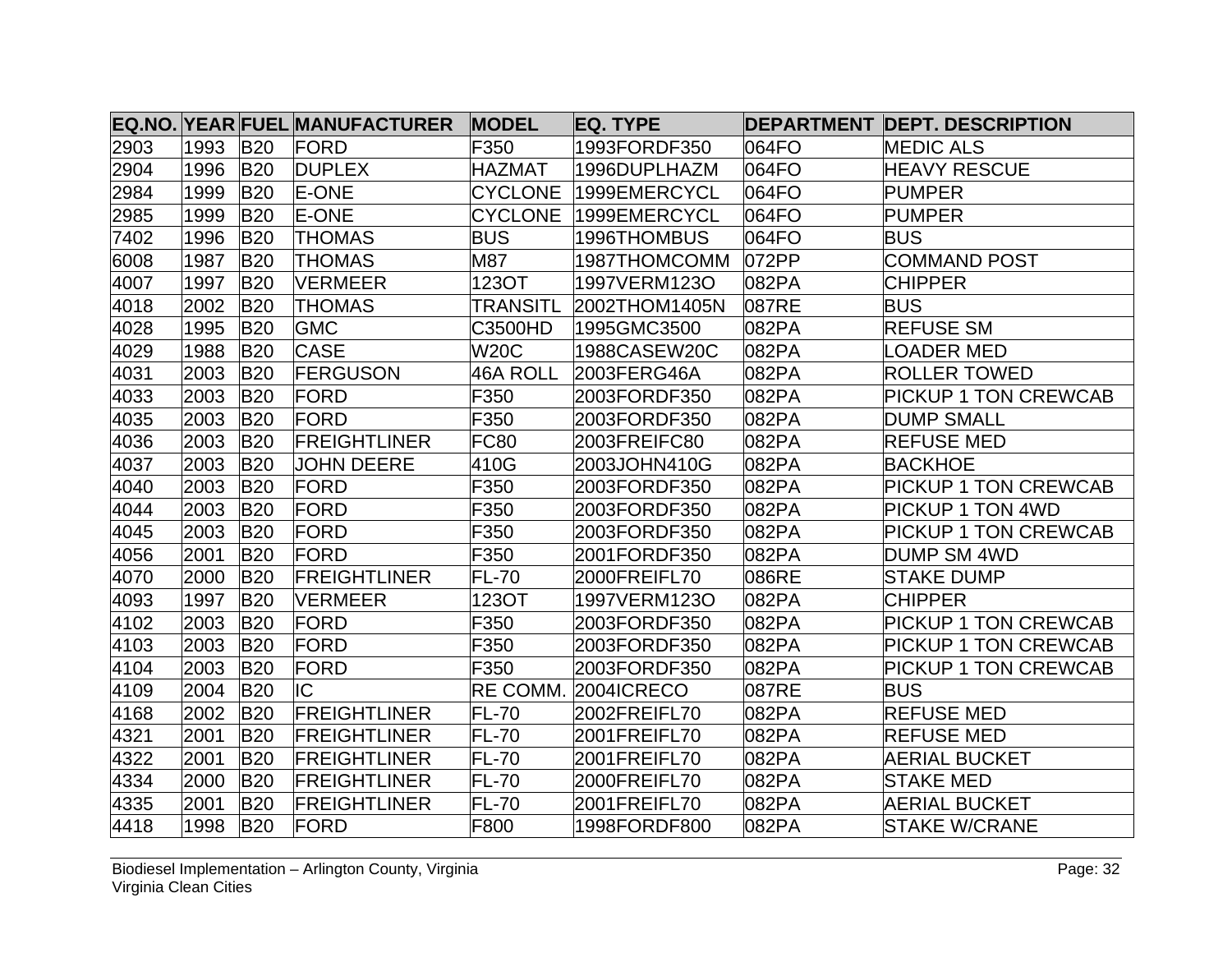| EQ.NO. | YEAR | FUEL | MANUFACTURER | MODEL | EQ. TYPE | DEPARTMENT | DEPT. DESCRIPTION |
|---|---|---|---|---|---|---|---|
| 2903 | 1993 | B20 | FORD | F350 | 1993FORDF350 | 064FO | MEDIC ALS |
| 2904 | 1996 | B20 | DUPLEX | HAZMAT | 1996DUPLHAZM | 064FO | HEAVY RESCUE |
| 2984 | 1999 | B20 | E-ONE | CYCLONE | 1999EMERCYCL | 064FO | PUMPER |
| 2985 | 1999 | B20 | E-ONE | CYCLONE | 1999EMERCYCL | 064FO | PUMPER |
| 7402 | 1996 | B20 | THOMAS | BUS | 1996THOMBUS | 064FO | BUS |
| 6008 | 1987 | B20 | THOMAS | M87 | 1987THOMCOMM | 072PP | COMMAND POST |
| 4007 | 1997 | B20 | VERMEER | 123OT | 1997VERM123O | 082PA | CHIPPER |
| 4018 | 2002 | B20 | THOMAS | TRANSITL | 2002THOM1405N | 087RE | BUS |
| 4028 | 1995 | B20 | GMC | C3500HD | 1995GMC3500 | 082PA | REFUSE SM |
| 4029 | 1988 | B20 | CASE | W20C | 1988CASEW20C | 082PA | LOADER MED |
| 4031 | 2003 | B20 | FERGUSON | 46A ROLL | 2003FERG46A | 082PA | ROLLER TOWED |
| 4033 | 2003 | B20 | FORD | F350 | 2003FORDF350 | 082PA | PICKUP 1 TON CREWCAB |
| 4035 | 2003 | B20 | FORD | F350 | 2003FORDF350 | 082PA | DUMP SMALL |
| 4036 | 2003 | B20 | FREIGHTLINER | FC80 | 2003FREIFC80 | 082PA | REFUSE MED |
| 4037 | 2003 | B20 | JOHN DEERE | 410G | 2003JOHN410G | 082PA | BACKHOE |
| 4040 | 2003 | B20 | FORD | F350 | 2003FORDF350 | 082PA | PICKUP 1 TON CREWCAB |
| 4044 | 2003 | B20 | FORD | F350 | 2003FORDF350 | 082PA | PICKUP 1 TON 4WD |
| 4045 | 2003 | B20 | FORD | F350 | 2003FORDF350 | 082PA | PICKUP 1 TON CREWCAB |
| 4056 | 2001 | B20 | FORD | F350 | 2001FORDF350 | 082PA | DUMP SM 4WD |
| 4070 | 2000 | B20 | FREIGHTLINER | FL-70 | 2000FREIFL70 | 086RE | STAKE DUMP |
| 4093 | 1997 | B20 | VERMEER | 123OT | 1997VERM123O | 082PA | CHIPPER |
| 4102 | 2003 | B20 | FORD | F350 | 2003FORDF350 | 082PA | PICKUP 1 TON CREWCAB |
| 4103 | 2003 | B20 | FORD | F350 | 2003FORDF350 | 082PA | PICKUP 1 TON CREWCAB |
| 4104 | 2003 | B20 | FORD | F350 | 2003FORDF350 | 082PA | PICKUP 1 TON CREWCAB |
| 4109 | 2004 | B20 | IC | RE COMM. | 2004ICRECO | 087RE | BUS |
| 4168 | 2002 | B20 | FREIGHTLINER | FL-70 | 2002FREIFL70 | 082PA | REFUSE MED |
| 4321 | 2001 | B20 | FREIGHTLINER | FL-70 | 2001FREIFL70 | 082PA | REFUSE MED |
| 4322 | 2001 | B20 | FREIGHTLINER | FL-70 | 2001FREIFL70 | 082PA | AERIAL BUCKET |
| 4334 | 2000 | B20 | FREIGHTLINER | FL-70 | 2000FREIFL70 | 082PA | STAKE MED |
| 4335 | 2001 | B20 | FREIGHTLINER | FL-70 | 2001FREIFL70 | 082PA | AERIAL BUCKET |
| 4418 | 1998 | B20 | FORD | F800 | 1998FORDF800 | 082PA | STAKE W/CRANE |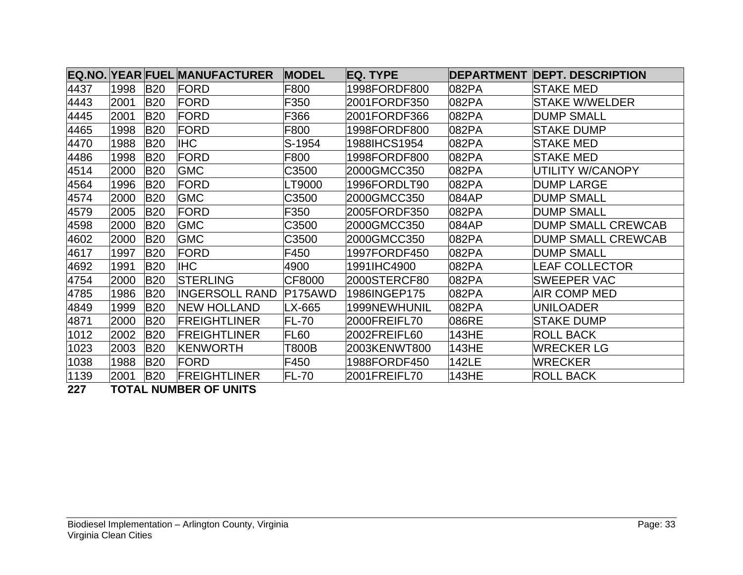| EQ.NO. | YEAR | FUEL | MANUFACTURER | MODEL | EQ. TYPE | DEPARTMENT | DEPT. DESCRIPTION |
|---|---|---|---|---|---|---|---|
| 4437 | 1998 | B20 | FORD | F800 | 1998FORDF800 | 082PA | STAKE MED |
| 4443 | 2001 | B20 | FORD | F350 | 2001FORDF350 | 082PA | STAKE W/WELDER |
| 4445 | 2001 | B20 | FORD | F366 | 2001FORDF366 | 082PA | DUMP SMALL |
| 4465 | 1998 | B20 | FORD | F800 | 1998FORDF800 | 082PA | STAKE DUMP |
| 4470 | 1988 | B20 | IHC | S-1954 | 1988IHCS1954 | 082PA | STAKE MED |
| 4486 | 1998 | B20 | FORD | F800 | 1998FORDF800 | 082PA | STAKE MED |
| 4514 | 2000 | B20 | GMC | C3500 | 2000GMCC350 | 082PA | UTILITY W/CANOPY |
| 4564 | 1996 | B20 | FORD | LT9000 | 1996FORDLT90 | 082PA | DUMP LARGE |
| 4574 | 2000 | B20 | GMC | C3500 | 2000GMCC350 | 084AP | DUMP SMALL |
| 4579 | 2005 | B20 | FORD | F350 | 2005FORDF350 | 082PA | DUMP SMALL |
| 4598 | 2000 | B20 | GMC | C3500 | 2000GMCC350 | 084AP | DUMP SMALL CREWCAB |
| 4602 | 2000 | B20 | GMC | C3500 | 2000GMCC350 | 082PA | DUMP SMALL CREWCAB |
| 4617 | 1997 | B20 | FORD | F450 | 1997FORDF450 | 082PA | DUMP SMALL |
| 4692 | 1991 | B20 | IHC | 4900 | 1991IHC4900 | 082PA | LEAF COLLECTOR |
| 4754 | 2000 | B20 | STERLING | CF8000 | 2000STERCF80 | 082PA | SWEEPER VAC |
| 4785 | 1986 | B20 | INGERSOLL RAND | P175AWD | 1986INGEP175 | 082PA | AIR COMP MED |
| 4849 | 1999 | B20 | NEW HOLLAND | LX-665 | 1999NEWHUNIL | 082PA | UNILOADER |
| 4871 | 2000 | B20 | FREIGHTLINER | FL-70 | 2000FREIFL70 | 086RE | STAKE DUMP |
| 1012 | 2002 | B20 | FREIGHTLINER | FL60 | 2002FREIFL60 | 143HE | ROLL BACK |
| 1023 | 2003 | B20 | KENWORTH | T800B | 2003KENWT800 | 143HE | WRECKER LG |
| 1038 | 1988 | B20 | FORD | F450 | 1988FORDF450 | 142LE | WRECKER |
| 1139 | 2001 | B20 | FREIGHTLINER | FL-70 | 2001FREIFL70 | 143HE | ROLL BACK |

**227 TOTAL NUMBER OF UNITS**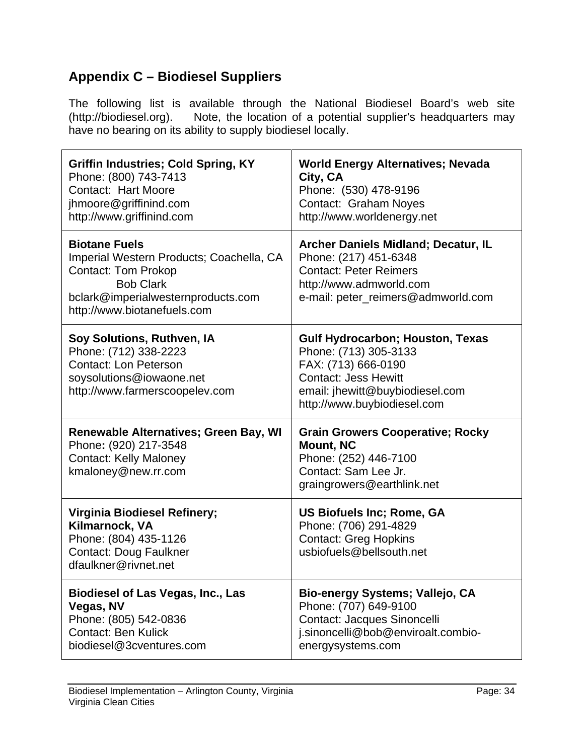## Appendix C – Biodiesel Suppliers

The following list is available through the National Biodiesel Board's web site (http://biodiesel.org). Note, the location of a potential supplier's headquarters may have no bearing on its ability to supply biodiesel locally.

| | |
|---|---|
| **Griffin Industries; Cold Spring, KY**<br>Phone: (800) 743-7413<br>Contact: Hart Moore<br>jhmoore@griffinind.com<br>http://www.griffinind.com | **World Energy Alternatives; Nevada City, CA**<br>Phone: (530) 478-9196<br>Contact: Graham Noyes<br>http://www.worldenergy.net |
| **Biotane Fuels**<br>Imperial Western Products; Coachella, CA<br>Contact: Tom Prokop<br>Bob Clark<br>bclark@imperialwesternproducts.com<br>http://www.biotanefuels.com | **Archer Daniels Midland; Decatur, IL**<br>Phone: (217) 451-6348<br>Contact: Peter Reimers<br>http://www.admworld.com<br>e-mail: peter_reimers@admworld.com |
| **Soy Solutions, Ruthven, IA**<br>Phone: (712) 338-2223<br>Contact: Lon Peterson<br>soysolutions@iowaone.net<br>http://www.farmerscoopelev.com | **Gulf Hydrocarbon; Houston, Texas**<br>Phone: (713) 305-3133<br>FAX: (713) 666-0190<br>Contact: Jess Hewitt<br>email: jhewitt@buybiodiesel.com<br>http://www.buybiodiesel.com |
| **Renewable Alternatives; Green Bay, WI**<br>Phone: (920) 217-3548<br>Contact: Kelly Maloney<br>kmaloney@new.rr.com | **Grain Growers Cooperative; Rocky Mount, NC**<br>Phone: (252) 446-7100<br>Contact: Sam Lee Jr.<br>graingrowers@earthlink.net |
| **Virginia Biodiesel Refinery; Kilmarnock, VA**<br>Phone: (804) 435-1126<br>Contact: Doug Faulkner<br>dfaulkner@rivnet.net | **US Biofuels Inc; Rome, GA**<br>Phone: (706) 291-4829<br>Contact: Greg Hopkins<br>usbiofuels@bellsouth.net |
| **Biodiesel of Las Vegas, Inc., Las Vegas, NV**<br>Phone: (805) 542-0836<br>Contact: Ben Kulick<br>biodiesel@3cventures.com | **Bio-energy Systems; Vallejo, CA**<br>Phone: (707) 649-9100<br>Contact: Jacques Sinoncelli<br>j.sinoncelli@bob@enviroalt.combio-energysystems.com |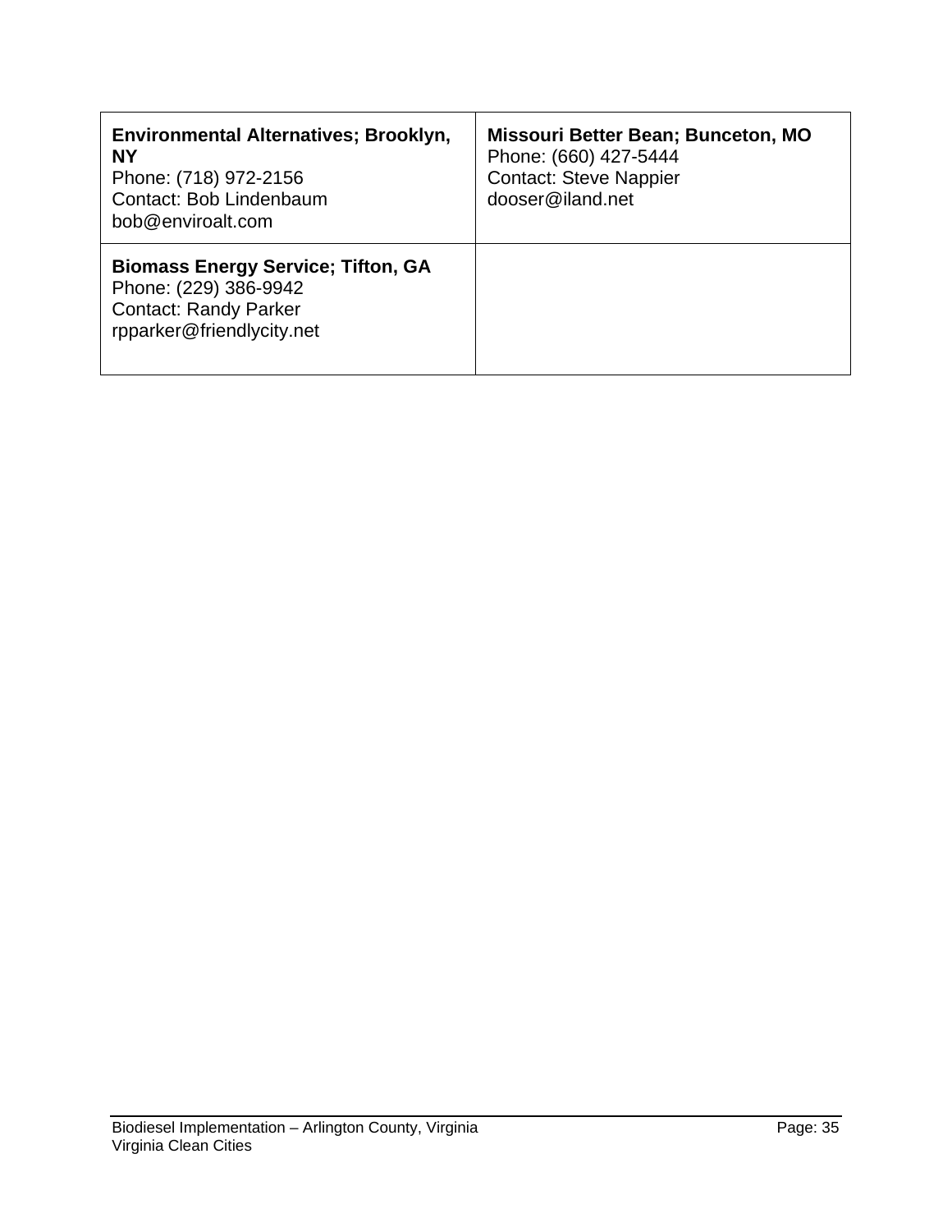| **Environmental Alternatives; Brooklyn, NY**<br>Phone: (718) 972-2156<br>Contact: Bob Lindenbaum<br>bob@enviroalt.com | **Missouri Better Bean; Bunceton, MO**<br>Phone: (660) 427-5444<br>Contact: Steve Nappier<br>dooser@iland.net |
|---|---|
| **Biomass Energy Service; Tifton, GA**<br>Phone: (229) 386-9942<br>Contact: Randy Parker<br>rpparker@friendlycity.net | |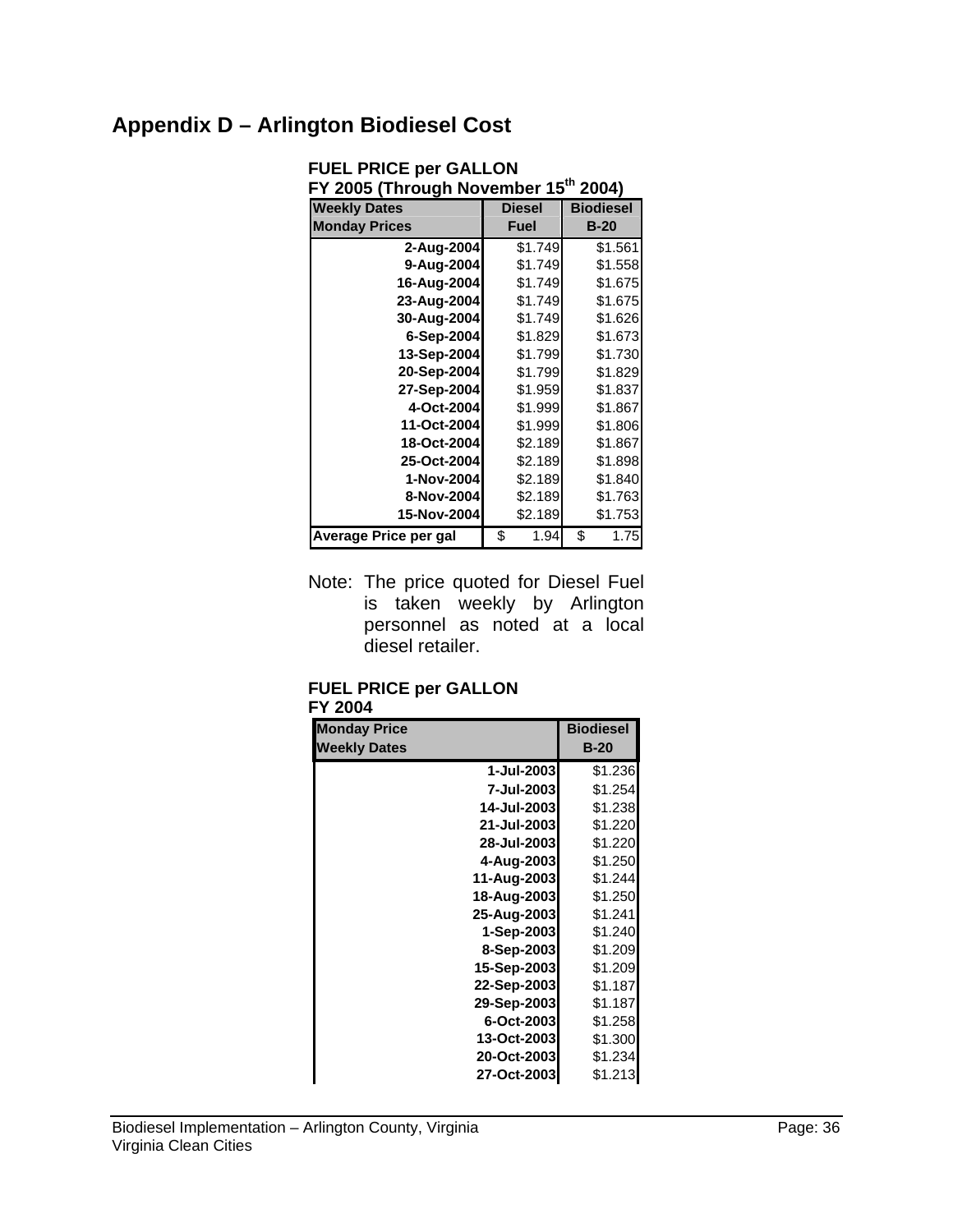# Appendix D – Arlington Biodiesel Cost

**FUEL PRICE per GALLON**
**FY 2005 (Through November 15th 2004)**

| Weekly Dates<br>Monday Prices | Diesel<br>Fuel | Biodiesel<br>B-20 |
|---|---|---|
| 2-Aug-2004 | $1.749 | $1.561 |
| 9-Aug-2004 | $1.749 | $1.558 |
| 16-Aug-2004 | $1.749 | $1.675 |
| 23-Aug-2004 | $1.749 | $1.675 |
| 30-Aug-2004 | $1.749 | $1.626 |
| 6-Sep-2004 | $1.829 | $1.673 |
| 13-Sep-2004 | $1.799 | $1.730 |
| 20-Sep-2004 | $1.799 | $1.829 |
| 27-Sep-2004 | $1.959 | $1.837 |
| 4-Oct-2004 | $1.999 | $1.867 |
| 11-Oct-2004 | $1.999 | $1.806 |
| 18-Oct-2004 | $2.189 | $1.867 |
| 25-Oct-2004 | $2.189 | $1.898 |
| 1-Nov-2004 | $2.189 | $1.840 |
| 8-Nov-2004 | $2.189 | $1.763 |
| 15-Nov-2004 | $2.189 | $1.753 |
| **Average Price per gal** | $ 1.94 | $ 1.75 |

Note: The price quoted for Diesel Fuel is taken weekly by Arlington personnel as noted at a local diesel retailer.

**FUEL PRICE per GALLON**
**FY 2004**

| Monday Price<br>Weekly Dates | Biodiesel<br>B-20 |
|---|---|
| 1-Jul-2003 | $1.236 |
| 7-Jul-2003 | $1.254 |
| 14-Jul-2003 | $1.238 |
| 21-Jul-2003 | $1.220 |
| 28-Jul-2003 | $1.220 |
| 4-Aug-2003 | $1.250 |
| 11-Aug-2003 | $1.244 |
| 18-Aug-2003 | $1.250 |
| 25-Aug-2003 | $1.241 |
| 1-Sep-2003 | $1.240 |
| 8-Sep-2003 | $1.209 |
| 15-Sep-2003 | $1.209 |
| 22-Sep-2003 | $1.187 |
| 29-Sep-2003 | $1.187 |
| 6-Oct-2003 | $1.258 |
| 13-Oct-2003 | $1.300 |
| 20-Oct-2003 | $1.234 |
| 27-Oct-2003 | $1.213 |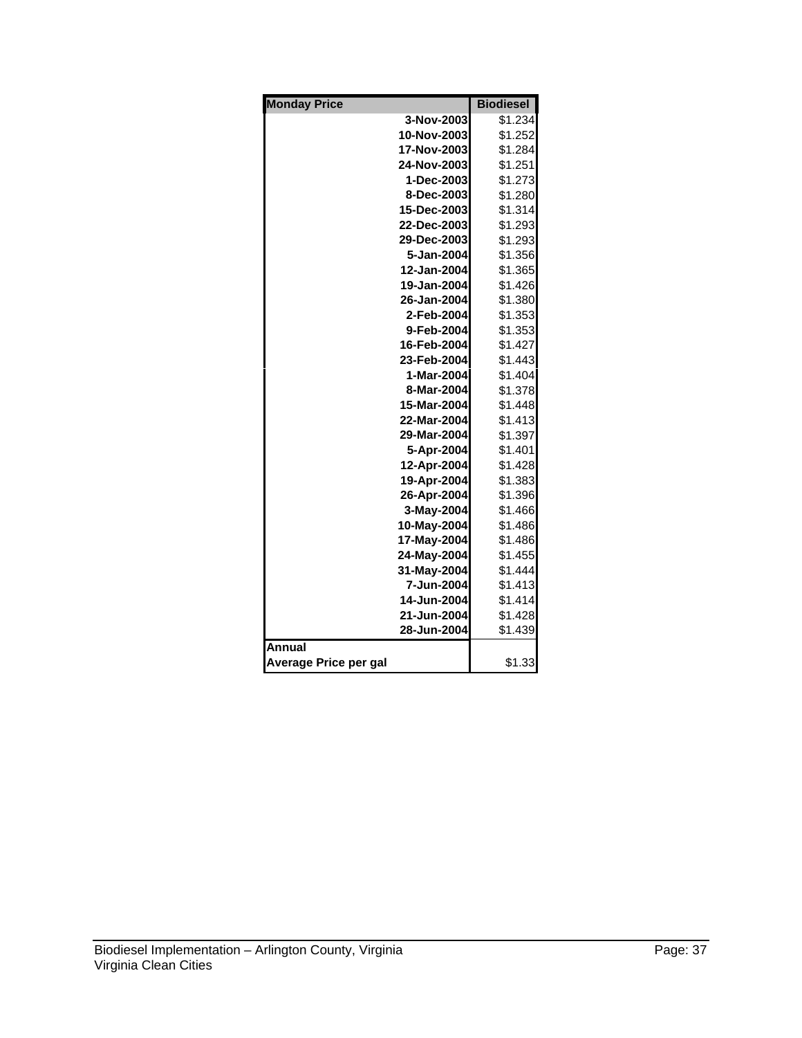| Monday Price | Biodiesel |
| --- | --- |
| 3-Nov-2003 | $1.234 |
| 10-Nov-2003 | $1.252 |
| 17-Nov-2003 | $1.284 |
| 24-Nov-2003 | $1.251 |
| 1-Dec-2003 | $1.273 |
| 8-Dec-2003 | $1.280 |
| 15-Dec-2003 | $1.314 |
| 22-Dec-2003 | $1.293 |
| 29-Dec-2003 | $1.293 |
| 5-Jan-2004 | $1.356 |
| 12-Jan-2004 | $1.365 |
| 19-Jan-2004 | $1.426 |
| 26-Jan-2004 | $1.380 |
| 2-Feb-2004 | $1.353 |
| 9-Feb-2004 | $1.353 |
| 16-Feb-2004 | $1.427 |
| 23-Feb-2004 | $1.443 |
| 1-Mar-2004 | $1.404 |
| 8-Mar-2004 | $1.378 |
| 15-Mar-2004 | $1.448 |
| 22-Mar-2004 | $1.413 |
| 29-Mar-2004 | $1.397 |
| 5-Apr-2004 | $1.401 |
| 12-Apr-2004 | $1.428 |
| 19-Apr-2004 | $1.383 |
| 26-Apr-2004 | $1.396 |
| 3-May-2004 | $1.466 |
| 10-May-2004 | $1.486 |
| 17-May-2004 | $1.486 |
| 24-May-2004 | $1.455 |
| 31-May-2004 | $1.444 |
| 7-Jun-2004 | $1.413 |
| 14-Jun-2004 | $1.414 |
| 21-Jun-2004 | $1.428 |
| 28-Jun-2004 | $1.439 |
| **Annual Average Price per gal** | $1.33 |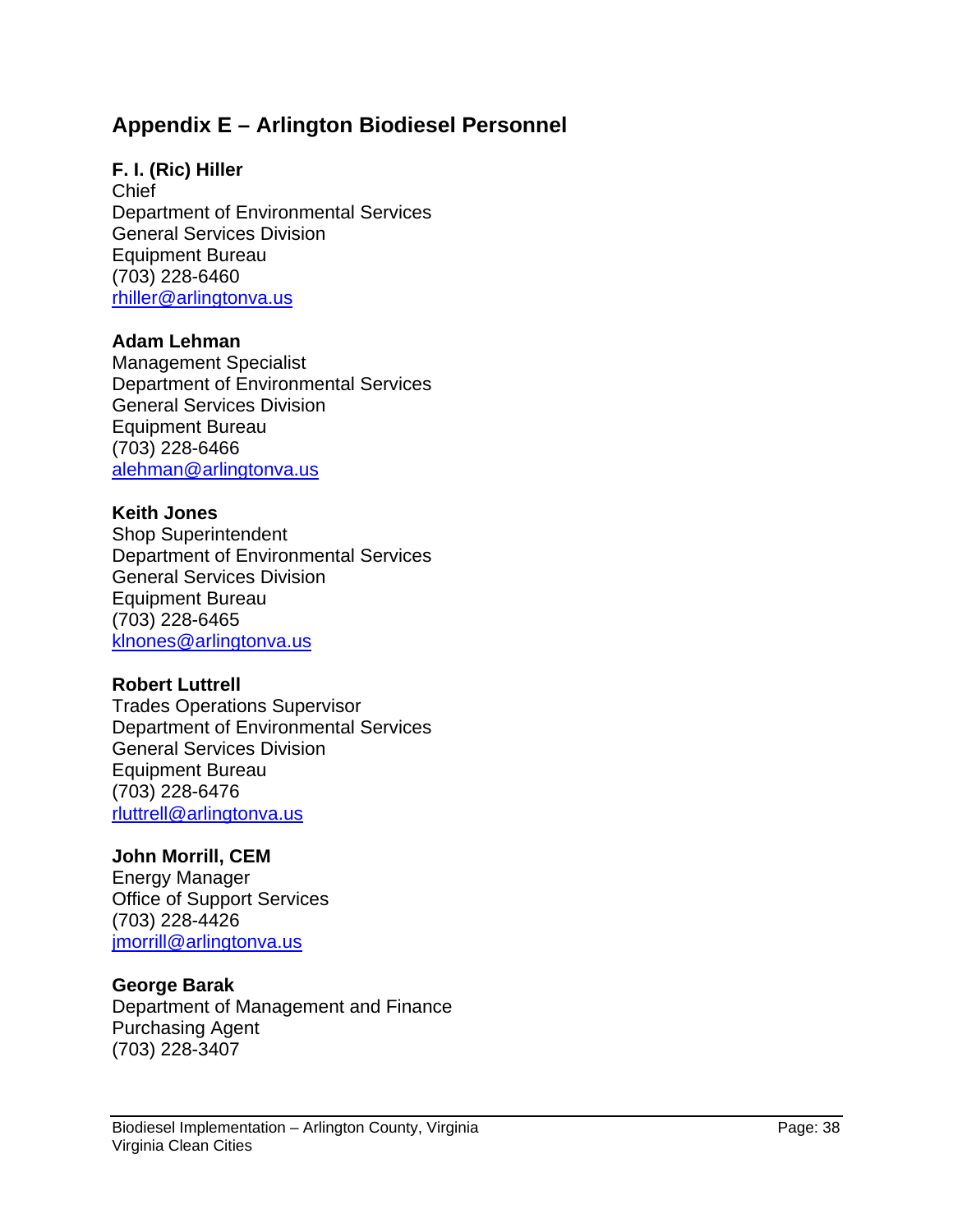## Appendix E – Arlington Biodiesel Personnel

**F. I. (Ric) Hiller**
Chief
Department of Environmental Services
General Services Division
Equipment Bureau
(703) 228-6460
rhiller@arlingtonva.us

**Adam Lehman**
Management Specialist
Department of Environmental Services
General Services Division
Equipment Bureau
(703) 228-6466
alehman@arlingtonva.us

**Keith Jones**
Shop Superintendent
Department of Environmental Services
General Services Division
Equipment Bureau
(703) 228-6465
klnones@arlingtonva.us

**Robert Luttrell**
Trades Operations Supervisor
Department of Environmental Services
General Services Division
Equipment Bureau
(703) 228-6476
rluttrell@arlingtonva.us

**John Morrill, CEM**
Energy Manager
Office of Support Services
(703) 228-4426
jmorrill@arlingtonva.us

**George Barak**
Department of Management and Finance
Purchasing Agent
(703) 228-3407